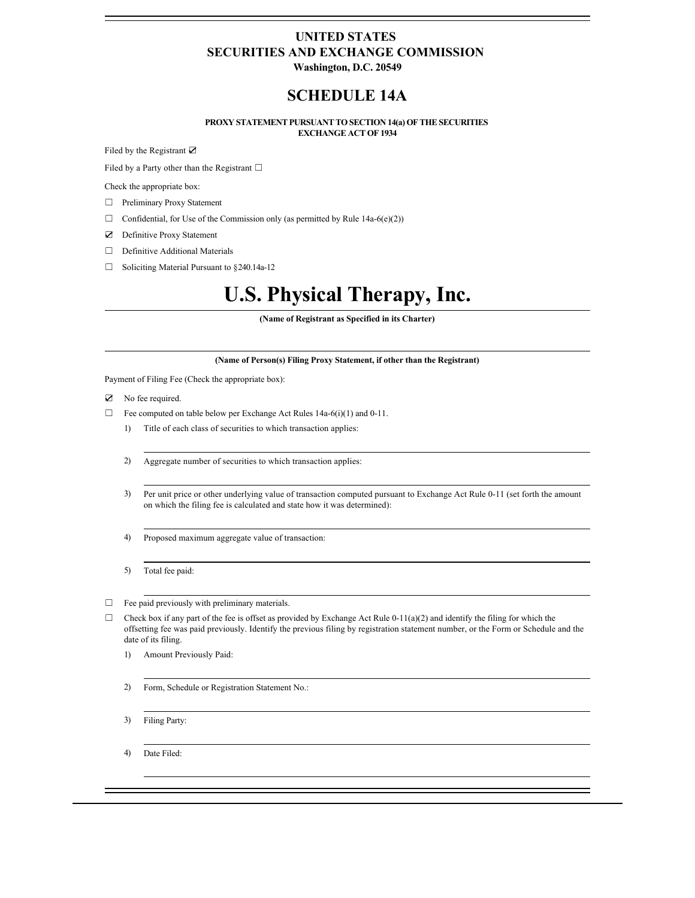# UNITED STATES
# SECURITIES AND EXCHANGE COMMISSION
**Washington, D.C. 20549**

# SCHEDULE 14A

**PROXY STATEMENT PURSUANT TO SECTION 14(a) OF THE SECURITIES EXCHANGE ACT OF 1934**

Filed by the Registrant ☑

Filed by a Party other than the Registrant ☐

Check the appropriate box:

☐ Preliminary Proxy Statement

☐ Confidential, for Use of the Commission only (as permitted by Rule 14a-6(e)(2))

☑ Definitive Proxy Statement

☐ Definitive Additional Materials

☐ Soliciting Material Pursuant to §240.14a-12

# U.S. Physical Therapy, Inc.

**(Name of Registrant as Specified in its Charter)**

**(Name of Person(s) Filing Proxy Statement, if other than the Registrant)**

Payment of Filing Fee (Check the appropriate box):

☑ No fee required.

☐ Fee computed on table below per Exchange Act Rules 14a-6(i)(1) and 0-11.

1) Title of each class of securities to which transaction applies:

2) Aggregate number of securities to which transaction applies:

3) Per unit price or other underlying value of transaction computed pursuant to Exchange Act Rule 0-11 (set forth the amount on which the filing fee is calculated and state how it was determined):

4) Proposed maximum aggregate value of transaction:

5) Total fee paid:

☐ Fee paid previously with preliminary materials.

☐ Check box if any part of the fee is offset as provided by Exchange Act Rule 0-11(a)(2) and identify the filing for which the offsetting fee was paid previously. Identify the previous filing by registration statement number, or the Form or Schedule and the date of its filing.

1) Amount Previously Paid:

2) Form, Schedule or Registration Statement No.:

3) Filing Party:

4) Date Filed: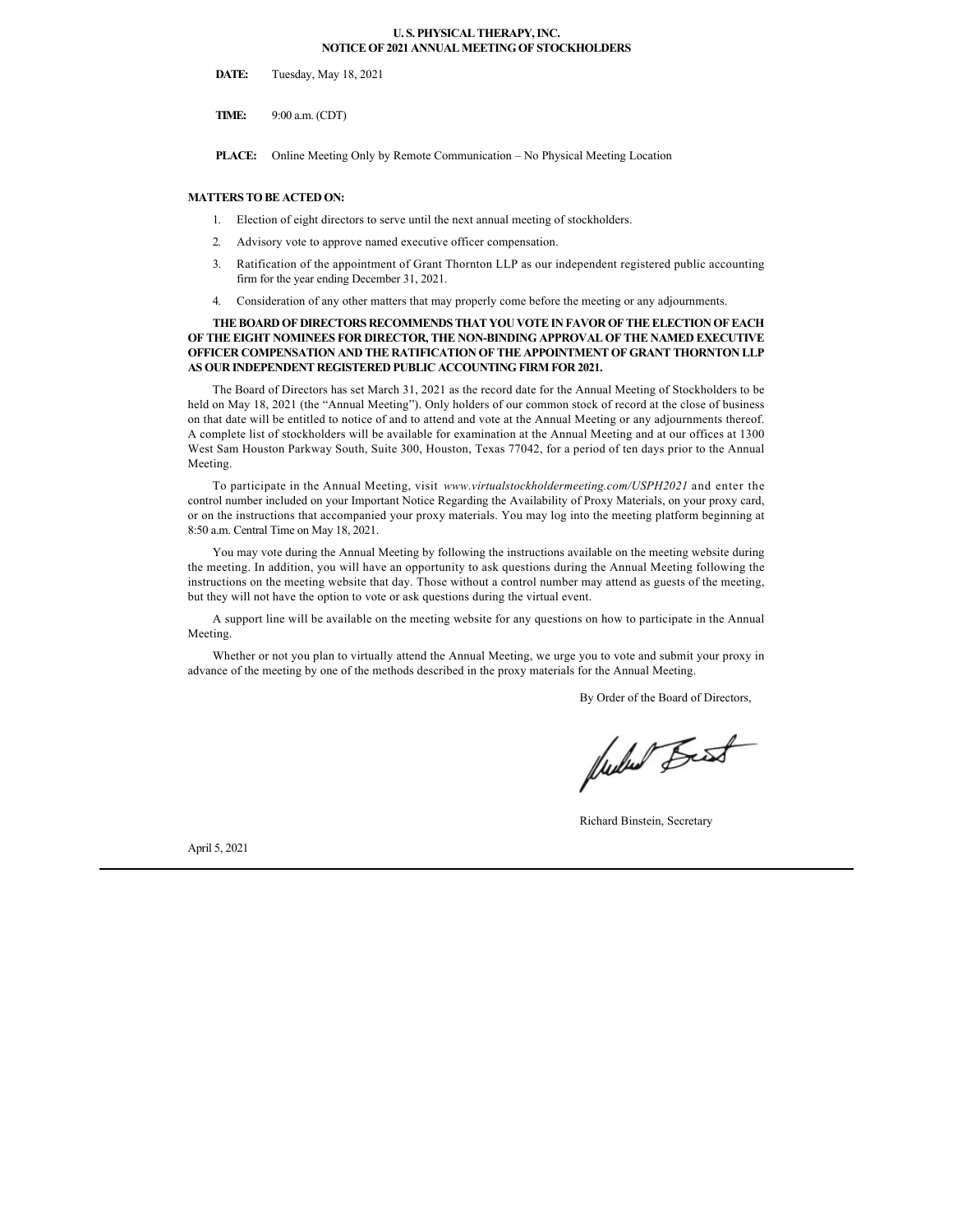# U. S. PHYSICAL THERAPY, INC.
## NOTICE OF 2021 ANNUAL MEETING OF STOCKHOLDERS

**DATE:** Tuesday, May 18, 2021

**TIME:** 9:00 a.m. (CDT)

**PLACE:** Online Meeting Only by Remote Communication – No Physical Meeting Location

**MATTERS TO BE ACTED ON:**

1. Election of eight directors to serve until the next annual meeting of stockholders.
2. Advisory vote to approve named executive officer compensation.
3. Ratification of the appointment of Grant Thornton LLP as our independent registered public accounting firm for the year ending December 31, 2021.
4. Consideration of any other matters that may properly come before the meeting or any adjournments.

**THE BOARD OF DIRECTORS RECOMMENDS THAT YOU VOTE IN FAVOR OF THE ELECTION OF EACH OF THE EIGHT NOMINEES FOR DIRECTOR, THE NON-BINDING APPROVAL OF THE NAMED EXECUTIVE OFFICER COMPENSATION AND THE RATIFICATION OF THE APPOINTMENT OF GRANT THORNTON LLP AS OUR INDEPENDENT REGISTERED PUBLIC ACCOUNTING FIRM FOR 2021.**

The Board of Directors has set March 31, 2021 as the record date for the Annual Meeting of Stockholders to be held on May 18, 2021 (the "Annual Meeting"). Only holders of our common stock of record at the close of business on that date will be entitled to notice of and to attend and vote at the Annual Meeting or any adjournments thereof. A complete list of stockholders will be available for examination at the Annual Meeting and at our offices at 1300 West Sam Houston Parkway South, Suite 300, Houston, Texas 77042, for a period of ten days prior to the Annual Meeting.

To participate in the Annual Meeting, visit *www.virtualstockholdermeeting.com/USPH2021* and enter the control number included on your Important Notice Regarding the Availability of Proxy Materials, on your proxy card, or on the instructions that accompanied your proxy materials. You may log into the meeting platform beginning at 8:50 a.m. Central Time on May 18, 2021.

You may vote during the Annual Meeting by following the instructions available on the meeting website during the meeting. In addition, you will have an opportunity to ask questions during the Annual Meeting following the instructions on the meeting website that day. Those without a control number may attend as guests of the meeting, but they will not have the option to vote or ask questions during the virtual event.

A support line will be available on the meeting website for any questions on how to participate in the Annual Meeting.

Whether or not you plan to virtually attend the Annual Meeting, we urge you to vote and submit your proxy in advance of the meeting by one of the methods described in the proxy materials for the Annual Meeting.

By Order of the Board of Directors,

Richard Binstein, Secretary

April 5, 2021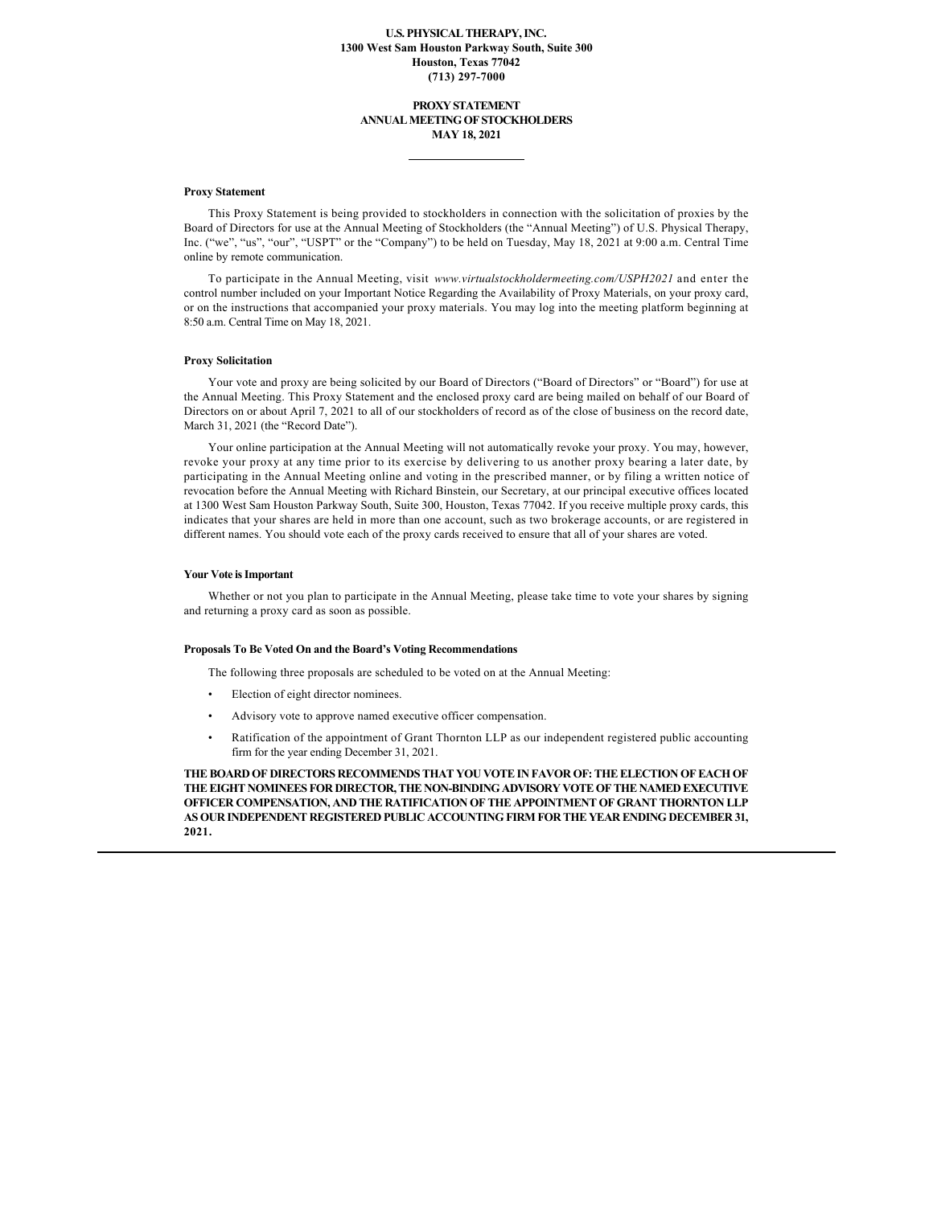**U.S. PHYSICAL THERAPY, INC.**
**1300 West Sam Houston Parkway South, Suite 300**
**Houston, Texas 77042**
**(713) 297-7000**

**PROXY STATEMENT**
**ANNUAL MEETING OF STOCKHOLDERS**
**MAY 18, 2021**

---

### Proxy Statement

This Proxy Statement is being provided to stockholders in connection with the solicitation of proxies by the Board of Directors for use at the Annual Meeting of Stockholders (the "Annual Meeting") of U.S. Physical Therapy, Inc. ("we", "us", "our", "USPT" or the "Company") to be held on Tuesday, May 18, 2021 at 9:00 a.m. Central Time online by remote communication.

To participate in the Annual Meeting, visit *www.virtualstockholdermeeting.com/USPH2021* and enter the control number included on your Important Notice Regarding the Availability of Proxy Materials, on your proxy card, or on the instructions that accompanied your proxy materials. You may log into the meeting platform beginning at 8:50 a.m. Central Time on May 18, 2021.

### Proxy Solicitation

Your vote and proxy are being solicited by our Board of Directors ("Board of Directors" or "Board") for use at the Annual Meeting. This Proxy Statement and the enclosed proxy card are being mailed on behalf of our Board of Directors on or about April 7, 2021 to all of our stockholders of record as of the close of business on the record date, March 31, 2021 (the "Record Date").

Your online participation at the Annual Meeting will not automatically revoke your proxy. You may, however, revoke your proxy at any time prior to its exercise by delivering to us another proxy bearing a later date, by participating in the Annual Meeting online and voting in the prescribed manner, or by filing a written notice of revocation before the Annual Meeting with Richard Binstein, our Secretary, at our principal executive offices located at 1300 West Sam Houston Parkway South, Suite 300, Houston, Texas 77042. If you receive multiple proxy cards, this indicates that your shares are held in more than one account, such as two brokerage accounts, or are registered in different names. You should vote each of the proxy cards received to ensure that all of your shares are voted.

### Your Vote is Important

Whether or not you plan to participate in the Annual Meeting, please take time to vote your shares by signing and returning a proxy card as soon as possible.

### Proposals To Be Voted On and the Board's Voting Recommendations

The following three proposals are scheduled to be voted on at the Annual Meeting:

- Election of eight director nominees.
- Advisory vote to approve named executive officer compensation.
- Ratification of the appointment of Grant Thornton LLP as our independent registered public accounting firm for the year ending December 31, 2021.

**THE BOARD OF DIRECTORS RECOMMENDS THAT YOU VOTE IN FAVOR OF: THE ELECTION OF EACH OF THE EIGHT NOMINEES FOR DIRECTOR, THE NON-BINDING ADVISORY VOTE OF THE NAMED EXECUTIVE OFFICER COMPENSATION, AND THE RATIFICATION OF THE APPOINTMENT OF GRANT THORNTON LLP AS OUR INDEPENDENT REGISTERED PUBLIC ACCOUNTING FIRM FOR THE YEAR ENDING DECEMBER 31, 2021.**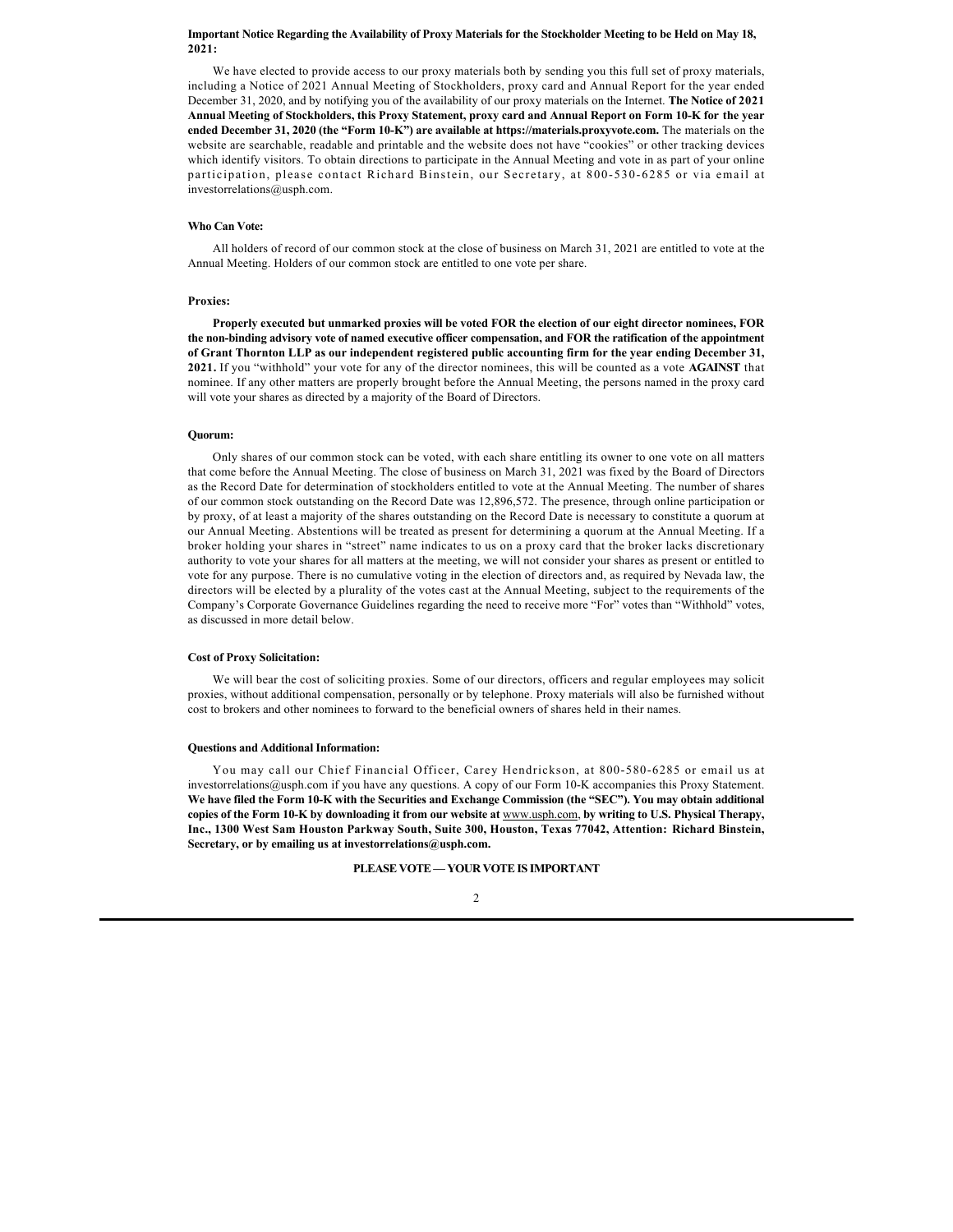**Important Notice Regarding the Availability of Proxy Materials for the Stockholder Meeting to be Held on May 18, 2021:**

We have elected to provide access to our proxy materials both by sending you this full set of proxy materials, including a Notice of 2021 Annual Meeting of Stockholders, proxy card and Annual Report for the year ended December 31, 2020, and by notifying you of the availability of our proxy materials on the Internet. **The Notice of 2021 Annual Meeting of Stockholders, this Proxy Statement, proxy card and Annual Report on Form 10-K for the year ended December 31, 2020 (the "Form 10-K") are available at https://materials.proxyvote.com.** The materials on the website are searchable, readable and printable and the website does not have "cookies" or other tracking devices which identify visitors. To obtain directions to participate in the Annual Meeting and vote in as part of your online participation, please contact Richard Binstein, our Secretary, at 800-530-6285 or via email at investorrelations@usph.com.

#### Who Can Vote:

All holders of record of our common stock at the close of business on March 31, 2021 are entitled to vote at the Annual Meeting. Holders of our common stock are entitled to one vote per share.

#### Proxies:

**Properly executed but unmarked proxies will be voted FOR the election of our eight director nominees, FOR the non-binding advisory vote of named executive officer compensation, and FOR the ratification of the appointment of Grant Thornton LLP as our independent registered public accounting firm for the year ending December 31, 2021.** If you "withhold" your vote for any of the director nominees, this will be counted as a vote **AGAINST** that nominee. If any other matters are properly brought before the Annual Meeting, the persons named in the proxy card will vote your shares as directed by a majority of the Board of Directors.

#### Quorum:

Only shares of our common stock can be voted, with each share entitling its owner to one vote on all matters that come before the Annual Meeting. The close of business on March 31, 2021 was fixed by the Board of Directors as the Record Date for determination of stockholders entitled to vote at the Annual Meeting. The number of shares of our common stock outstanding on the Record Date was 12,896,572. The presence, through online participation or by proxy, of at least a majority of the shares outstanding on the Record Date is necessary to constitute a quorum at our Annual Meeting. Abstentions will be treated as present for determining a quorum at the Annual Meeting. If a broker holding your shares in "street" name indicates to us on a proxy card that the broker lacks discretionary authority to vote your shares for all matters at the meeting, we will not consider your shares as present or entitled to vote for any purpose. There is no cumulative voting in the election of directors and, as required by Nevada law, the directors will be elected by a plurality of the votes cast at the Annual Meeting, subject to the requirements of the Company's Corporate Governance Guidelines regarding the need to receive more "For" votes than "Withhold" votes, as discussed in more detail below.

#### Cost of Proxy Solicitation:

We will bear the cost of soliciting proxies. Some of our directors, officers and regular employees may solicit proxies, without additional compensation, personally or by telephone. Proxy materials will also be furnished without cost to brokers and other nominees to forward to the beneficial owners of shares held in their names.

#### Questions and Additional Information:

You may call our Chief Financial Officer, Carey Hendrickson, at 800-580-6285 or email us at investorrelations@usph.com if you have any questions. A copy of our Form 10-K accompanies this Proxy Statement. **We have filed the Form 10-K with the Securities and Exchange Commission (the "SEC"). You may obtain additional copies of the Form 10-K by downloading it from our website at www.usph.com, by writing to U.S. Physical Therapy, Inc., 1300 West Sam Houston Parkway South, Suite 300, Houston, Texas 77042, Attention: Richard Binstein, Secretary, or by emailing us at investorrelations@usph.com.**

**PLEASE VOTE — YOUR VOTE IS IMPORTANT**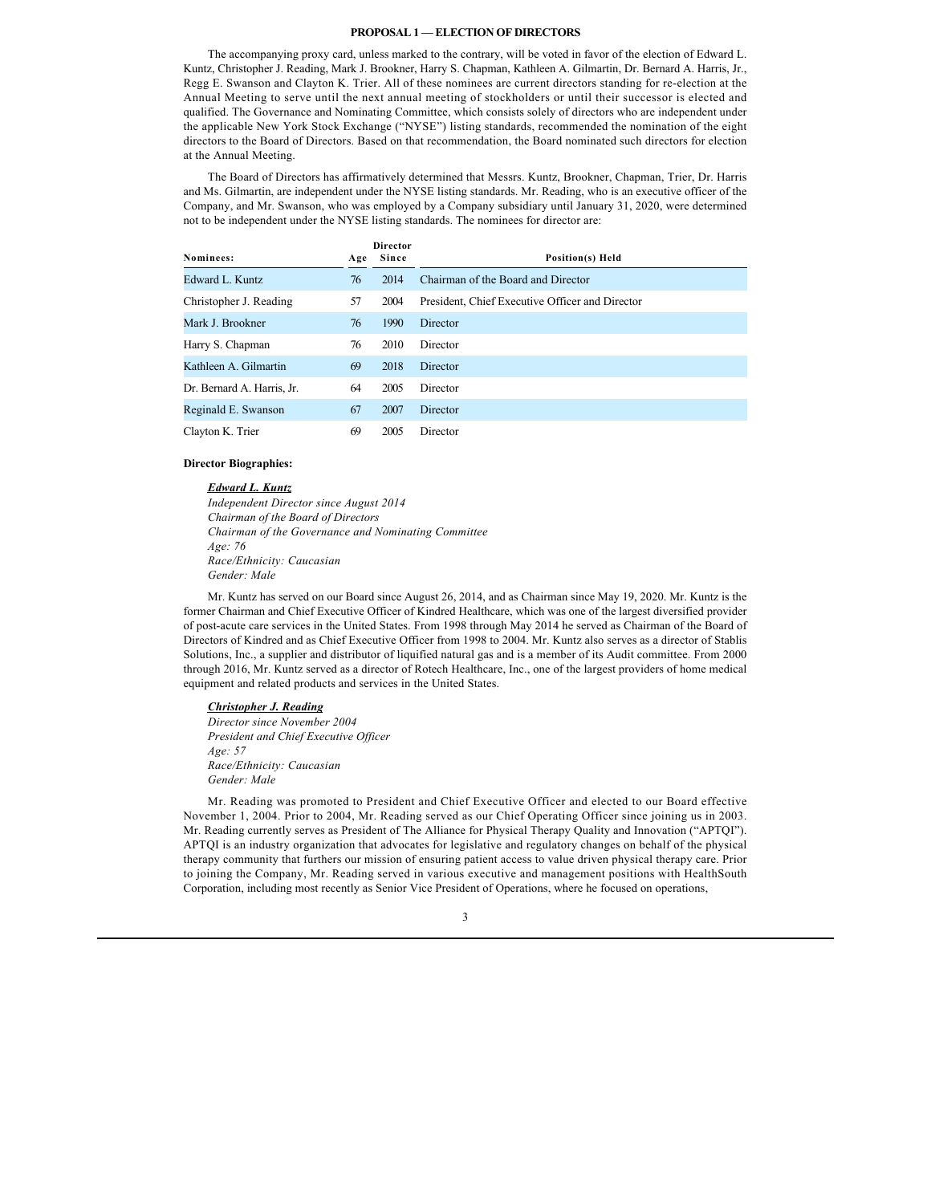## PROPOSAL 1 — ELECTION OF DIRECTORS

The accompanying proxy card, unless marked to the contrary, will be voted in favor of the election of Edward L. Kuntz, Christopher J. Reading, Mark J. Brookner, Harry S. Chapman, Kathleen A. Gilmartin, Dr. Bernard A. Harris, Jr., Regg E. Swanson and Clayton K. Trier. All of these nominees are current directors standing for re-election at the Annual Meeting to serve until the next annual meeting of stockholders or until their successor is elected and qualified. The Governance and Nominating Committee, which consists solely of directors who are independent under the applicable New York Stock Exchange ("NYSE") listing standards, recommended the nomination of the eight directors to the Board of Directors. Based on that recommendation, the Board nominated such directors for election at the Annual Meeting.

The Board of Directors has affirmatively determined that Messrs. Kuntz, Brookner, Chapman, Trier, Dr. Harris and Ms. Gilmartin, are independent under the NYSE listing standards. Mr. Reading, who is an executive officer of the Company, and Mr. Swanson, who was employed by a Company subsidiary until January 31, 2020, were determined not to be independent under the NYSE listing standards. The nominees for director are:

| Nominees: | Age | Director Since | Position(s) Held |
|---|---|---|---|
| Edward L. Kuntz | 76 | 2014 | Chairman of the Board and Director |
| Christopher J. Reading | 57 | 2004 | President, Chief Executive Officer and Director |
| Mark J. Brookner | 76 | 1990 | Director |
| Harry S. Chapman | 76 | 2010 | Director |
| Kathleen A. Gilmartin | 69 | 2018 | Director |
| Dr. Bernard A. Harris, Jr. | 64 | 2005 | Director |
| Reginald E. Swanson | 67 | 2007 | Director |
| Clayton K. Trier | 69 | 2005 | Director |

**Director Biographies:**

***Edward L. Kuntz***
*Independent Director since August 2014*
*Chairman of the Board of Directors*
*Chairman of the Governance and Nominating Committee*
*Age: 76*
*Race/Ethnicity: Caucasian*
*Gender: Male*

Mr. Kuntz has served on our Board since August 26, 2014, and as Chairman since May 19, 2020. Mr. Kuntz is the former Chairman and Chief Executive Officer of Kindred Healthcare, which was one of the largest diversified provider of post-acute care services in the United States. From 1998 through May 2014 he served as Chairman of the Board of Directors of Kindred and as Chief Executive Officer from 1998 to 2004. Mr. Kuntz also serves as a director of Stablis Solutions, Inc., a supplier and distributor of liquified natural gas and is a member of its Audit committee. From 2000 through 2016, Mr. Kuntz served as a director of Rotech Healthcare, Inc., one of the largest providers of home medical equipment and related products and services in the United States.

***Christopher J. Reading***
*Director since November 2004*
*President and Chief Executive Officer*
*Age: 57*
*Race/Ethnicity: Caucasian*
*Gender: Male*

Mr. Reading was promoted to President and Chief Executive Officer and elected to our Board effective November 1, 2004. Prior to 2004, Mr. Reading served as our Chief Operating Officer since joining us in 2003. Mr. Reading currently serves as President of The Alliance for Physical Therapy Quality and Innovation ("APTQI"). APTQI is an industry organization that advocates for legislative and regulatory changes on behalf of the physical therapy community that furthers our mission of ensuring patient access to value driven physical therapy care. Prior to joining the Company, Mr. Reading served in various executive and management positions with HealthSouth Corporation, including most recently as Senior Vice President of Operations, where he focused on operations,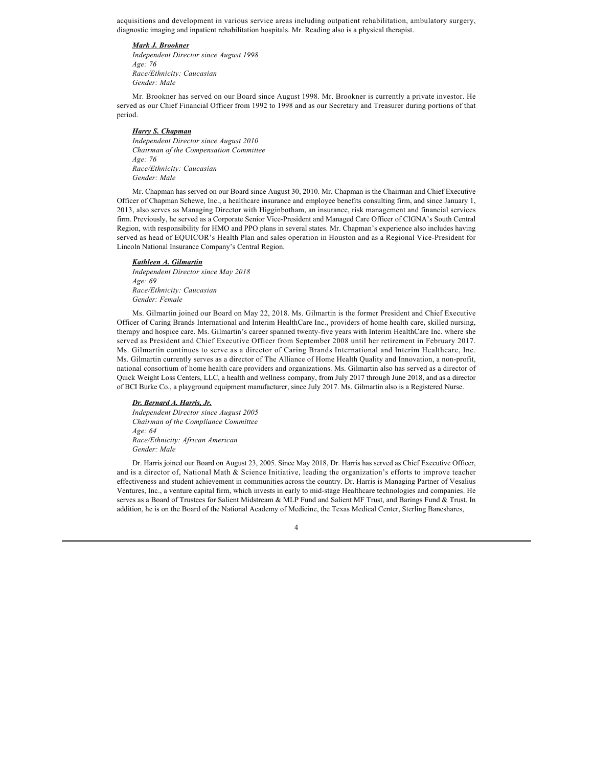acquisitions and development in various service areas including outpatient rehabilitation, ambulatory surgery, diagnostic imaging and inpatient rehabilitation hospitals. Mr. Reading also is a physical therapist.

***Mark J. Brookner***
*Independent Director since August 1998*
*Age: 76*
*Race/Ethnicity: Caucasian*
*Gender: Male*

Mr. Brookner has served on our Board since August 1998. Mr. Brookner is currently a private investor. He served as our Chief Financial Officer from 1992 to 1998 and as our Secretary and Treasurer during portions of that period.

***Harry S. Chapman***
*Independent Director since August 2010*
*Chairman of the Compensation Committee*
*Age: 76*
*Race/Ethnicity: Caucasian*
*Gender: Male*

Mr. Chapman has served on our Board since August 30, 2010. Mr. Chapman is the Chairman and Chief Executive Officer of Chapman Schewe, Inc., a healthcare insurance and employee benefits consulting firm, and since January 1, 2013, also serves as Managing Director with Higginbotham, an insurance, risk management and financial services firm. Previously, he served as a Corporate Senior Vice-President and Managed Care Officer of CIGNA's South Central Region, with responsibility for HMO and PPO plans in several states. Mr. Chapman's experience also includes having served as head of EQUICOR's Health Plan and sales operation in Houston and as a Regional Vice-President for Lincoln National Insurance Company's Central Region.

***Kathleen A. Gilmartin***
*Independent Director since May 2018*
*Age: 69*
*Race/Ethnicity: Caucasian*
*Gender: Female*

Ms. Gilmartin joined our Board on May 22, 2018. Ms. Gilmartin is the former President and Chief Executive Officer of Caring Brands International and Interim HealthCare Inc., providers of home health care, skilled nursing, therapy and hospice care. Ms. Gilmartin's career spanned twenty-five years with Interim HealthCare Inc. where she served as President and Chief Executive Officer from September 2008 until her retirement in February 2017. Ms. Gilmartin continues to serve as a director of Caring Brands International and Interim Healthcare, Inc. Ms. Gilmartin currently serves as a director of The Alliance of Home Health Quality and Innovation, a non-profit, national consortium of home health care providers and organizations. Ms. Gilmartin also has served as a director of Quick Weight Loss Centers, LLC, a health and wellness company, from July 2017 through June 2018, and as a director of BCI Burke Co., a playground equipment manufacturer, since July 2017. Ms. Gilmartin also is a Registered Nurse.

***Dr. Bernard A. Harris, Jr.***
*Independent Director since August 2005*
*Chairman of the Compliance Committee*
*Age: 64*
*Race/Ethnicity: African American*
*Gender: Male*

Dr. Harris joined our Board on August 23, 2005. Since May 2018, Dr. Harris has served as Chief Executive Officer, and is a director of, National Math & Science Initiative, leading the organization's efforts to improve teacher effectiveness and student achievement in communities across the country. Dr. Harris is Managing Partner of Vesalius Ventures, Inc., a venture capital firm, which invests in early to mid-stage Healthcare technologies and companies. He serves as a Board of Trustees for Salient Midstream & MLP Fund and Salient MF Trust, and Barings Fund & Trust. In addition, he is on the Board of the National Academy of Medicine, the Texas Medical Center, Sterling Bancshares,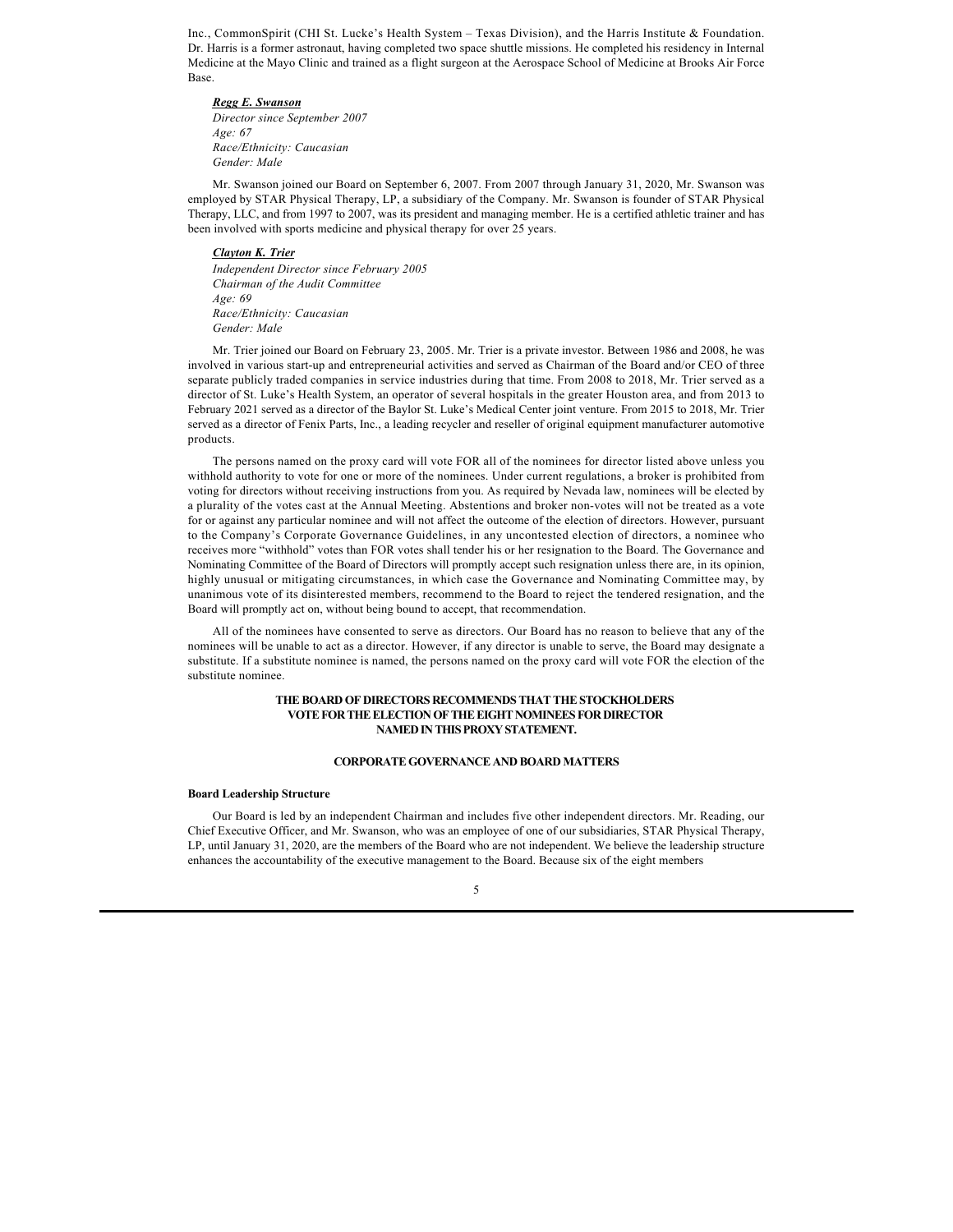Inc., CommonSpirit (CHI St. Lucke's Health System – Texas Division), and the Harris Institute & Foundation. Dr. Harris is a former astronaut, having completed two space shuttle missions. He completed his residency in Internal Medicine at the Mayo Clinic and trained as a flight surgeon at the Aerospace School of Medicine at Brooks Air Force Base.

***Regg E. Swanson***
*Director since September 2007*
*Age: 67*
*Race/Ethnicity: Caucasian*
*Gender: Male*

Mr. Swanson joined our Board on September 6, 2007. From 2007 through January 31, 2020, Mr. Swanson was employed by STAR Physical Therapy, LP, a subsidiary of the Company. Mr. Swanson is founder of STAR Physical Therapy, LLC, and from 1997 to 2007, was its president and managing member. He is a certified athletic trainer and has been involved with sports medicine and physical therapy for over 25 years.

***Clayton K. Trier***
*Independent Director since February 2005*
*Chairman of the Audit Committee*
*Age: 69*
*Race/Ethnicity: Caucasian*
*Gender: Male*

Mr. Trier joined our Board on February 23, 2005. Mr. Trier is a private investor. Between 1986 and 2008, he was involved in various start-up and entrepreneurial activities and served as Chairman of the Board and/or CEO of three separate publicly traded companies in service industries during that time. From 2008 to 2018, Mr. Trier served as a director of St. Luke's Health System, an operator of several hospitals in the greater Houston area, and from 2013 to February 2021 served as a director of the Baylor St. Luke's Medical Center joint venture. From 2015 to 2018, Mr. Trier served as a director of Fenix Parts, Inc., a leading recycler and reseller of original equipment manufacturer automotive products.

The persons named on the proxy card will vote FOR all of the nominees for director listed above unless you withhold authority to vote for one or more of the nominees. Under current regulations, a broker is prohibited from voting for directors without receiving instructions from you. As required by Nevada law, nominees will be elected by a plurality of the votes cast at the Annual Meeting. Abstentions and broker non-votes will not be treated as a vote for or against any particular nominee and will not affect the outcome of the election of directors. However, pursuant to the Company's Corporate Governance Guidelines, in any uncontested election of directors, a nominee who receives more "withhold" votes than FOR votes shall tender his or her resignation to the Board. The Governance and Nominating Committee of the Board of Directors will promptly accept such resignation unless there are, in its opinion, highly unusual or mitigating circumstances, in which case the Governance and Nominating Committee may, by unanimous vote of its disinterested members, recommend to the Board to reject the tendered resignation, and the Board will promptly act on, without being bound to accept, that recommendation.

All of the nominees have consented to serve as directors. Our Board has no reason to believe that any of the nominees will be unable to act as a director. However, if any director is unable to serve, the Board may designate a substitute. If a substitute nominee is named, the persons named on the proxy card will vote FOR the election of the substitute nominee.

**THE BOARD OF DIRECTORS RECOMMENDS THAT THE STOCKHOLDERS VOTE FOR THE ELECTION OF THE EIGHT NOMINEES FOR DIRECTOR NAMED IN THIS PROXY STATEMENT.**

## CORPORATE GOVERNANCE AND BOARD MATTERS

### Board Leadership Structure

Our Board is led by an independent Chairman and includes five other independent directors. Mr. Reading, our Chief Executive Officer, and Mr. Swanson, who was an employee of one of our subsidiaries, STAR Physical Therapy, LP, until January 31, 2020, are the members of the Board who are not independent. We believe the leadership structure enhances the accountability of the executive management to the Board. Because six of the eight members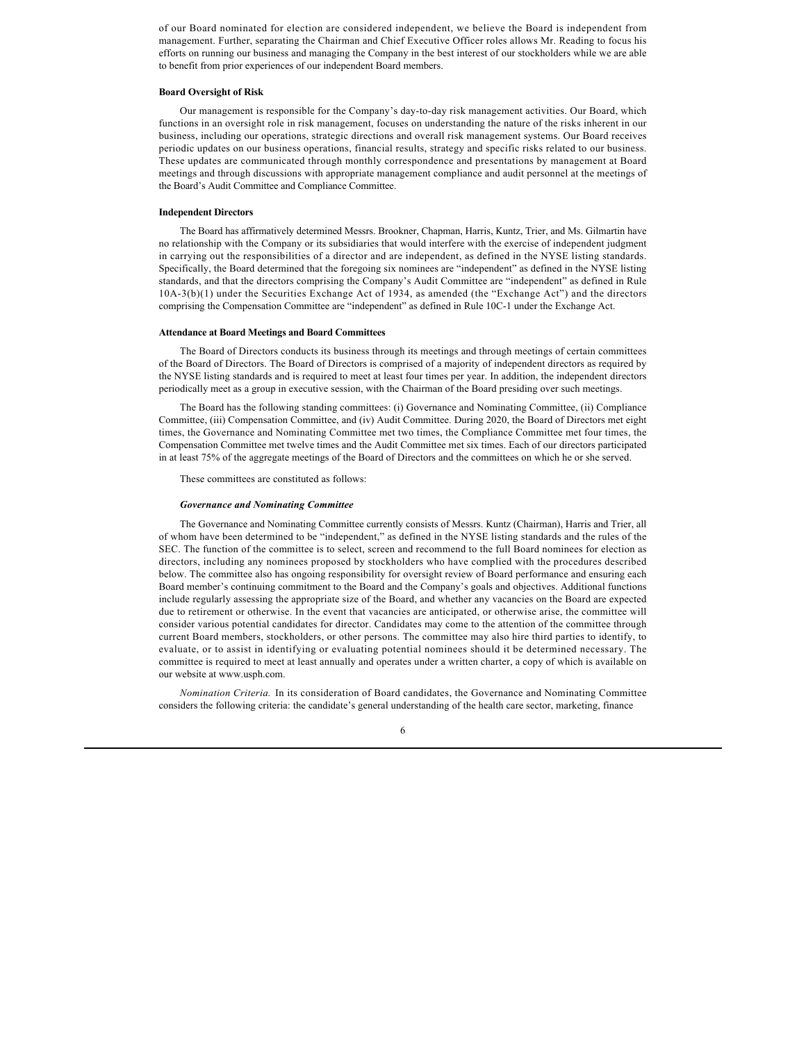of our Board nominated for election are considered independent, we believe the Board is independent from management. Further, separating the Chairman and Chief Executive Officer roles allows Mr. Reading to focus his efforts on running our business and managing the Company in the best interest of our stockholders while we are able to benefit from prior experiences of our independent Board members.

**Board Oversight of Risk**

Our management is responsible for the Company's day-to-day risk management activities. Our Board, which functions in an oversight role in risk management, focuses on understanding the nature of the risks inherent in our business, including our operations, strategic directions and overall risk management systems. Our Board receives periodic updates on our business operations, financial results, strategy and specific risks related to our business. These updates are communicated through monthly correspondence and presentations by management at Board meetings and through discussions with appropriate management compliance and audit personnel at the meetings of the Board's Audit Committee and Compliance Committee.

**Independent Directors**

The Board has affirmatively determined Messrs. Brookner, Chapman, Harris, Kuntz, Trier, and Ms. Gilmartin have no relationship with the Company or its subsidiaries that would interfere with the exercise of independent judgment in carrying out the responsibilities of a director and are independent, as defined in the NYSE listing standards. Specifically, the Board determined that the foregoing six nominees are "independent" as defined in the NYSE listing standards, and that the directors comprising the Company's Audit Committee are "independent" as defined in Rule 10A-3(b)(1) under the Securities Exchange Act of 1934, as amended (the "Exchange Act") and the directors comprising the Compensation Committee are "independent" as defined in Rule 10C-1 under the Exchange Act.

**Attendance at Board Meetings and Board Committees**

The Board of Directors conducts its business through its meetings and through meetings of certain committees of the Board of Directors. The Board of Directors is comprised of a majority of independent directors as required by the NYSE listing standards and is required to meet at least four times per year. In addition, the independent directors periodically meet as a group in executive session, with the Chairman of the Board presiding over such meetings.

The Board has the following standing committees: (i) Governance and Nominating Committee, (ii) Compliance Committee, (iii) Compensation Committee, and (iv) Audit Committee. During 2020, the Board of Directors met eight times, the Governance and Nominating Committee met two times, the Compliance Committee met four times, the Compensation Committee met twelve times and the Audit Committee met six times. Each of our directors participated in at least 75% of the aggregate meetings of the Board of Directors and the committees on which he or she served.

These committees are constituted as follows:

***Governance and Nominating Committee***

The Governance and Nominating Committee currently consists of Messrs. Kuntz (Chairman), Harris and Trier, all of whom have been determined to be "independent," as defined in the NYSE listing standards and the rules of the SEC. The function of the committee is to select, screen and recommend to the full Board nominees for election as directors, including any nominees proposed by stockholders who have complied with the procedures described below. The committee also has ongoing responsibility for oversight review of Board performance and ensuring each Board member's continuing commitment to the Board and the Company's goals and objectives. Additional functions include regularly assessing the appropriate size of the Board, and whether any vacancies on the Board are expected due to retirement or otherwise. In the event that vacancies are anticipated, or otherwise arise, the committee will consider various potential candidates for director. Candidates may come to the attention of the committee through current Board members, stockholders, or other persons. The committee may also hire third parties to identify, to evaluate, or to assist in identifying or evaluating potential nominees should it be determined necessary. The committee is required to meet at least annually and operates under a written charter, a copy of which is available on our website at www.usph.com.

*Nomination Criteria.* In its consideration of Board candidates, the Governance and Nominating Committee considers the following criteria: the candidate's general understanding of the health care sector, marketing, finance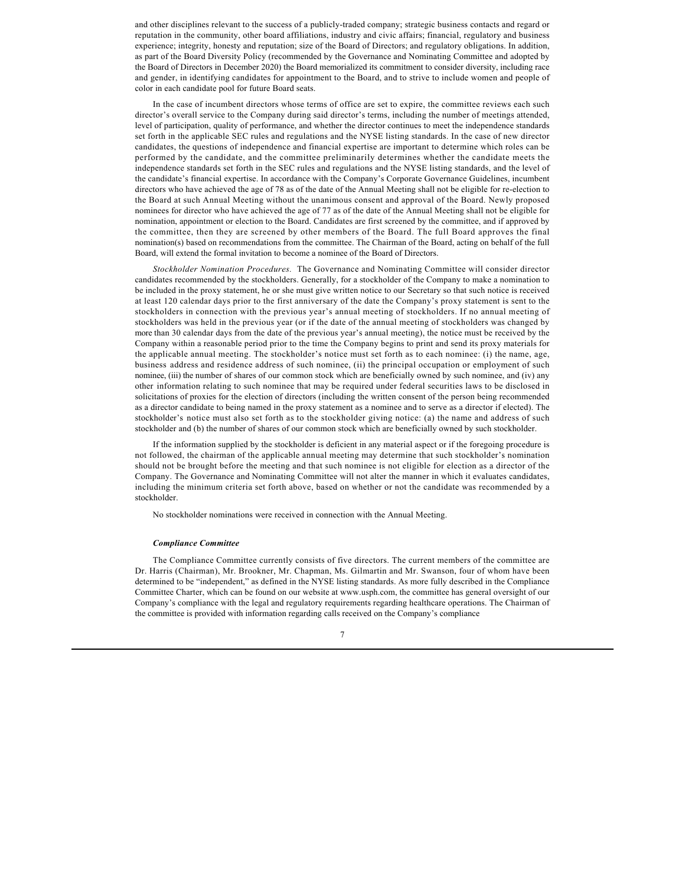and other disciplines relevant to the success of a publicly-traded company; strategic business contacts and regard or reputation in the community, other board affiliations, industry and civic affairs; financial, regulatory and business experience; integrity, honesty and reputation; size of the Board of Directors; and regulatory obligations. In addition, as part of the Board Diversity Policy (recommended by the Governance and Nominating Committee and adopted by the Board of Directors in December 2020) the Board memorialized its commitment to consider diversity, including race and gender, in identifying candidates for appointment to the Board, and to strive to include women and people of color in each candidate pool for future Board seats.

In the case of incumbent directors whose terms of office are set to expire, the committee reviews each such director's overall service to the Company during said director's terms, including the number of meetings attended, level of participation, quality of performance, and whether the director continues to meet the independence standards set forth in the applicable SEC rules and regulations and the NYSE listing standards. In the case of new director candidates, the questions of independence and financial expertise are important to determine which roles can be performed by the candidate, and the committee preliminarily determines whether the candidate meets the independence standards set forth in the SEC rules and regulations and the NYSE listing standards, and the level of the candidate's financial expertise. In accordance with the Company's Corporate Governance Guidelines, incumbent directors who have achieved the age of 78 as of the date of the Annual Meeting shall not be eligible for re-election to the Board at such Annual Meeting without the unanimous consent and approval of the Board. Newly proposed nominees for director who have achieved the age of 77 as of the date of the Annual Meeting shall not be eligible for nomination, appointment or election to the Board. Candidates are first screened by the committee, and if approved by the committee, then they are screened by other members of the Board. The full Board approves the final nomination(s) based on recommendations from the committee. The Chairman of the Board, acting on behalf of the full Board, will extend the formal invitation to become a nominee of the Board of Directors.

*Stockholder Nomination Procedures.* The Governance and Nominating Committee will consider director candidates recommended by the stockholders. Generally, for a stockholder of the Company to make a nomination to be included in the proxy statement, he or she must give written notice to our Secretary so that such notice is received at least 120 calendar days prior to the first anniversary of the date the Company's proxy statement is sent to the stockholders in connection with the previous year's annual meeting of stockholders. If no annual meeting of stockholders was held in the previous year (or if the date of the annual meeting of stockholders was changed by more than 30 calendar days from the date of the previous year's annual meeting), the notice must be received by the Company within a reasonable period prior to the time the Company begins to print and send its proxy materials for the applicable annual meeting. The stockholder's notice must set forth as to each nominee: (i) the name, age, business address and residence address of such nominee, (ii) the principal occupation or employment of such nominee, (iii) the number of shares of our common stock which are beneficially owned by such nominee, and (iv) any other information relating to such nominee that may be required under federal securities laws to be disclosed in solicitations of proxies for the election of directors (including the written consent of the person being recommended as a director candidate to being named in the proxy statement as a nominee and to serve as a director if elected). The stockholder's notice must also set forth as to the stockholder giving notice: (a) the name and address of such stockholder and (b) the number of shares of our common stock which are beneficially owned by such stockholder.

If the information supplied by the stockholder is deficient in any material aspect or if the foregoing procedure is not followed, the chairman of the applicable annual meeting may determine that such stockholder's nomination should not be brought before the meeting and that such nominee is not eligible for election as a director of the Company. The Governance and Nominating Committee will not alter the manner in which it evaluates candidates, including the minimum criteria set forth above, based on whether or not the candidate was recommended by a stockholder.

No stockholder nominations were received in connection with the Annual Meeting.

### *Compliance Committee*

The Compliance Committee currently consists of five directors. The current members of the committee are Dr. Harris (Chairman), Mr. Brookner, Mr. Chapman, Ms. Gilmartin and Mr. Swanson, four of whom have been determined to be "independent," as defined in the NYSE listing standards. As more fully described in the Compliance Committee Charter, which can be found on our website at www.usph.com, the committee has general oversight of our Company's compliance with the legal and regulatory requirements regarding healthcare operations. The Chairman of the committee is provided with information regarding calls received on the Company's compliance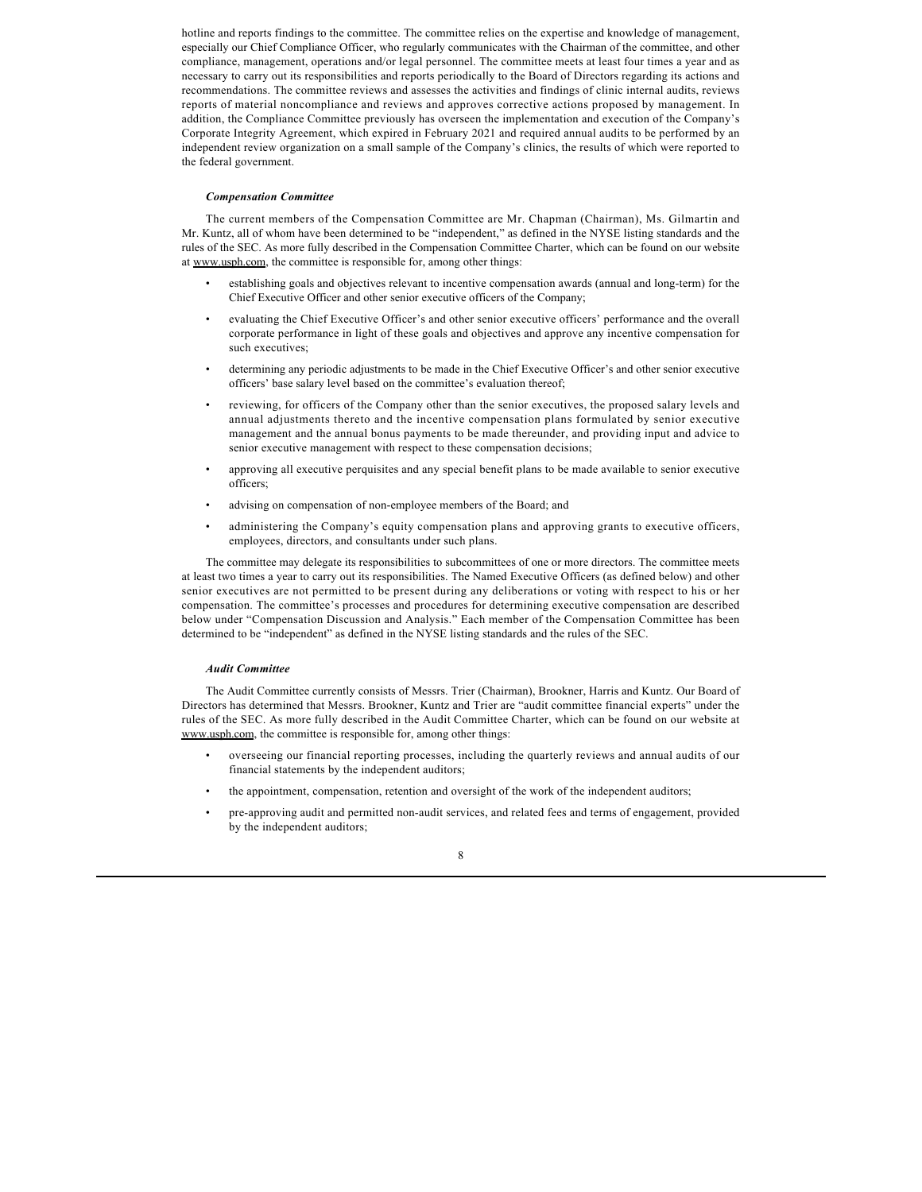hotline and reports findings to the committee. The committee relies on the expertise and knowledge of management, especially our Chief Compliance Officer, who regularly communicates with the Chairman of the committee, and other compliance, management, operations and/or legal personnel. The committee meets at least four times a year and as necessary to carry out its responsibilities and reports periodically to the Board of Directors regarding its actions and recommendations. The committee reviews and assesses the activities and findings of clinic internal audits, reviews reports of material noncompliance and reviews and approves corrective actions proposed by management. In addition, the Compliance Committee previously has overseen the implementation and execution of the Company's Corporate Integrity Agreement, which expired in February 2021 and required annual audits to be performed by an independent review organization on a small sample of the Company's clinics, the results of which were reported to the federal government.

***Compensation Committee***

The current members of the Compensation Committee are Mr. Chapman (Chairman), Ms. Gilmartin and Mr. Kuntz, all of whom have been determined to be "independent," as defined in the NYSE listing standards and the rules of the SEC. As more fully described in the Compensation Committee Charter, which can be found on our website at www.usph.com, the committee is responsible for, among other things:

- establishing goals and objectives relevant to incentive compensation awards (annual and long-term) for the Chief Executive Officer and other senior executive officers of the Company;
- evaluating the Chief Executive Officer's and other senior executive officers' performance and the overall corporate performance in light of these goals and objectives and approve any incentive compensation for such executives;
- determining any periodic adjustments to be made in the Chief Executive Officer's and other senior executive officers' base salary level based on the committee's evaluation thereof;
- reviewing, for officers of the Company other than the senior executives, the proposed salary levels and annual adjustments thereto and the incentive compensation plans formulated by senior executive management and the annual bonus payments to be made thereunder, and providing input and advice to senior executive management with respect to these compensation decisions;
- approving all executive perquisites and any special benefit plans to be made available to senior executive officers;
- advising on compensation of non-employee members of the Board; and
- administering the Company's equity compensation plans and approving grants to executive officers, employees, directors, and consultants under such plans.

The committee may delegate its responsibilities to subcommittees of one or more directors. The committee meets at least two times a year to carry out its responsibilities. The Named Executive Officers (as defined below) and other senior executives are not permitted to be present during any deliberations or voting with respect to his or her compensation. The committee's processes and procedures for determining executive compensation are described below under "Compensation Discussion and Analysis." Each member of the Compensation Committee has been determined to be "independent" as defined in the NYSE listing standards and the rules of the SEC.

***Audit Committee***

The Audit Committee currently consists of Messrs. Trier (Chairman), Brookner, Harris and Kuntz. Our Board of Directors has determined that Messrs. Brookner, Kuntz and Trier are "audit committee financial experts" under the rules of the SEC. As more fully described in the Audit Committee Charter, which can be found on our website at www.usph.com, the committee is responsible for, among other things:

- overseeing our financial reporting processes, including the quarterly reviews and annual audits of our financial statements by the independent auditors;
- the appointment, compensation, retention and oversight of the work of the independent auditors;
- pre-approving audit and permitted non-audit services, and related fees and terms of engagement, provided by the independent auditors;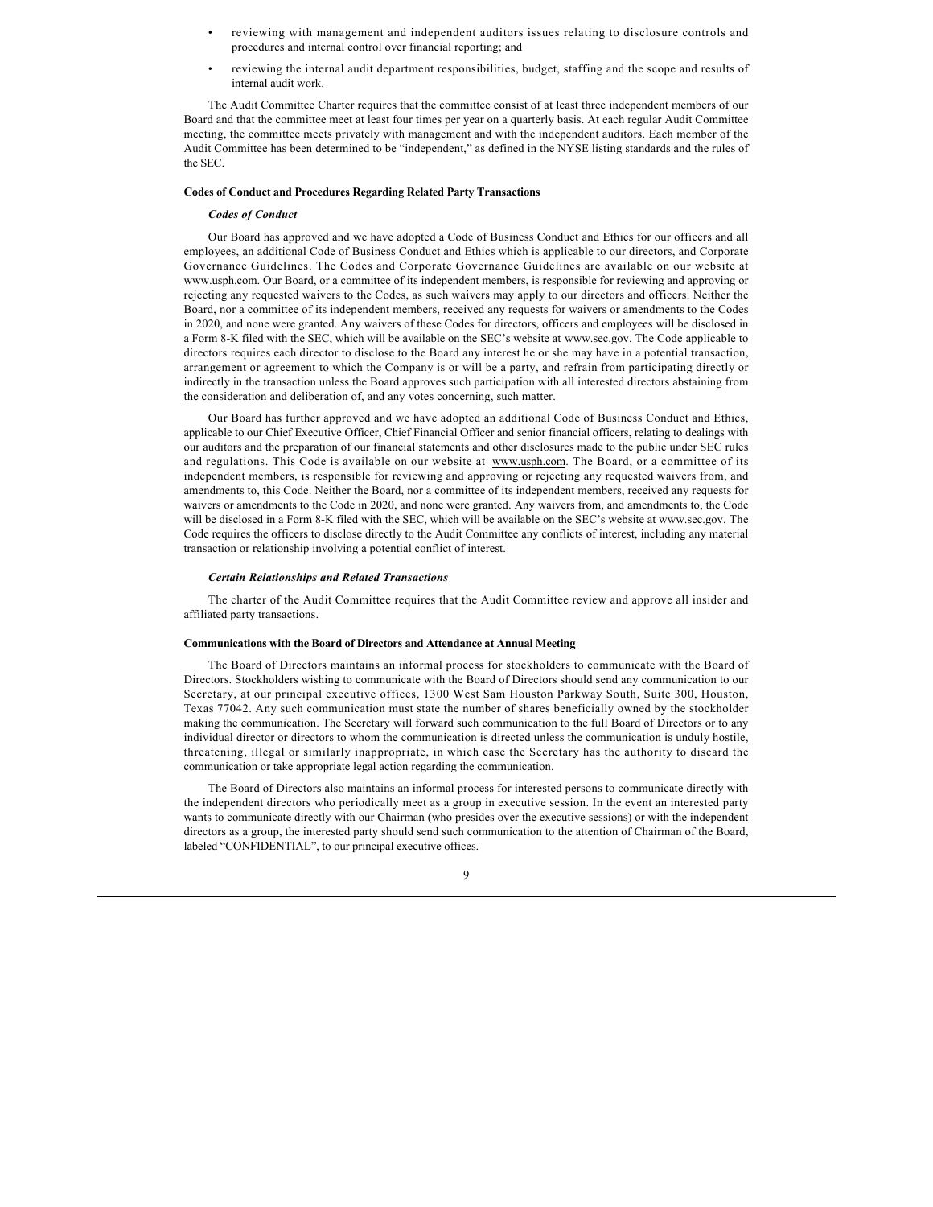- reviewing with management and independent auditors issues relating to disclosure controls and procedures and internal control over financial reporting; and
- reviewing the internal audit department responsibilities, budget, staffing and the scope and results of internal audit work.

The Audit Committee Charter requires that the committee consist of at least three independent members of our Board and that the committee meet at least four times per year on a quarterly basis. At each regular Audit Committee meeting, the committee meets privately with management and with the independent auditors. Each member of the Audit Committee has been determined to be "independent," as defined in the NYSE listing standards and the rules of the SEC.

**Codes of Conduct and Procedures Regarding Related Party Transactions**

***Codes of Conduct***

Our Board has approved and we have adopted a Code of Business Conduct and Ethics for our officers and all employees, an additional Code of Business Conduct and Ethics which is applicable to our directors, and Corporate Governance Guidelines. The Codes and Corporate Governance Guidelines are available on our website at www.usph.com. Our Board, or a committee of its independent members, is responsible for reviewing and approving or rejecting any requested waivers to the Codes, as such waivers may apply to our directors and officers. Neither the Board, nor a committee of its independent members, received any requests for waivers or amendments to the Codes in 2020, and none were granted. Any waivers of these Codes for directors, officers and employees will be disclosed in a Form 8-K filed with the SEC, which will be available on the SEC's website at www.sec.gov. The Code applicable to directors requires each director to disclose to the Board any interest he or she may have in a potential transaction, arrangement or agreement to which the Company is or will be a party, and refrain from participating directly or indirectly in the transaction unless the Board approves such participation with all interested directors abstaining from the consideration and deliberation of, and any votes concerning, such matter.

Our Board has further approved and we have adopted an additional Code of Business Conduct and Ethics, applicable to our Chief Executive Officer, Chief Financial Officer and senior financial officers, relating to dealings with our auditors and the preparation of our financial statements and other disclosures made to the public under SEC rules and regulations. This Code is available on our website at www.usph.com. The Board, or a committee of its independent members, is responsible for reviewing and approving or rejecting any requested waivers from, and amendments to, this Code. Neither the Board, nor a committee of its independent members, received any requests for waivers or amendments to the Code in 2020, and none were granted. Any waivers from, and amendments to, the Code will be disclosed in a Form 8-K filed with the SEC, which will be available on the SEC's website at www.sec.gov. The Code requires the officers to disclose directly to the Audit Committee any conflicts of interest, including any material transaction or relationship involving a potential conflict of interest.

***Certain Relationships and Related Transactions***

The charter of the Audit Committee requires that the Audit Committee review and approve all insider and affiliated party transactions.

**Communications with the Board of Directors and Attendance at Annual Meeting**

The Board of Directors maintains an informal process for stockholders to communicate with the Board of Directors. Stockholders wishing to communicate with the Board of Directors should send any communication to our Secretary, at our principal executive offices, 1300 West Sam Houston Parkway South, Suite 300, Houston, Texas 77042. Any such communication must state the number of shares beneficially owned by the stockholder making the communication. The Secretary will forward such communication to the full Board of Directors or to any individual director or directors to whom the communication is directed unless the communication is unduly hostile, threatening, illegal or similarly inappropriate, in which case the Secretary has the authority to discard the communication or take appropriate legal action regarding the communication.

The Board of Directors also maintains an informal process for interested persons to communicate directly with the independent directors who periodically meet as a group in executive session. In the event an interested party wants to communicate directly with our Chairman (who presides over the executive sessions) or with the independent directors as a group, the interested party should send such communication to the attention of Chairman of the Board, labeled "CONFIDENTIAL", to our principal executive offices.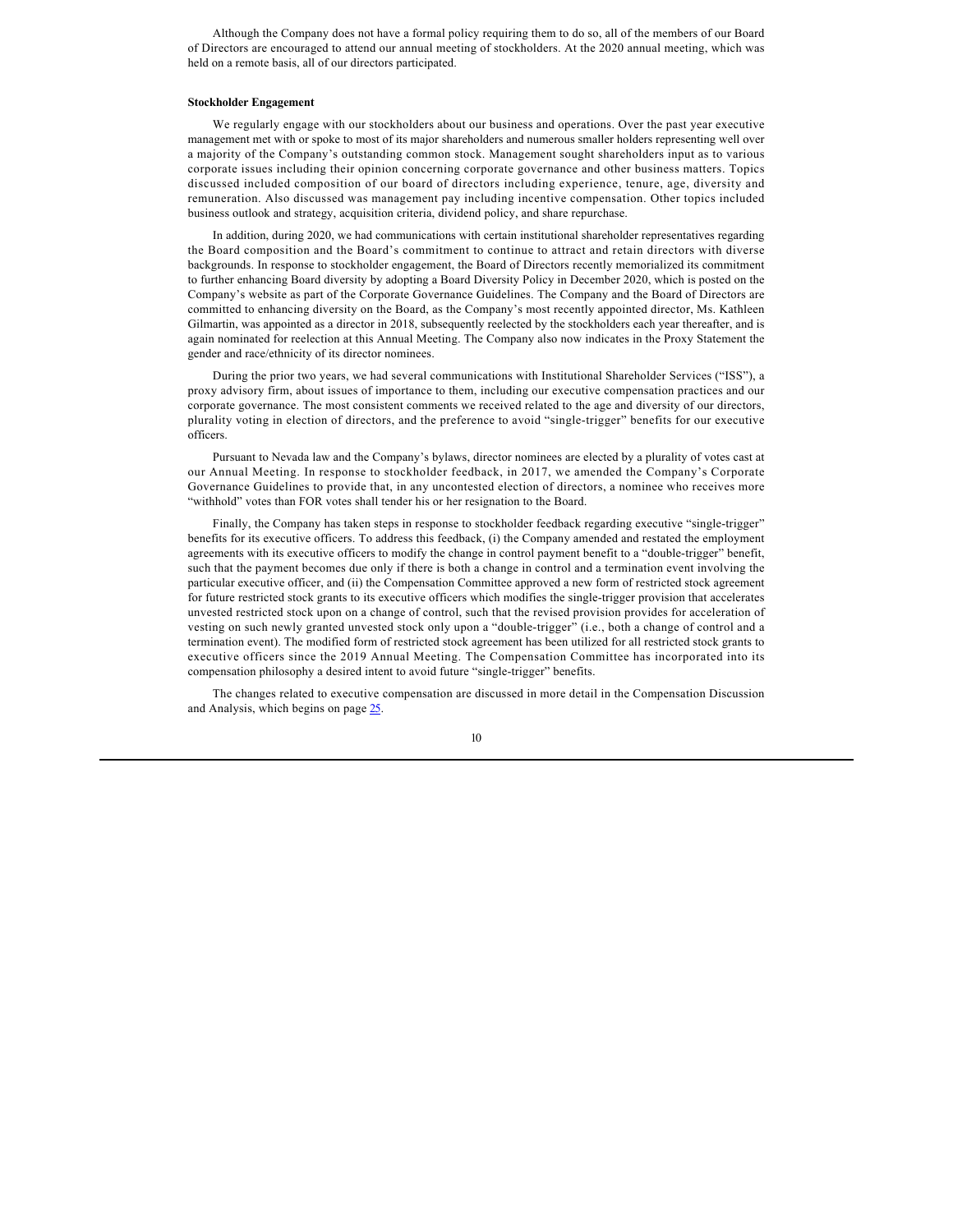Although the Company does not have a formal policy requiring them to do so, all of the members of our Board of Directors are encouraged to attend our annual meeting of stockholders. At the 2020 annual meeting, which was held on a remote basis, all of our directors participated.

**Stockholder Engagement**

We regularly engage with our stockholders about our business and operations. Over the past year executive management met with or spoke to most of its major shareholders and numerous smaller holders representing well over a majority of the Company's outstanding common stock. Management sought shareholders input as to various corporate issues including their opinion concerning corporate governance and other business matters. Topics discussed included composition of our board of directors including experience, tenure, age, diversity and remuneration. Also discussed was management pay including incentive compensation. Other topics included business outlook and strategy, acquisition criteria, dividend policy, and share repurchase.

In addition, during 2020, we had communications with certain institutional shareholder representatives regarding the Board composition and the Board's commitment to continue to attract and retain directors with diverse backgrounds. In response to stockholder engagement, the Board of Directors recently memorialized its commitment to further enhancing Board diversity by adopting a Board Diversity Policy in December 2020, which is posted on the Company's website as part of the Corporate Governance Guidelines. The Company and the Board of Directors are committed to enhancing diversity on the Board, as the Company's most recently appointed director, Ms. Kathleen Gilmartin, was appointed as a director in 2018, subsequently reelected by the stockholders each year thereafter, and is again nominated for reelection at this Annual Meeting. The Company also now indicates in the Proxy Statement the gender and race/ethnicity of its director nominees.

During the prior two years, we had several communications with Institutional Shareholder Services ("ISS"), a proxy advisory firm, about issues of importance to them, including our executive compensation practices and our corporate governance. The most consistent comments we received related to the age and diversity of our directors, plurality voting in election of directors, and the preference to avoid "single-trigger" benefits for our executive officers.

Pursuant to Nevada law and the Company's bylaws, director nominees are elected by a plurality of votes cast at our Annual Meeting. In response to stockholder feedback, in 2017, we amended the Company's Corporate Governance Guidelines to provide that, in any uncontested election of directors, a nominee who receives more "withhold" votes than FOR votes shall tender his or her resignation to the Board.

Finally, the Company has taken steps in response to stockholder feedback regarding executive "single-trigger" benefits for its executive officers. To address this feedback, (i) the Company amended and restated the employment agreements with its executive officers to modify the change in control payment benefit to a "double-trigger" benefit, such that the payment becomes due only if there is both a change in control and a termination event involving the particular executive officer, and (ii) the Compensation Committee approved a new form of restricted stock agreement for future restricted stock grants to its executive officers which modifies the single-trigger provision that accelerates unvested restricted stock upon on a change of control, such that the revised provision provides for acceleration of vesting on such newly granted unvested stock only upon a "double-trigger" (i.e., both a change of control and a termination event). The modified form of restricted stock agreement has been utilized for all restricted stock grants to executive officers since the 2019 Annual Meeting. The Compensation Committee has incorporated into its compensation philosophy a desired intent to avoid future "single-trigger" benefits.

The changes related to executive compensation are discussed in more detail in the Compensation Discussion and Analysis, which begins on page 25.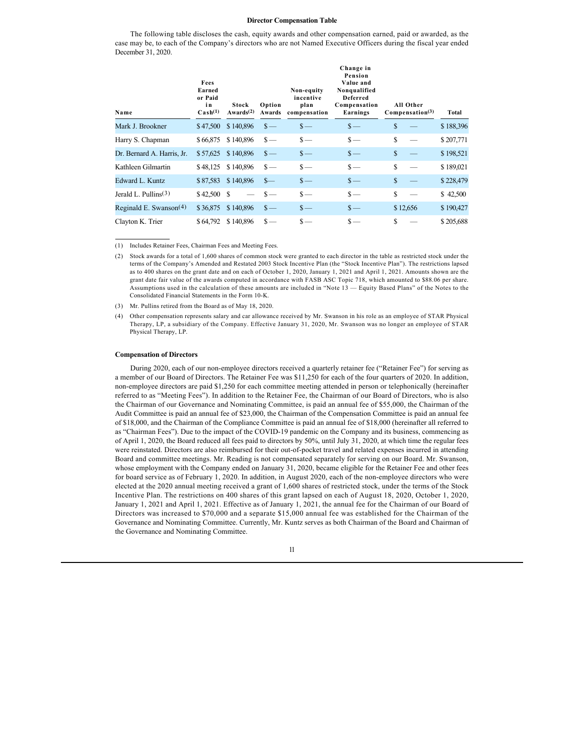### Director Compensation Table

The following table discloses the cash, equity awards and other compensation earned, paid or awarded, as the case may be, to each of the Company's directors who are not Named Executive Officers during the fiscal year ended December 31, 2020.

| Name | Fees Earned or Paid in Cash[(1)] | Stock Awards[(2)] | Option Awards | Non-equity incentive plan compensation | Change in Pension Value and Nonqualified Deferred Compensation Earnings | All Other Compensation[(3)] | Total |
|---|---|---|---|---|---|---|---|
| Mark J. Brookner | $ 47,500 | $ 140,896 | $ — | $ — | $ — | $ — | $ 188,396 |
| Harry S. Chapman | $ 66,875 | $ 140,896 | $ — | $ — | $ — | $ — | $ 207,771 |
| Dr. Bernard A. Harris, Jr. | $ 57,625 | $ 140,896 | $ — | $ — | $ — | $ — | $ 198,521 |
| Kathleen Gilmartin | $ 48,125 | $ 140,896 | $ — | $ — | $ — | $ — | $ 189,021 |
| Edward L. Kuntz | $ 87,583 | $ 140,896 | $— | $ — | $ — | $ — | $ 228,479 |
| Jerald L. Pullins[(3)] | $ 42,500 | $ — | $ — | $ — | $ — | $ — | $ 42,500 |
| Reginald E. Swanson[(4)] | $ 36,875 | $ 140,896 | $ — | $ — | $ — | $ 12,656 | $ 190,427 |
| Clayton K. Trier | $ 64,792 | $ 140,896 | $ — | $ — | $ — | $ — | $ 205,688 |

(1) Includes Retainer Fees, Chairman Fees and Meeting Fees.

(2) Stock awards for a total of 1,600 shares of common stock were granted to each director in the table as restricted stock under the terms of the Company's Amended and Restated 2003 Stock Incentive Plan (the "Stock Incentive Plan"). The restrictions lapsed as to 400 shares on the grant date and on each of October 1, 2020, January 1, 2021 and April 1, 2021. Amounts shown are the grant date fair value of the awards computed in accordance with FASB ASC Topic 718, which amounted to $88.06 per share. Assumptions used in the calculation of these amounts are included in "Note 13 — Equity Based Plans" of the Notes to the Consolidated Financial Statements in the Form 10-K.

(3) Mr. Pullins retired from the Board as of May 18, 2020.

(4) Other compensation represents salary and car allowance received by Mr. Swanson in his role as an employee of STAR Physical Therapy, LP, a subsidiary of the Company. Effective January 31, 2020, Mr. Swanson was no longer an employee of STAR Physical Therapy, LP.

### Compensation of Directors

During 2020, each of our non-employee directors received a quarterly retainer fee ("Retainer Fee") for serving as a member of our Board of Directors. The Retainer Fee was $11,250 for each of the four quarters of 2020. In addition, non-employee directors are paid $1,250 for each committee meeting attended in person or telephonically (hereinafter referred to as "Meeting Fees"). In addition to the Retainer Fee, the Chairman of our Board of Directors, who is also the Chairman of our Governance and Nominating Committee, is paid an annual fee of $55,000, the Chairman of the Audit Committee is paid an annual fee of $23,000, the Chairman of the Compensation Committee is paid an annual fee of $18,000, and the Chairman of the Compliance Committee is paid an annual fee of $18,000 (hereinafter all referred to as "Chairman Fees"). Due to the impact of the COVID-19 pandemic on the Company and its business, commencing as of April 1, 2020, the Board reduced all fees paid to directors by 50%, until July 31, 2020, at which time the regular fees were reinstated. Directors are also reimbursed for their out-of-pocket travel and related expenses incurred in attending Board and committee meetings. Mr. Reading is not compensated separately for serving on our Board. Mr. Swanson, whose employment with the Company ended on January 31, 2020, became eligible for the Retainer Fee and other fees for board service as of February 1, 2020. In addition, in August 2020, each of the non-employee directors who were elected at the 2020 annual meeting received a grant of 1,600 shares of restricted stock, under the terms of the Stock Incentive Plan. The restrictions on 400 shares of this grant lapsed on each of August 18, 2020, October 1, 2020, January 1, 2021 and April 1, 2021. Effective as of January 1, 2021, the annual fee for the Chairman of our Board of Directors was increased to $70,000 and a separate $15,000 annual fee was established for the Chairman of the Governance and Nominating Committee. Currently, Mr. Kuntz serves as both Chairman of the Board and Chairman of the Governance and Nominating Committee.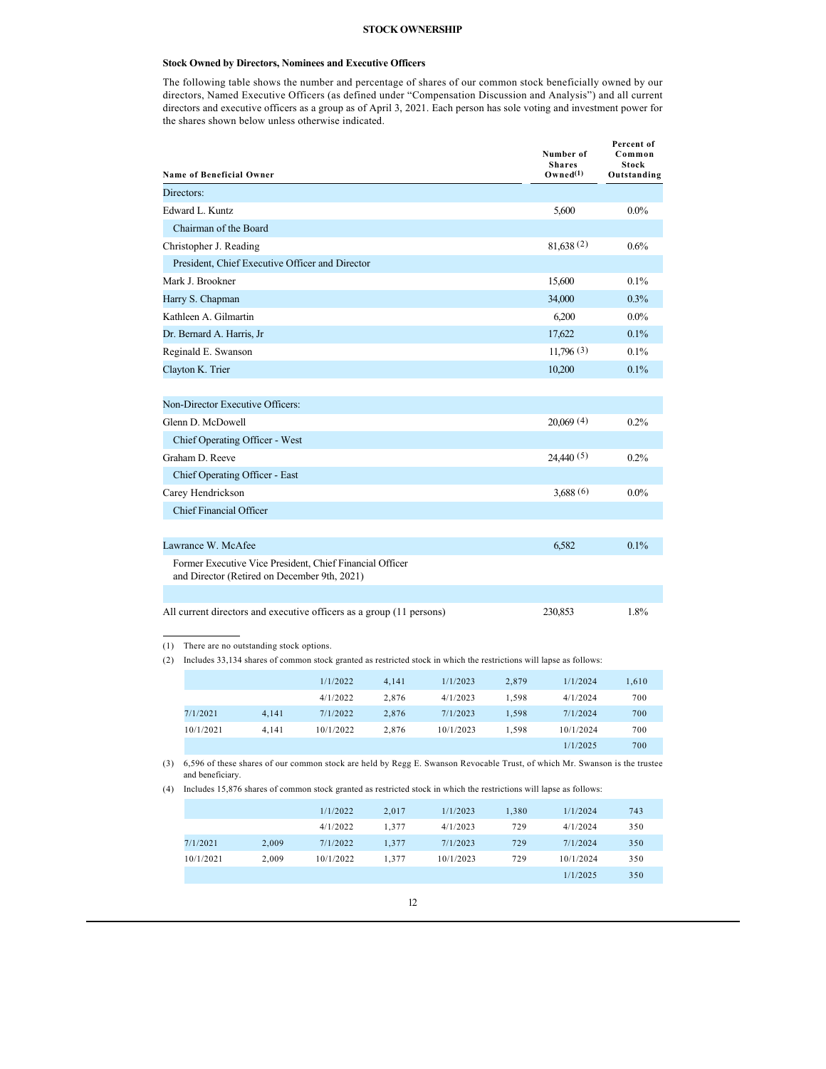## STOCK OWNERSHIP

### Stock Owned by Directors, Nominees and Executive Officers

The following table shows the number and percentage of shares of our common stock beneficially owned by our directors, Named Executive Officers (as defined under "Compensation Discussion and Analysis") and all current directors and executive officers as a group as of April 3, 2021. Each person has sole voting and investment power for the shares shown below unless otherwise indicated.

| Name of Beneficial Owner | Number of Shares Owned(1) | Percent of Common Stock Outstanding |
|---|---|---|
| Directors: | | |
| Edward L. Kuntz | 5,600 | 0.0% |
| Chairman of the Board | | |
| Christopher J. Reading | 81,638 (2) | 0.6% |
| President, Chief Executive Officer and Director | | |
| Mark J. Brookner | 15,600 | 0.1% |
| Harry S. Chapman | 34,000 | 0.3% |
| Kathleen A. Gilmartin | 6,200 | 0.0% |
| Dr. Bernard A. Harris, Jr | 17,622 | 0.1% |
| Reginald E. Swanson | 11,796 (3) | 0.1% |
| Clayton K. Trier | 10,200 | 0.1% |
| | | |
| Non-Director Executive Officers: | | |
| Glenn D. McDowell | 20,069 (4) | 0.2% |
| Chief Operating Officer - West | | |
| Graham D. Reeve | 24,440 (5) | 0.2% |
| Chief Operating Officer - East | | |
| Carey Hendrickson | 3,688 (6) | 0.0% |
| Chief Financial Officer | | |
| | | |
| Lawrance W. McAfee | 6,582 | 0.1% |
| Former Executive Vice President, Chief Financial Officer and Director (Retired on December 9th, 2021) | | |
| | | |
| All current directors and executive officers as a group (11 persons) | 230,853 | 1.8% |

(1) There are no outstanding stock options.

(2) Includes 33,134 shares of common stock granted as restricted stock in which the restrictions will lapse as follows:

| | | | | | | | |
|---|---|---|---|---|---|---|---|
| | | 1/1/2022 | 4,141 | 1/1/2023 | 2,879 | 1/1/2024 | 1,610 |
| | | 4/1/2022 | 2,876 | 4/1/2023 | 1,598 | 4/1/2024 | 700 |
| 7/1/2021 | 4,141 | 7/1/2022 | 2,876 | 7/1/2023 | 1,598 | 7/1/2024 | 700 |
| 10/1/2021 | 4,141 | 10/1/2022 | 2,876 | 10/1/2023 | 1,598 | 10/1/2024 | 700 |
| | | | | | | 1/1/2025 | 700 |

(3) 6,596 of these shares of our common stock are held by Regg E. Swanson Revocable Trust, of which Mr. Swanson is the trustee and beneficiary.

(4) Includes 15,876 shares of common stock granted as restricted stock in which the restrictions will lapse as follows:

| | | | | | | | |
|---|---|---|---|---|---|---|---|
| | | 1/1/2022 | 2,017 | 1/1/2023 | 1,380 | 1/1/2024 | 743 |
| | | 4/1/2022 | 1,377 | 4/1/2023 | 729 | 4/1/2024 | 350 |
| 7/1/2021 | 2,009 | 7/1/2022 | 1,377 | 7/1/2023 | 729 | 7/1/2024 | 350 |
| 10/1/2021 | 2,009 | 10/1/2022 | 1,377 | 10/1/2023 | 729 | 10/1/2024 | 350 |
| | | | | | | 1/1/2025 | 350 |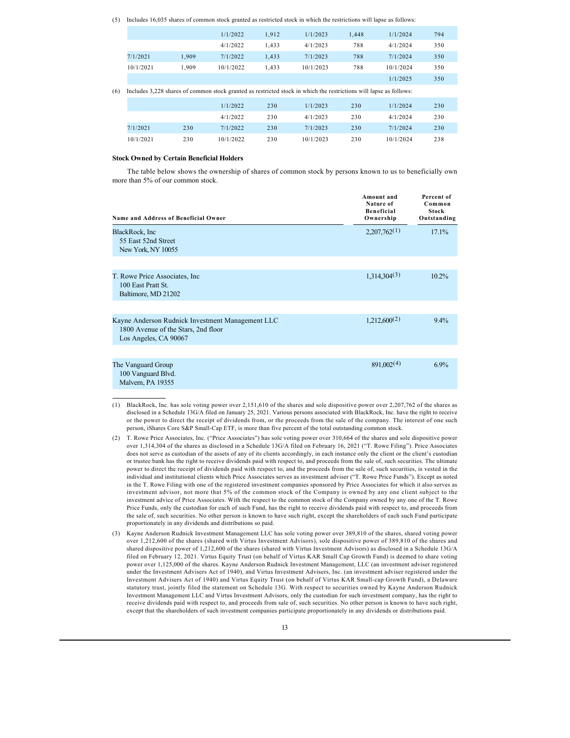(5) Includes 16,035 shares of common stock granted as restricted stock in which the restrictions will lapse as follows:

| | | | | | | | |
|---|---|---|---|---|---|---|---|
| | | 1/1/2022 | 1,912 | 1/1/2023 | 1,448 | 1/1/2024 | 794 |
| | | 4/1/2022 | 1,433 | 4/1/2023 | 788 | 4/1/2024 | 350 |
| 7/1/2021 | 1,909 | 7/1/2022 | 1,433 | 7/1/2023 | 788 | 7/1/2024 | 350 |
| 10/1/2021 | 1,909 | 10/1/2022 | 1,433 | 10/1/2023 | 788 | 10/1/2024 | 350 |
| | | | | | | 1/1/2025 | 350 |

(6) Includes 3,228 shares of common stock granted as restricted stock in which the restrictions will lapse as follows:

| | | | | | | | |
|---|---|---|---|---|---|---|---|
| | | 1/1/2022 | 230 | 1/1/2023 | 230 | 1/1/2024 | 230 |
| | | 4/1/2022 | 230 | 4/1/2023 | 230 | 4/1/2024 | 230 |
| 7/1/2021 | 230 | 7/1/2022 | 230 | 7/1/2023 | 230 | 7/1/2024 | 230 |
| 10/1/2021 | 230 | 10/1/2022 | 230 | 10/1/2023 | 230 | 10/1/2024 | 238 |

**Stock Owned by Certain Beneficial Holders**

The table below shows the ownership of shares of common stock by persons known to us to beneficially own more than 5% of our common stock.

| Name and Address of Beneficial Owner | Amount and Nature of Beneficial Ownership | Percent of Common Stock Outstanding |
|---|---|---|
| BlackRock, Inc<br>55 East 52nd Street<br>New York, NY 10055 | 2,207,762(1) | 17.1% |
| T. Rowe Price Associates, Inc<br>100 East Pratt St.<br>Baltimore, MD 21202 | 1,314,304(3) | 10.2% |
| Kayne Anderson Rudnick Investment Management LLC<br>1800 Avenue of the Stars, 2nd floor<br>Los Angeles, CA 90067 | 1,212,600(2) | 9.4% |
| The Vanguard Group<br>100 Vanguard Blvd.<br>Malvern, PA 19355 | 891,002(4) | 6.9% |

(1) BlackRock, Inc. has sole voting power over 2,151,610 of the shares and sole dispositive power over 2,207,762 of the shares as disclosed in a Schedule 13G/A filed on January 25, 2021. Various persons associated with BlackRock, Inc. have the right to receive or the power to direct the receipt of dividends from, or the proceeds from the sale of the company. The interest of one such person, iShares Core S&P Small-Cap ETF, is more than five percent of the total outstanding common stock.

(2) T. Rowe Price Associates, Inc. ("Price Associates") has sole voting power over 310,664 of the shares and sole dispositive power over 1,314,304 of the shares as disclosed in a Schedule 13G/A filed on February 16, 2021 ("T. Rowe Filing"). Price Associates does not serve as custodian of the assets of any of its clients accordingly, in each instance only the client or the client's custodian or trustee bank has the right to receive dividends paid with respect to, and proceeds from the sale of, such securities. The ultimate power to direct the receipt of dividends paid with respect to, and the proceeds from the sale of, such securities, is vested in the individual and institutional clients which Price Associates serves as investment adviser ("T. Rowe Price Funds"). Except as noted in the T. Rowe Filing with one of the registered investment companies sponsored by Price Associates for which it also serves as investment advisor, not more that 5% of the common stock of the Company is owned by any one client subject to the investment advice of Price Associates. With the respect to the common stock of the Company owned by any one of the T. Rowe Price Funds, only the custodian for each of such Fund, has the right to receive dividends paid with respect to, and proceeds from the sale of, such securities. No other person is known to have such right, except the shareholders of each such Fund participate proportionately in any dividends and distributions so paid.

(3) Kayne Anderson Rudnick Investment Management LLC has sole voting power over 389,810 of the shares, shared voting power over 1,212,600 of the shares (shared with Virtus Investment Advisors), sole dispositive power of 389,810 of the shares and shared dispositive power of 1,212,600 of the shares (shared with Virtus Investment Advisors) as disclosed in a Schedule 13G/A filed on February 12, 2021. Virtus Equity Trust (on behalf of Virtus KAR Small Cap Growth Fund) is deemed to share voting power over 1,125,000 of the shares. Kayne Anderson Rudnick Investment Management, LLC (an investment adviser registered under the Investment Advisers Act of 1940), and Virtus Investment Advisers, Inc. (an investment adviser registered under the Investment Advisers Act of 1940) and Virtus Equity Trust (on behalf of Virtus KAR Small-cap Growth Fund), a Delaware statutory trust, jointly filed the statement on Schedule 13G. With respect to securities owned by Kayne Anderson Rudnick Investment Management LLC and Virtus Investment Advisors, only the custodian for such investment company, has the right to receive dividends paid with respect to, and proceeds from sale of, such securities. No other person is known to have such right, except that the shareholders of such investment companies participate proportionately in any dividends or distributions paid.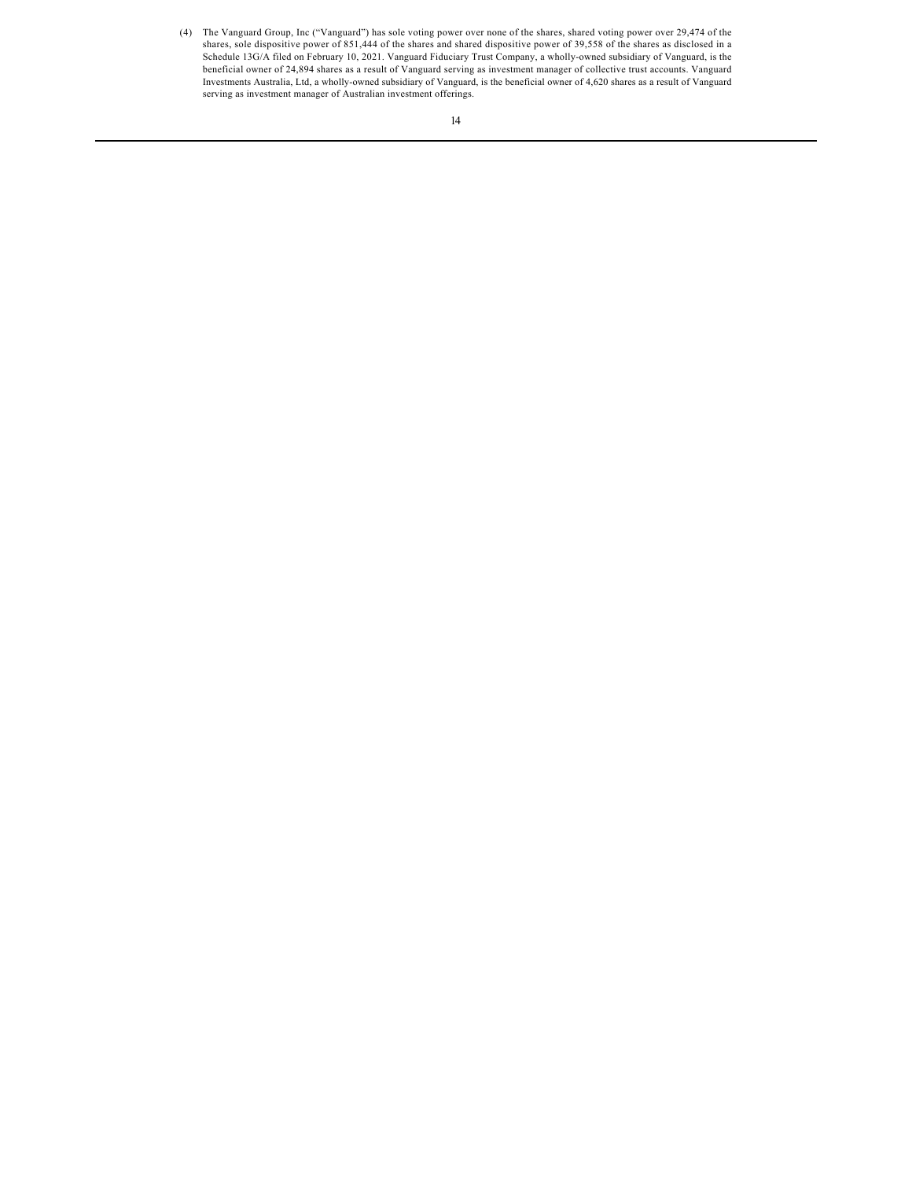(4) The Vanguard Group, Inc ("Vanguard") has sole voting power over none of the shares, shared voting power over 29,474 of the shares, sole dispositive power of 851,444 of the shares and shared dispositive power of 39,558 of the shares as disclosed in a Schedule 13G/A filed on February 10, 2021. Vanguard Fiduciary Trust Company, a wholly-owned subsidiary of Vanguard, is the beneficial owner of 24,894 shares as a result of Vanguard serving as investment manager of collective trust accounts. Vanguard Investments Australia, Ltd, a wholly-owned subsidiary of Vanguard, is the beneficial owner of 4,620 shares as a result of Vanguard serving as investment manager of Australian investment offerings.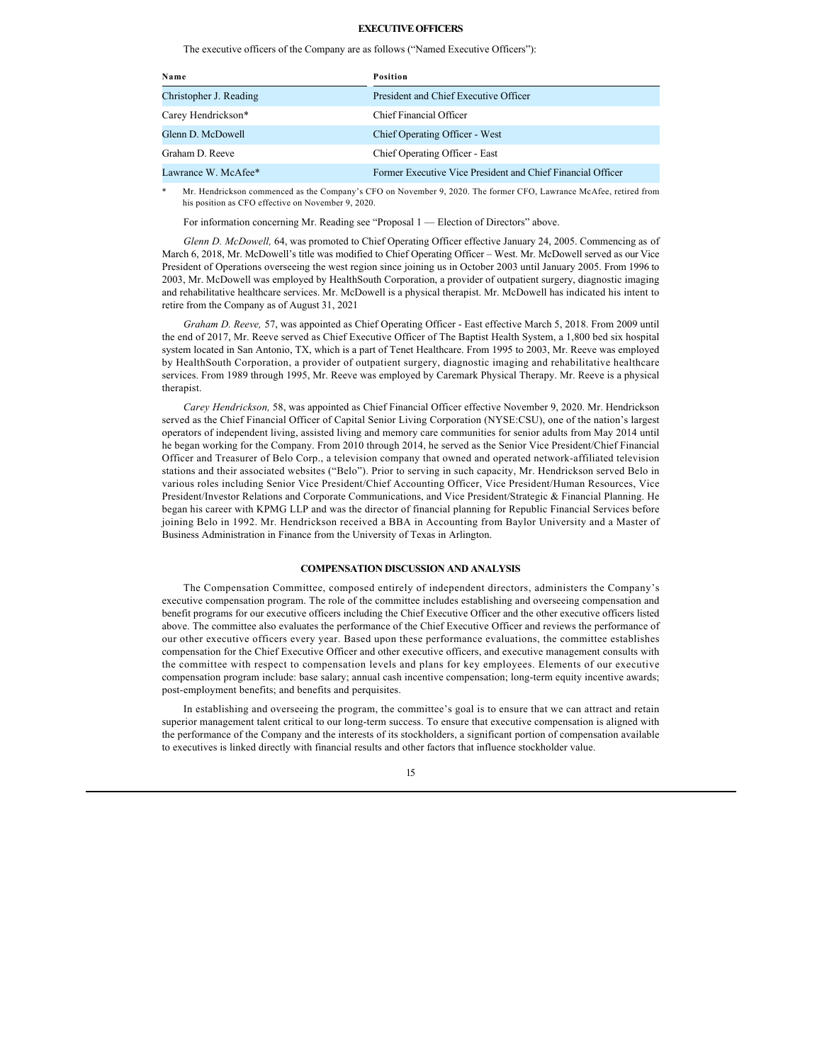## EXECUTIVE OFFICERS

The executive officers of the Company are as follows ("Named Executive Officers"):

| Name | Position |
|---|---|
| Christopher J. Reading | President and Chief Executive Officer |
| Carey Hendrickson* | Chief Financial Officer |
| Glenn D. McDowell | Chief Operating Officer - West |
| Graham D. Reeve | Chief Operating Officer - East |
| Lawrance W. McAfee* | Former Executive Vice President and Chief Financial Officer |

\* Mr. Hendrickson commenced as the Company's CFO on November 9, 2020. The former CFO, Lawrance McAfee, retired from his position as CFO effective on November 9, 2020.

For information concerning Mr. Reading see "Proposal 1 — Election of Directors" above.

*Glenn D. McDowell,* 64, was promoted to Chief Operating Officer effective January 24, 2005. Commencing as of March 6, 2018, Mr. McDowell's title was modified to Chief Operating Officer – West. Mr. McDowell served as our Vice President of Operations overseeing the west region since joining us in October 2003 until January 2005. From 1996 to 2003, Mr. McDowell was employed by HealthSouth Corporation, a provider of outpatient surgery, diagnostic imaging and rehabilitative healthcare services. Mr. McDowell is a physical therapist. Mr. McDowell has indicated his intent to retire from the Company as of August 31, 2021

*Graham D. Reeve,* 57, was appointed as Chief Operating Officer - East effective March 5, 2018. From 2009 until the end of 2017, Mr. Reeve served as Chief Executive Officer of The Baptist Health System, a 1,800 bed six hospital system located in San Antonio, TX, which is a part of Tenet Healthcare. From 1995 to 2003, Mr. Reeve was employed by HealthSouth Corporation, a provider of outpatient surgery, diagnostic imaging and rehabilitative healthcare services. From 1989 through 1995, Mr. Reeve was employed by Caremark Physical Therapy. Mr. Reeve is a physical therapist.

*Carey Hendrickson,* 58, was appointed as Chief Financial Officer effective November 9, 2020. Mr. Hendrickson served as the Chief Financial Officer of Capital Senior Living Corporation (NYSE:CSU), one of the nation's largest operators of independent living, assisted living and memory care communities for senior adults from May 2014 until he began working for the Company. From 2010 through 2014, he served as the Senior Vice President/Chief Financial Officer and Treasurer of Belo Corp., a television company that owned and operated network-affiliated television stations and their associated websites ("Belo"). Prior to serving in such capacity, Mr. Hendrickson served Belo in various roles including Senior Vice President/Chief Accounting Officer, Vice President/Human Resources, Vice President/Investor Relations and Corporate Communications, and Vice President/Strategic & Financial Planning. He began his career with KPMG LLP and was the director of financial planning for Republic Financial Services before joining Belo in 1992. Mr. Hendrickson received a BBA in Accounting from Baylor University and a Master of Business Administration in Finance from the University of Texas in Arlington.

## COMPENSATION DISCUSSION AND ANALYSIS

The Compensation Committee, composed entirely of independent directors, administers the Company's executive compensation program. The role of the committee includes establishing and overseeing compensation and benefit programs for our executive officers including the Chief Executive Officer and the other executive officers listed above. The committee also evaluates the performance of the Chief Executive Officer and reviews the performance of our other executive officers every year. Based upon these performance evaluations, the committee establishes compensation for the Chief Executive Officer and other executive officers, and executive management consults with the committee with respect to compensation levels and plans for key employees. Elements of our executive compensation program include: base salary; annual cash incentive compensation; long-term equity incentive awards; post-employment benefits; and benefits and perquisites.

In establishing and overseeing the program, the committee's goal is to ensure that we can attract and retain superior management talent critical to our long-term success. To ensure that executive compensation is aligned with the performance of the Company and the interests of its stockholders, a significant portion of compensation available to executives is linked directly with financial results and other factors that influence stockholder value.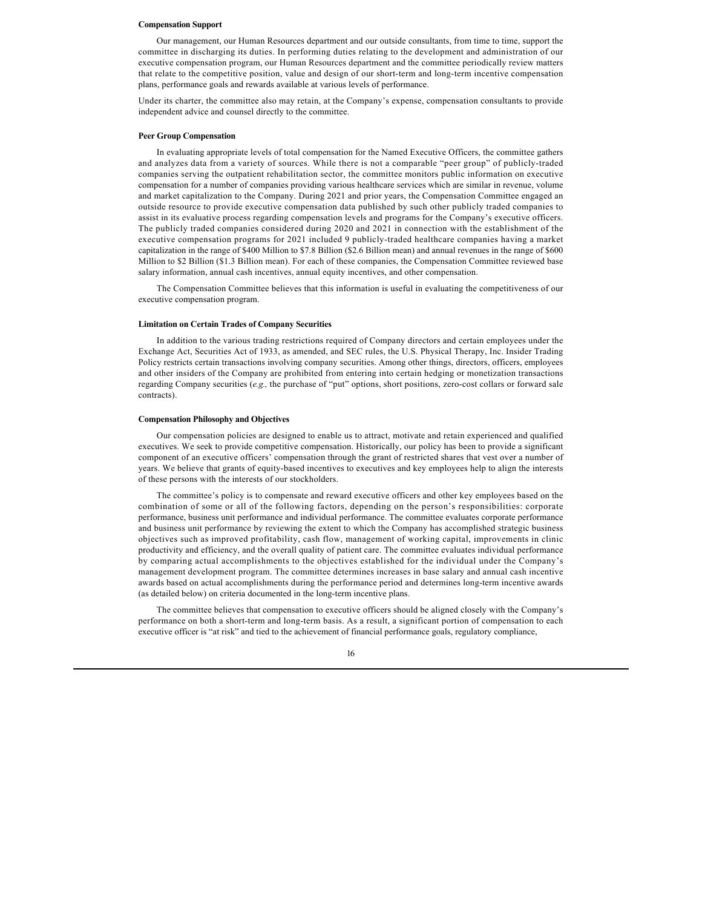**Compensation Support**

Our management, our Human Resources department and our outside consultants, from time to time, support the committee in discharging its duties. In performing duties relating to the development and administration of our executive compensation program, our Human Resources department and the committee periodically review matters that relate to the competitive position, value and design of our short-term and long-term incentive compensation plans, performance goals and rewards available at various levels of performance.

Under its charter, the committee also may retain, at the Company's expense, compensation consultants to provide independent advice and counsel directly to the committee.

**Peer Group Compensation**

In evaluating appropriate levels of total compensation for the Named Executive Officers, the committee gathers and analyzes data from a variety of sources. While there is not a comparable "peer group" of publicly-traded companies serving the outpatient rehabilitation sector, the committee monitors public information on executive compensation for a number of companies providing various healthcare services which are similar in revenue, volume and market capitalization to the Company. During 2021 and prior years, the Compensation Committee engaged an outside resource to provide executive compensation data published by such other publicly traded companies to assist in its evaluative process regarding compensation levels and programs for the Company's executive officers. The publicly traded companies considered during 2020 and 2021 in connection with the establishment of the executive compensation programs for 2021 included 9 publicly-traded healthcare companies having a market capitalization in the range of $400 Million to $7.8 Billion ($2.6 Billion mean) and annual revenues in the range of $600 Million to $2 Billion ($1.3 Billion mean). For each of these companies, the Compensation Committee reviewed base salary information, annual cash incentives, annual equity incentives, and other compensation.

The Compensation Committee believes that this information is useful in evaluating the competitiveness of our executive compensation program.

**Limitation on Certain Trades of Company Securities**

In addition to the various trading restrictions required of Company directors and certain employees under the Exchange Act, Securities Act of 1933, as amended, and SEC rules, the U.S. Physical Therapy, Inc. Insider Trading Policy restricts certain transactions involving company securities. Among other things, directors, officers, employees and other insiders of the Company are prohibited from entering into certain hedging or monetization transactions regarding Company securities (*e.g.,* the purchase of "put" options, short positions, zero-cost collars or forward sale contracts).

**Compensation Philosophy and Objectives**

Our compensation policies are designed to enable us to attract, motivate and retain experienced and qualified executives. We seek to provide competitive compensation. Historically, our policy has been to provide a significant component of an executive officers' compensation through the grant of restricted shares that vest over a number of years. We believe that grants of equity-based incentives to executives and key employees help to align the interests of these persons with the interests of our stockholders.

The committee's policy is to compensate and reward executive officers and other key employees based on the combination of some or all of the following factors, depending on the person's responsibilities: corporate performance, business unit performance and individual performance. The committee evaluates corporate performance and business unit performance by reviewing the extent to which the Company has accomplished strategic business objectives such as improved profitability, cash flow, management of working capital, improvements in clinic productivity and efficiency, and the overall quality of patient care. The committee evaluates individual performance by comparing actual accomplishments to the objectives established for the individual under the Company's management development program. The committee determines increases in base salary and annual cash incentive awards based on actual accomplishments during the performance period and determines long-term incentive awards (as detailed below) on criteria documented in the long-term incentive plans.

The committee believes that compensation to executive officers should be aligned closely with the Company's performance on both a short-term and long-term basis. As a result, a significant portion of compensation to each executive officer is "at risk" and tied to the achievement of financial performance goals, regulatory compliance,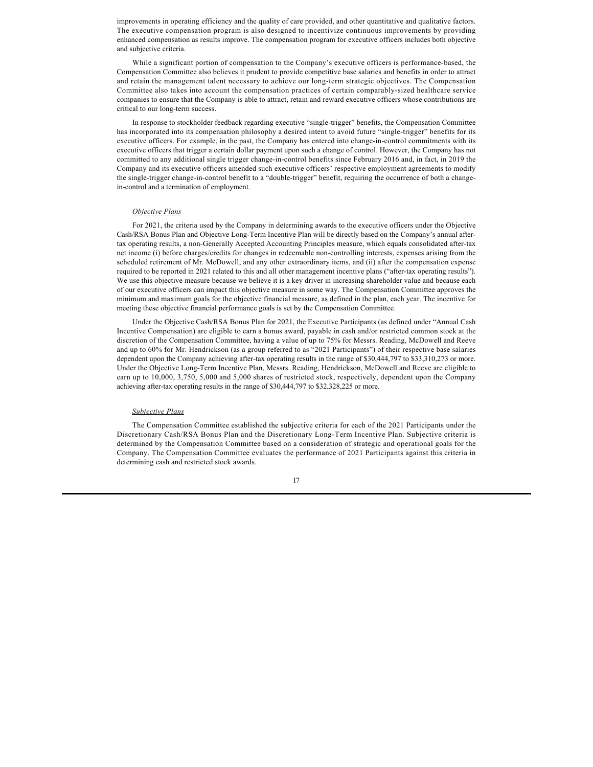improvements in operating efficiency and the quality of care provided, and other quantitative and qualitative factors. The executive compensation program is also designed to incentivize continuous improvements by providing enhanced compensation as results improve. The compensation program for executive officers includes both objective and subjective criteria.

While a significant portion of compensation to the Company's executive officers is performance-based, the Compensation Committee also believes it prudent to provide competitive base salaries and benefits in order to attract and retain the management talent necessary to achieve our long-term strategic objectives. The Compensation Committee also takes into account the compensation practices of certain comparably-sized healthcare service companies to ensure that the Company is able to attract, retain and reward executive officers whose contributions are critical to our long-term success.

In response to stockholder feedback regarding executive "single-trigger" benefits, the Compensation Committee has incorporated into its compensation philosophy a desired intent to avoid future "single-trigger" benefits for its executive officers. For example, in the past, the Company has entered into change-in-control commitments with its executive officers that trigger a certain dollar payment upon such a change of control. However, the Company has not committed to any additional single trigger change-in-control benefits since February 2016 and, in fact, in 2019 the Company and its executive officers amended such executive officers' respective employment agreements to modify the single-trigger change-in-control benefit to a "double-trigger" benefit, requiring the occurrence of both a change-in-control and a termination of employment.

*Objective Plans*

For 2021, the criteria used by the Company in determining awards to the executive officers under the Objective Cash/RSA Bonus Plan and Objective Long-Term Incentive Plan will be directly based on the Company's annual after-tax operating results, a non-Generally Accepted Accounting Principles measure, which equals consolidated after-tax net income (i) before charges/credits for changes in redeemable non-controlling interests, expenses arising from the scheduled retirement of Mr. McDowell, and any other extraordinary items, and (ii) after the compensation expense required to be reported in 2021 related to this and all other management incentive plans ("after-tax operating results"). We use this objective measure because we believe it is a key driver in increasing shareholder value and because each of our executive officers can impact this objective measure in some way. The Compensation Committee approves the minimum and maximum goals for the objective financial measure, as defined in the plan, each year. The incentive for meeting these objective financial performance goals is set by the Compensation Committee.

Under the Objective Cash/RSA Bonus Plan for 2021, the Executive Participants (as defined under "Annual Cash Incentive Compensation) are eligible to earn a bonus award, payable in cash and/or restricted common stock at the discretion of the Compensation Committee, having a value of up to 75% for Messrs. Reading, McDowell and Reeve and up to 60% for Mr. Hendrickson (as a group referred to as "2021 Participants") of their respective base salaries dependent upon the Company achieving after-tax operating results in the range of $30,444,797 to $33,310,273 or more. Under the Objective Long-Term Incentive Plan, Messrs. Reading, Hendrickson, McDowell and Reeve are eligible to earn up to 10,000, 3,750, 5,000 and 5,000 shares of restricted stock, respectively, dependent upon the Company achieving after-tax operating results in the range of $30,444,797 to $32,328,225 or more.

*Subjective Plans*

The Compensation Committee established the subjective criteria for each of the 2021 Participants under the Discretionary Cash/RSA Bonus Plan and the Discretionary Long-Term Incentive Plan. Subjective criteria is determined by the Compensation Committee based on a consideration of strategic and operational goals for the Company. The Compensation Committee evaluates the performance of 2021 Participants against this criteria in determining cash and restricted stock awards.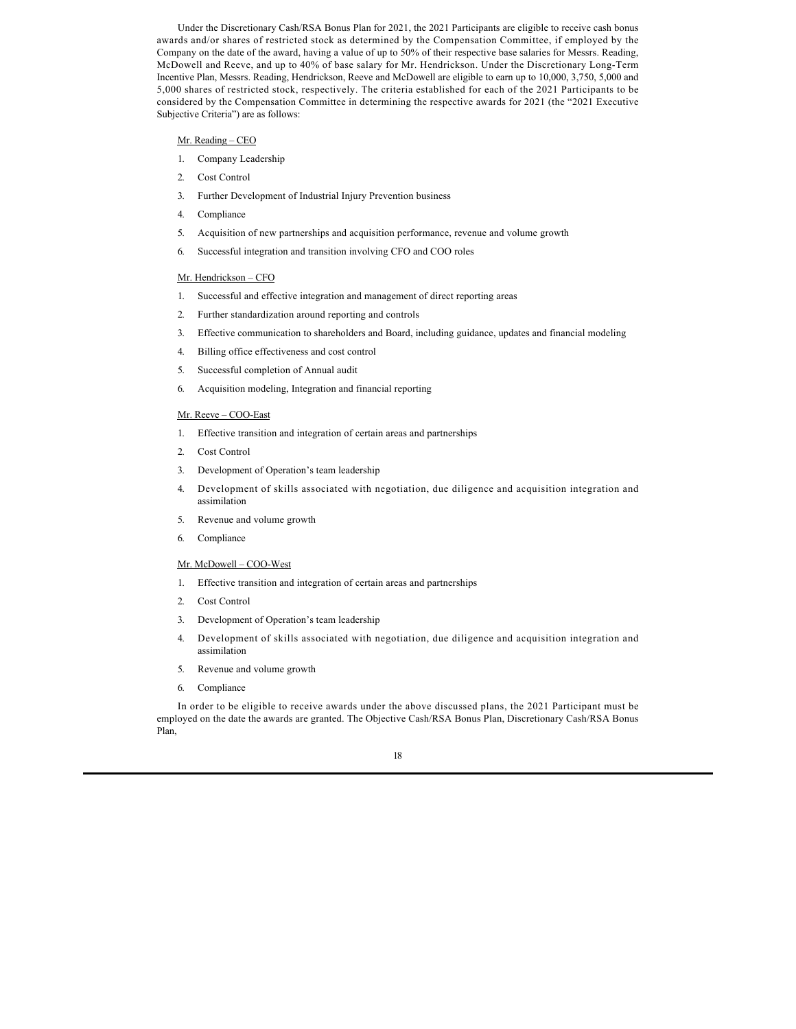Under the Discretionary Cash/RSA Bonus Plan for 2021, the 2021 Participants are eligible to receive cash bonus awards and/or shares of restricted stock as determined by the Compensation Committee, if employed by the Company on the date of the award, having a value of up to 50% of their respective base salaries for Messrs. Reading, McDowell and Reeve, and up to 40% of base salary for Mr. Hendrickson. Under the Discretionary Long-Term Incentive Plan, Messrs. Reading, Hendrickson, Reeve and McDowell are eligible to earn up to 10,000, 3,750, 5,000 and 5,000 shares of restricted stock, respectively. The criteria established for each of the 2021 Participants to be considered by the Compensation Committee in determining the respective awards for 2021 (the "2021 Executive Subjective Criteria") are as follows:

Mr. Reading – CEO

1. Company Leadership
2. Cost Control
3. Further Development of Industrial Injury Prevention business
4. Compliance
5. Acquisition of new partnerships and acquisition performance, revenue and volume growth
6. Successful integration and transition involving CFO and COO roles

Mr. Hendrickson – CFO

1. Successful and effective integration and management of direct reporting areas
2. Further standardization around reporting and controls
3. Effective communication to shareholders and Board, including guidance, updates and financial modeling
4. Billing office effectiveness and cost control
5. Successful completion of Annual audit
6. Acquisition modeling, Integration and financial reporting

Mr. Reeve – COO-East

1. Effective transition and integration of certain areas and partnerships
2. Cost Control
3. Development of Operation's team leadership
4. Development of skills associated with negotiation, due diligence and acquisition integration and assimilation
5. Revenue and volume growth
6. Compliance

Mr. McDowell – COO-West

1. Effective transition and integration of certain areas and partnerships
2. Cost Control
3. Development of Operation's team leadership
4. Development of skills associated with negotiation, due diligence and acquisition integration and assimilation
5. Revenue and volume growth
6. Compliance

In order to be eligible to receive awards under the above discussed plans, the 2021 Participant must be employed on the date the awards are granted. The Objective Cash/RSA Bonus Plan, Discretionary Cash/RSA Bonus Plan,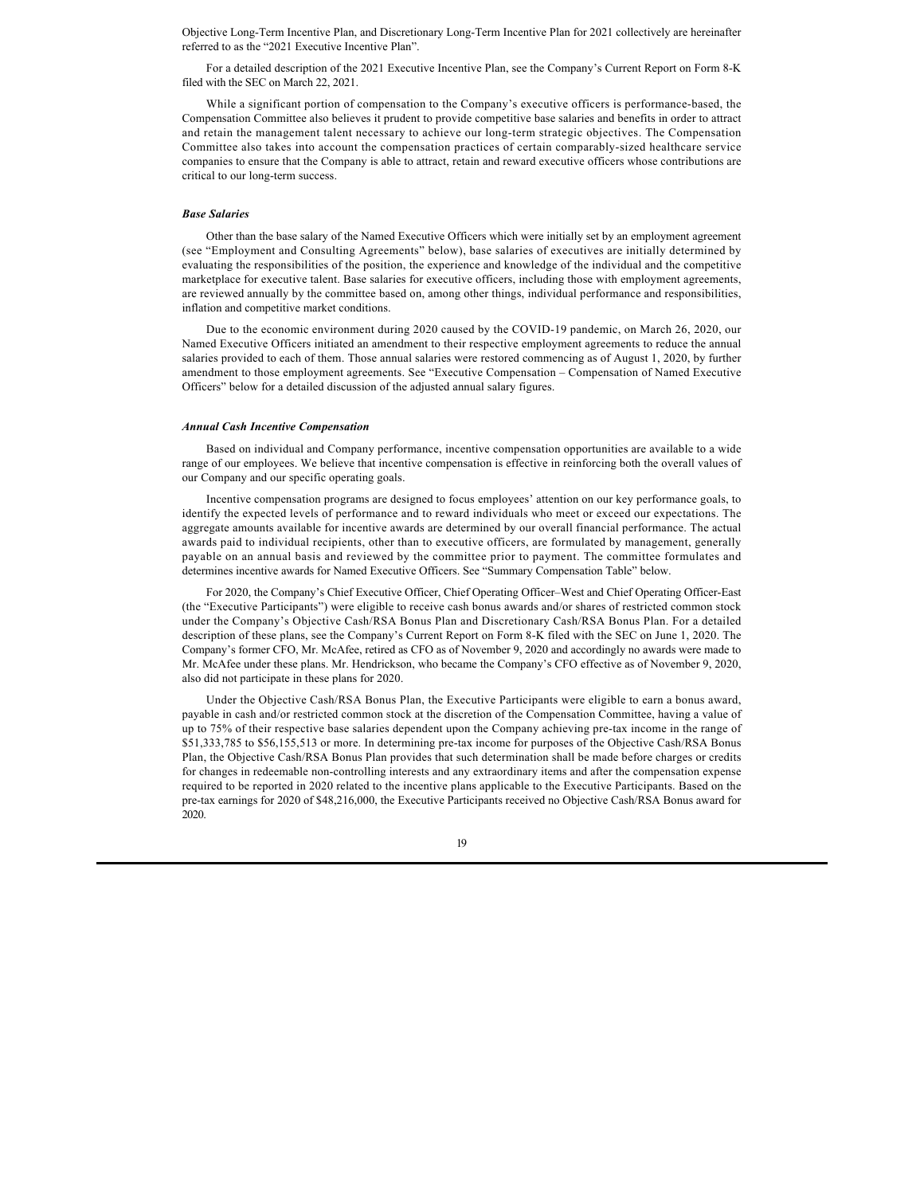Objective Long-Term Incentive Plan, and Discretionary Long-Term Incentive Plan for 2021 collectively are hereinafter referred to as the "2021 Executive Incentive Plan".

For a detailed description of the 2021 Executive Incentive Plan, see the Company's Current Report on Form 8-K filed with the SEC on March 22, 2021.

While a significant portion of compensation to the Company's executive officers is performance-based, the Compensation Committee also believes it prudent to provide competitive base salaries and benefits in order to attract and retain the management talent necessary to achieve our long-term strategic objectives. The Compensation Committee also takes into account the compensation practices of certain comparably-sized healthcare service companies to ensure that the Company is able to attract, retain and reward executive officers whose contributions are critical to our long-term success.

***Base Salaries***

Other than the base salary of the Named Executive Officers which were initially set by an employment agreement (see "Employment and Consulting Agreements" below), base salaries of executives are initially determined by evaluating the responsibilities of the position, the experience and knowledge of the individual and the competitive marketplace for executive talent. Base salaries for executive officers, including those with employment agreements, are reviewed annually by the committee based on, among other things, individual performance and responsibilities, inflation and competitive market conditions.

Due to the economic environment during 2020 caused by the COVID-19 pandemic, on March 26, 2020, our Named Executive Officers initiated an amendment to their respective employment agreements to reduce the annual salaries provided to each of them. Those annual salaries were restored commencing as of August 1, 2020, by further amendment to those employment agreements. See "Executive Compensation – Compensation of Named Executive Officers" below for a detailed discussion of the adjusted annual salary figures.

***Annual Cash Incentive Compensation***

Based on individual and Company performance, incentive compensation opportunities are available to a wide range of our employees. We believe that incentive compensation is effective in reinforcing both the overall values of our Company and our specific operating goals.

Incentive compensation programs are designed to focus employees' attention on our key performance goals, to identify the expected levels of performance and to reward individuals who meet or exceed our expectations. The aggregate amounts available for incentive awards are determined by our overall financial performance. The actual awards paid to individual recipients, other than to executive officers, are formulated by management, generally payable on an annual basis and reviewed by the committee prior to payment. The committee formulates and determines incentive awards for Named Executive Officers. See "Summary Compensation Table" below.

For 2020, the Company's Chief Executive Officer, Chief Operating Officer–West and Chief Operating Officer-East (the "Executive Participants") were eligible to receive cash bonus awards and/or shares of restricted common stock under the Company's Objective Cash/RSA Bonus Plan and Discretionary Cash/RSA Bonus Plan. For a detailed description of these plans, see the Company's Current Report on Form 8-K filed with the SEC on June 1, 2020. The Company's former CFO, Mr. McAfee, retired as CFO as of November 9, 2020 and accordingly no awards were made to Mr. McAfee under these plans. Mr. Hendrickson, who became the Company's CFO effective as of November 9, 2020, also did not participate in these plans for 2020.

Under the Objective Cash/RSA Bonus Plan, the Executive Participants were eligible to earn a bonus award, payable in cash and/or restricted common stock at the discretion of the Compensation Committee, having a value of up to 75% of their respective base salaries dependent upon the Company achieving pre-tax income in the range of $51,333,785 to $56,155,513 or more. In determining pre-tax income for purposes of the Objective Cash/RSA Bonus Plan, the Objective Cash/RSA Bonus Plan provides that such determination shall be made before charges or credits for changes in redeemable non-controlling interests and any extraordinary items and after the compensation expense required to be reported in 2020 related to the incentive plans applicable to the Executive Participants. Based on the pre-tax earnings for 2020 of $48,216,000, the Executive Participants received no Objective Cash/RSA Bonus award for 2020.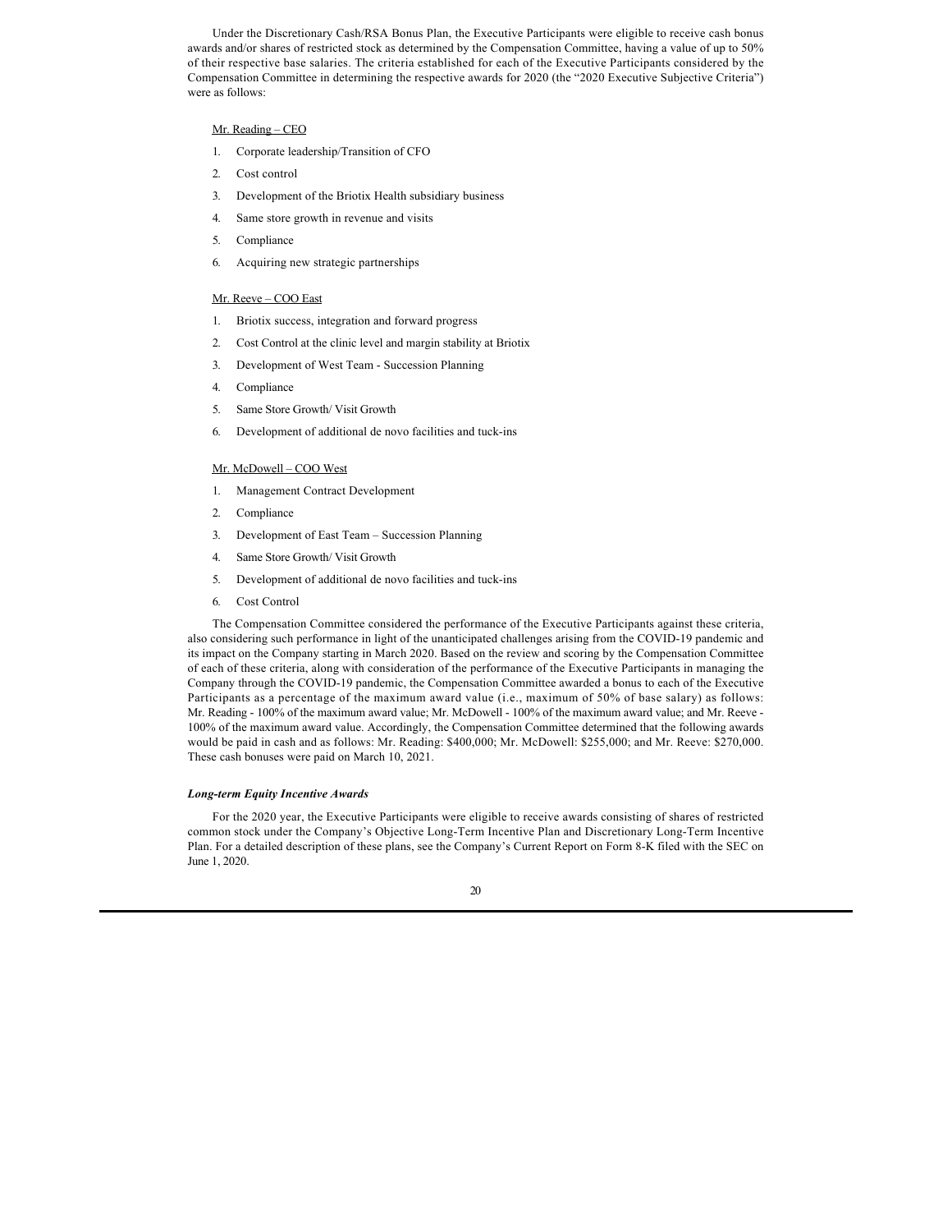Under the Discretionary Cash/RSA Bonus Plan, the Executive Participants were eligible to receive cash bonus awards and/or shares of restricted stock as determined by the Compensation Committee, having a value of up to 50% of their respective base salaries. The criteria established for each of the Executive Participants considered by the Compensation Committee in determining the respective awards for 2020 (the "2020 Executive Subjective Criteria") were as follows:

Mr. Reading – CEO

1. Corporate leadership/Transition of CFO
2. Cost control
3. Development of the Briotix Health subsidiary business
4. Same store growth in revenue and visits
5. Compliance
6. Acquiring new strategic partnerships

Mr. Reeve – COO East

1. Briotix success, integration and forward progress
2. Cost Control at the clinic level and margin stability at Briotix
3. Development of West Team - Succession Planning
4. Compliance
5. Same Store Growth/ Visit Growth
6. Development of additional de novo facilities and tuck-ins

Mr. McDowell – COO West

1. Management Contract Development
2. Compliance
3. Development of East Team – Succession Planning
4. Same Store Growth/ Visit Growth
5. Development of additional de novo facilities and tuck-ins
6. Cost Control

The Compensation Committee considered the performance of the Executive Participants against these criteria, also considering such performance in light of the unanticipated challenges arising from the COVID-19 pandemic and its impact on the Company starting in March 2020. Based on the review and scoring by the Compensation Committee of each of these criteria, along with consideration of the performance of the Executive Participants in managing the Company through the COVID-19 pandemic, the Compensation Committee awarded a bonus to each of the Executive Participants as a percentage of the maximum award value (i.e., maximum of 50% of base salary) as follows: Mr. Reading - 100% of the maximum award value; Mr. McDowell - 100% of the maximum award value; and Mr. Reeve - 100% of the maximum award value. Accordingly, the Compensation Committee determined that the following awards would be paid in cash and as follows: Mr. Reading: $400,000; Mr. McDowell: $255,000; and Mr. Reeve: $270,000. These cash bonuses were paid on March 10, 2021.

***Long-term Equity Incentive Awards***

For the 2020 year, the Executive Participants were eligible to receive awards consisting of shares of restricted common stock under the Company's Objective Long-Term Incentive Plan and Discretionary Long-Term Incentive Plan. For a detailed description of these plans, see the Company's Current Report on Form 8-K filed with the SEC on June 1, 2020.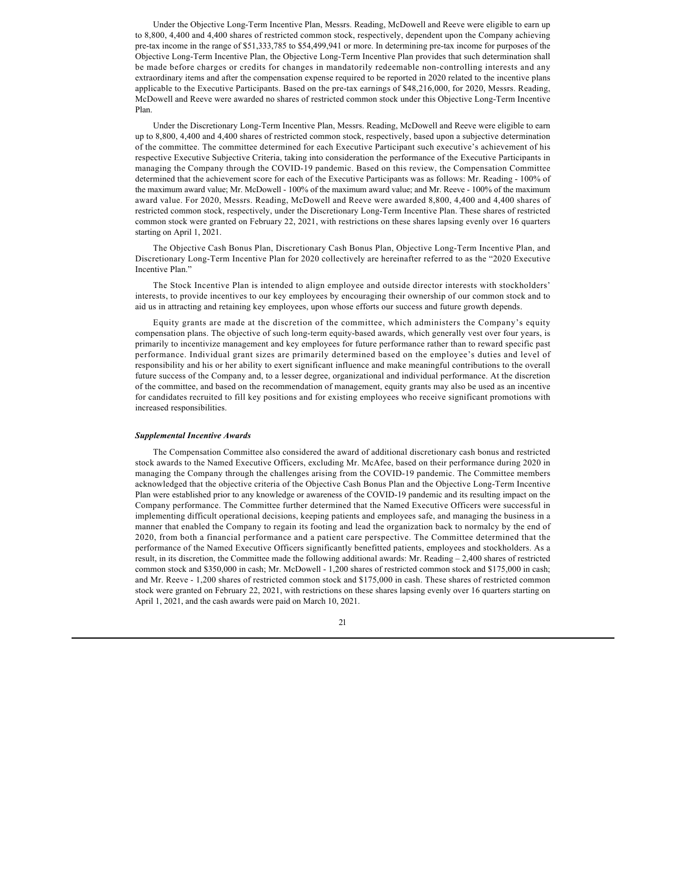Under the Objective Long-Term Incentive Plan, Messrs. Reading, McDowell and Reeve were eligible to earn up to 8,800, 4,400 and 4,400 shares of restricted common stock, respectively, dependent upon the Company achieving pre-tax income in the range of $51,333,785 to $54,499,941 or more. In determining pre-tax income for purposes of the Objective Long-Term Incentive Plan, the Objective Long-Term Incentive Plan provides that such determination shall be made before charges or credits for changes in mandatorily redeemable non-controlling interests and any extraordinary items and after the compensation expense required to be reported in 2020 related to the incentive plans applicable to the Executive Participants. Based on the pre-tax earnings of $48,216,000, for 2020, Messrs. Reading, McDowell and Reeve were awarded no shares of restricted common stock under this Objective Long-Term Incentive Plan.

Under the Discretionary Long-Term Incentive Plan, Messrs. Reading, McDowell and Reeve were eligible to earn up to 8,800, 4,400 and 4,400 shares of restricted common stock, respectively, based upon a subjective determination of the committee. The committee determined for each Executive Participant such executive's achievement of his respective Executive Subjective Criteria, taking into consideration the performance of the Executive Participants in managing the Company through the COVID-19 pandemic. Based on this review, the Compensation Committee determined that the achievement score for each of the Executive Participants was as follows: Mr. Reading - 100% of the maximum award value; Mr. McDowell - 100% of the maximum award value; and Mr. Reeve - 100% of the maximum award value. For 2020, Messrs. Reading, McDowell and Reeve were awarded 8,800, 4,400 and 4,400 shares of restricted common stock, respectively, under the Discretionary Long-Term Incentive Plan. These shares of restricted common stock were granted on February 22, 2021, with restrictions on these shares lapsing evenly over 16 quarters starting on April 1, 2021.

The Objective Cash Bonus Plan, Discretionary Cash Bonus Plan, Objective Long-Term Incentive Plan, and Discretionary Long-Term Incentive Plan for 2020 collectively are hereinafter referred to as the "2020 Executive Incentive Plan."

The Stock Incentive Plan is intended to align employee and outside director interests with stockholders' interests, to provide incentives to our key employees by encouraging their ownership of our common stock and to aid us in attracting and retaining key employees, upon whose efforts our success and future growth depends.

Equity grants are made at the discretion of the committee, which administers the Company's equity compensation plans. The objective of such long-term equity-based awards, which generally vest over four years, is primarily to incentivize management and key employees for future performance rather than to reward specific past performance. Individual grant sizes are primarily determined based on the employee's duties and level of responsibility and his or her ability to exert significant influence and make meaningful contributions to the overall future success of the Company and, to a lesser degree, organizational and individual performance. At the discretion of the committee, and based on the recommendation of management, equity grants may also be used as an incentive for candidates recruited to fill key positions and for existing employees who receive significant promotions with increased responsibilities.

***Supplemental Incentive Awards***

The Compensation Committee also considered the award of additional discretionary cash bonus and restricted stock awards to the Named Executive Officers, excluding Mr. McAfee, based on their performance during 2020 in managing the Company through the challenges arising from the COVID-19 pandemic. The Committee members acknowledged that the objective criteria of the Objective Cash Bonus Plan and the Objective Long-Term Incentive Plan were established prior to any knowledge or awareness of the COVID-19 pandemic and its resulting impact on the Company performance. The Committee further determined that the Named Executive Officers were successful in implementing difficult operational decisions, keeping patients and employees safe, and managing the business in a manner that enabled the Company to regain its footing and lead the organization back to normalcy by the end of 2020, from both a financial performance and a patient care perspective. The Committee determined that the performance of the Named Executive Officers significantly benefitted patients, employees and stockholders. As a result, in its discretion, the Committee made the following additional awards: Mr. Reading – 2,400 shares of restricted common stock and $350,000 in cash; Mr. McDowell - 1,200 shares of restricted common stock and $175,000 in cash; and Mr. Reeve - 1,200 shares of restricted common stock and $175,000 in cash. These shares of restricted common stock were granted on February 22, 2021, with restrictions on these shares lapsing evenly over 16 quarters starting on April 1, 2021, and the cash awards were paid on March 10, 2021.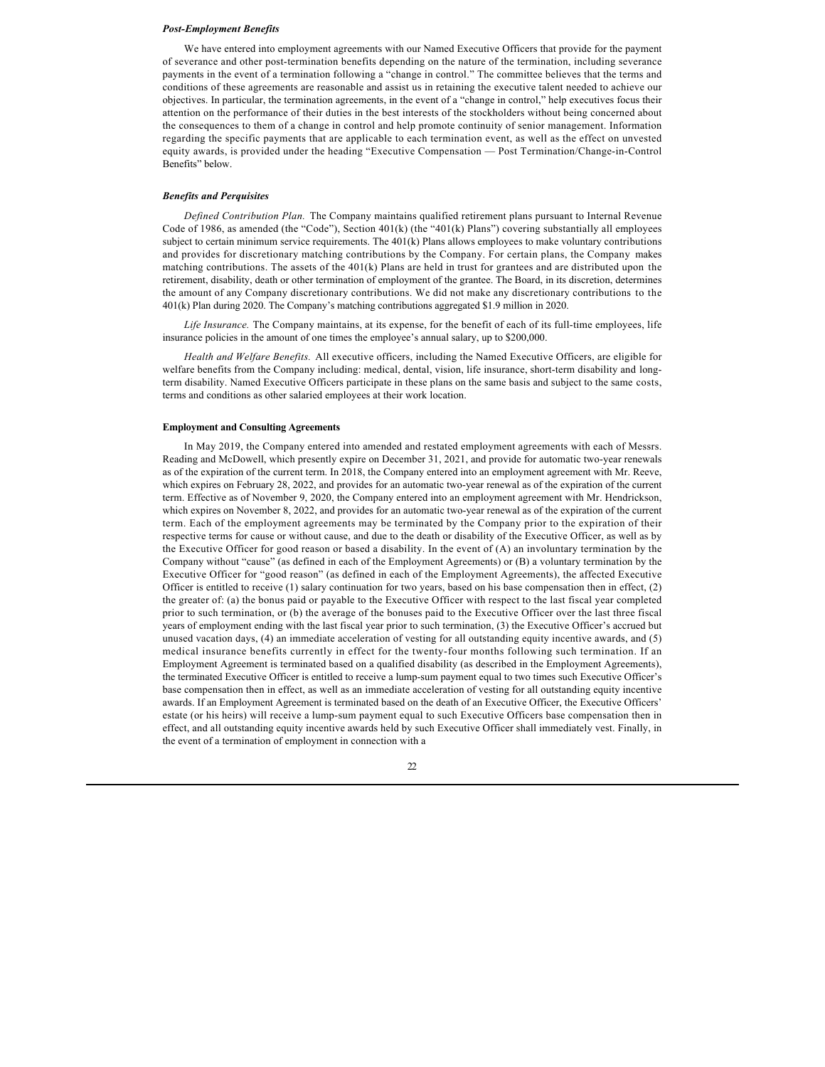***Post-Employment Benefits***

We have entered into employment agreements with our Named Executive Officers that provide for the payment of severance and other post-termination benefits depending on the nature of the termination, including severance payments in the event of a termination following a "change in control." The committee believes that the terms and conditions of these agreements are reasonable and assist us in retaining the executive talent needed to achieve our objectives. In particular, the termination agreements, in the event of a "change in control," help executives focus their attention on the performance of their duties in the best interests of the stockholders without being concerned about the consequences to them of a change in control and help promote continuity of senior management. Information regarding the specific payments that are applicable to each termination event, as well as the effect on unvested equity awards, is provided under the heading "Executive Compensation — Post Termination/Change-in-Control Benefits" below.

***Benefits and Perquisites***

*Defined Contribution Plan.* The Company maintains qualified retirement plans pursuant to Internal Revenue Code of 1986, as amended (the "Code"), Section 401(k) (the "401(k) Plans") covering substantially all employees subject to certain minimum service requirements. The 401(k) Plans allows employees to make voluntary contributions and provides for discretionary matching contributions by the Company. For certain plans, the Company makes matching contributions. The assets of the 401(k) Plans are held in trust for grantees and are distributed upon the retirement, disability, death or other termination of employment of the grantee. The Board, in its discretion, determines the amount of any Company discretionary contributions. We did not make any discretionary contributions to the 401(k) Plan during 2020. The Company's matching contributions aggregated $1.9 million in 2020.

*Life Insurance.* The Company maintains, at its expense, for the benefit of each of its full-time employees, life insurance policies in the amount of one times the employee's annual salary, up to $200,000.

*Health and Welfare Benefits.* All executive officers, including the Named Executive Officers, are eligible for welfare benefits from the Company including: medical, dental, vision, life insurance, short-term disability and long-term disability. Named Executive Officers participate in these plans on the same basis and subject to the same costs, terms and conditions as other salaried employees at their work location.

**Employment and Consulting Agreements**

In May 2019, the Company entered into amended and restated employment agreements with each of Messrs. Reading and McDowell, which presently expire on December 31, 2021, and provide for automatic two-year renewals as of the expiration of the current term. In 2018, the Company entered into an employment agreement with Mr. Reeve, which expires on February 28, 2022, and provides for an automatic two-year renewal as of the expiration of the current term. Effective as of November 9, 2020, the Company entered into an employment agreement with Mr. Hendrickson, which expires on November 8, 2022, and provides for an automatic two-year renewal as of the expiration of the current term. Each of the employment agreements may be terminated by the Company prior to the expiration of their respective terms for cause or without cause, and due to the death or disability of the Executive Officer, as well as by the Executive Officer for good reason or based a disability. In the event of (A) an involuntary termination by the Company without "cause" (as defined in each of the Employment Agreements) or (B) a voluntary termination by the Executive Officer for "good reason" (as defined in each of the Employment Agreements), the affected Executive Officer is entitled to receive (1) salary continuation for two years, based on his base compensation then in effect, (2) the greater of: (a) the bonus paid or payable to the Executive Officer with respect to the last fiscal year completed prior to such termination, or (b) the average of the bonuses paid to the Executive Officer over the last three fiscal years of employment ending with the last fiscal year prior to such termination, (3) the Executive Officer's accrued but unused vacation days, (4) an immediate acceleration of vesting for all outstanding equity incentive awards, and (5) medical insurance benefits currently in effect for the twenty-four months following such termination. If an Employment Agreement is terminated based on a qualified disability (as described in the Employment Agreements), the terminated Executive Officer is entitled to receive a lump-sum payment equal to two times such Executive Officer's base compensation then in effect, as well as an immediate acceleration of vesting for all outstanding equity incentive awards. If an Employment Agreement is terminated based on the death of an Executive Officer, the Executive Officers' estate (or his heirs) will receive a lump-sum payment equal to such Executive Officers base compensation then in effect, and all outstanding equity incentive awards held by such Executive Officer shall immediately vest. Finally, in the event of a termination of employment in connection with a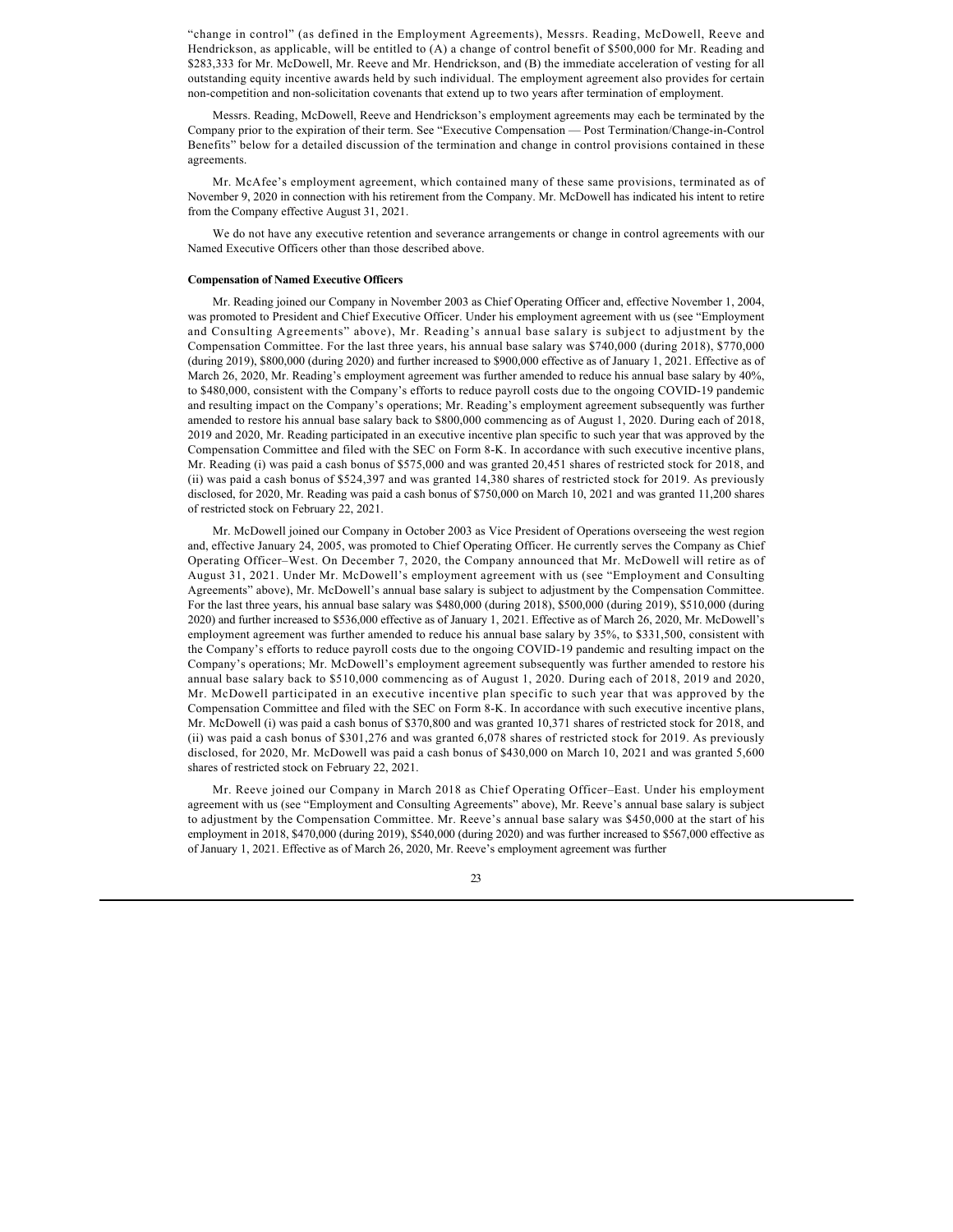"change in control" (as defined in the Employment Agreements), Messrs. Reading, McDowell, Reeve and Hendrickson, as applicable, will be entitled to (A) a change of control benefit of $500,000 for Mr. Reading and $283,333 for Mr. McDowell, Mr. Reeve and Mr. Hendrickson, and (B) the immediate acceleration of vesting for all outstanding equity incentive awards held by such individual. The employment agreement also provides for certain non-competition and non-solicitation covenants that extend up to two years after termination of employment.

Messrs. Reading, McDowell, Reeve and Hendrickson's employment agreements may each be terminated by the Company prior to the expiration of their term. See "Executive Compensation — Post Termination/Change-in-Control Benefits" below for a detailed discussion of the termination and change in control provisions contained in these agreements.

Mr. McAfee's employment agreement, which contained many of these same provisions, terminated as of November 9, 2020 in connection with his retirement from the Company. Mr. McDowell has indicated his intent to retire from the Company effective August 31, 2021.

We do not have any executive retention and severance arrangements or change in control agreements with our Named Executive Officers other than those described above.

**Compensation of Named Executive Officers**

Mr. Reading joined our Company in November 2003 as Chief Operating Officer and, effective November 1, 2004, was promoted to President and Chief Executive Officer. Under his employment agreement with us (see "Employment and Consulting Agreements" above), Mr. Reading's annual base salary is subject to adjustment by the Compensation Committee. For the last three years, his annual base salary was $740,000 (during 2018), $770,000 (during 2019), $800,000 (during 2020) and further increased to $900,000 effective as of January 1, 2021. Effective as of March 26, 2020, Mr. Reading's employment agreement was further amended to reduce his annual base salary by 40%, to $480,000, consistent with the Company's efforts to reduce payroll costs due to the ongoing COVID-19 pandemic and resulting impact on the Company's operations; Mr. Reading's employment agreement subsequently was further amended to restore his annual base salary back to $800,000 commencing as of August 1, 2020. During each of 2018, 2019 and 2020, Mr. Reading participated in an executive incentive plan specific to such year that was approved by the Compensation Committee and filed with the SEC on Form 8-K. In accordance with such executive incentive plans, Mr. Reading (i) was paid a cash bonus of $575,000 and was granted 20,451 shares of restricted stock for 2018, and (ii) was paid a cash bonus of $524,397 and was granted 14,380 shares of restricted stock for 2019. As previously disclosed, for 2020, Mr. Reading was paid a cash bonus of $750,000 on March 10, 2021 and was granted 11,200 shares of restricted stock on February 22, 2021.

Mr. McDowell joined our Company in October 2003 as Vice President of Operations overseeing the west region and, effective January 24, 2005, was promoted to Chief Operating Officer. He currently serves the Company as Chief Operating Officer–West. On December 7, 2020, the Company announced that Mr. McDowell will retire as of August 31, 2021. Under Mr. McDowell's employment agreement with us (see "Employment and Consulting Agreements" above), Mr. McDowell's annual base salary is subject to adjustment by the Compensation Committee. For the last three years, his annual base salary was $480,000 (during 2018), $500,000 (during 2019), $510,000 (during 2020) and further increased to $536,000 effective as of January 1, 2021. Effective as of March 26, 2020, Mr. McDowell's employment agreement was further amended to reduce his annual base salary by 35%, to $331,500, consistent with the Company's efforts to reduce payroll costs due to the ongoing COVID-19 pandemic and resulting impact on the Company's operations; Mr. McDowell's employment agreement subsequently was further amended to restore his annual base salary back to $510,000 commencing as of August 1, 2020. During each of 2018, 2019 and 2020, Mr. McDowell participated in an executive incentive plan specific to such year that was approved by the Compensation Committee and filed with the SEC on Form 8-K. In accordance with such executive incentive plans, Mr. McDowell (i) was paid a cash bonus of $370,800 and was granted 10,371 shares of restricted stock for 2018, and (ii) was paid a cash bonus of $301,276 and was granted 6,078 shares of restricted stock for 2019. As previously disclosed, for 2020, Mr. McDowell was paid a cash bonus of $430,000 on March 10, 2021 and was granted 5,600 shares of restricted stock on February 22, 2021.

Mr. Reeve joined our Company in March 2018 as Chief Operating Officer–East. Under his employment agreement with us (see "Employment and Consulting Agreements" above), Mr. Reeve's annual base salary is subject to adjustment by the Compensation Committee. Mr. Reeve's annual base salary was $450,000 at the start of his employment in 2018, $470,000 (during 2019), $540,000 (during 2020) and was further increased to $567,000 effective as of January 1, 2021. Effective as of March 26, 2020, Mr. Reeve's employment agreement was further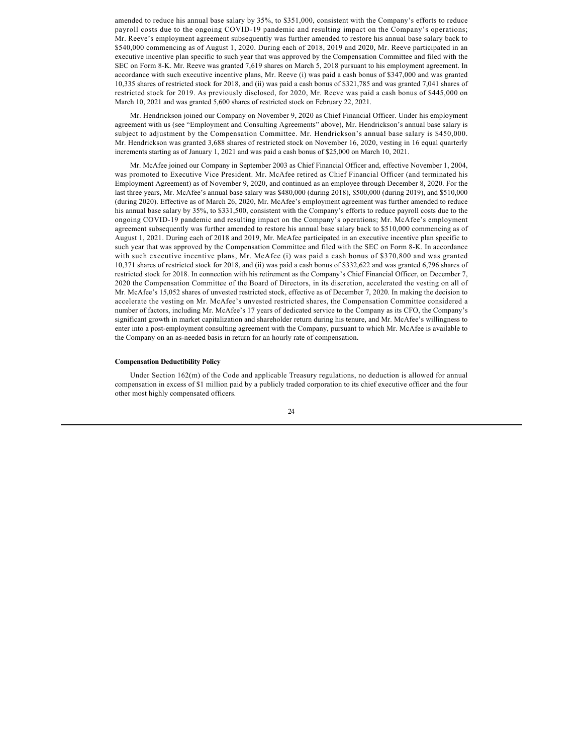amended to reduce his annual base salary by 35%, to $351,000, consistent with the Company's efforts to reduce payroll costs due to the ongoing COVID-19 pandemic and resulting impact on the Company's operations; Mr. Reeve's employment agreement subsequently was further amended to restore his annual base salary back to $540,000 commencing as of August 1, 2020. During each of 2018, 2019 and 2020, Mr. Reeve participated in an executive incentive plan specific to such year that was approved by the Compensation Committee and filed with the SEC on Form 8-K. Mr. Reeve was granted 7,619 shares on March 5, 2018 pursuant to his employment agreement. In accordance with such executive incentive plans, Mr. Reeve (i) was paid a cash bonus of $347,000 and was granted 10,335 shares of restricted stock for 2018, and (ii) was paid a cash bonus of $321,785 and was granted 7,041 shares of restricted stock for 2019. As previously disclosed, for 2020, Mr. Reeve was paid a cash bonus of $445,000 on March 10, 2021 and was granted 5,600 shares of restricted stock on February 22, 2021.

Mr. Hendrickson joined our Company on November 9, 2020 as Chief Financial Officer. Under his employment agreement with us (see "Employment and Consulting Agreements" above), Mr. Hendrickson's annual base salary is subject to adjustment by the Compensation Committee. Mr. Hendrickson's annual base salary is $450,000. Mr. Hendrickson was granted 3,688 shares of restricted stock on November 16, 2020, vesting in 16 equal quarterly increments starting as of January 1, 2021 and was paid a cash bonus of $25,000 on March 10, 2021.

Mr. McAfee joined our Company in September 2003 as Chief Financial Officer and, effective November 1, 2004, was promoted to Executive Vice President. Mr. McAfee retired as Chief Financial Officer (and terminated his Employment Agreement) as of November 9, 2020, and continued as an employee through December 8, 2020. For the last three years, Mr. McAfee's annual base salary was $480,000 (during 2018), $500,000 (during 2019), and $510,000 (during 2020). Effective as of March 26, 2020, Mr. McAfee's employment agreement was further amended to reduce his annual base salary by 35%, to $331,500, consistent with the Company's efforts to reduce payroll costs due to the ongoing COVID-19 pandemic and resulting impact on the Company's operations; Mr. McAfee's employment agreement subsequently was further amended to restore his annual base salary back to $510,000 commencing as of August 1, 2021. During each of 2018 and 2019, Mr. McAfee participated in an executive incentive plan specific to such year that was approved by the Compensation Committee and filed with the SEC on Form 8-K. In accordance with such executive incentive plans, Mr. McAfee (i) was paid a cash bonus of $370,800 and was granted 10,371 shares of restricted stock for 2018, and (ii) was paid a cash bonus of $332,622 and was granted 6,796 shares of restricted stock for 2018. In connection with his retirement as the Company's Chief Financial Officer, on December 7, 2020 the Compensation Committee of the Board of Directors, in its discretion, accelerated the vesting on all of Mr. McAfee's 15,052 shares of unvested restricted stock, effective as of December 7, 2020. In making the decision to accelerate the vesting on Mr. McAfee's unvested restricted shares, the Compensation Committee considered a number of factors, including Mr. McAfee's 17 years of dedicated service to the Company as its CFO, the Company's significant growth in market capitalization and shareholder return during his tenure, and Mr. McAfee's willingness to enter into a post-employment consulting agreement with the Company, pursuant to which Mr. McAfee is available to the Company on an as-needed basis in return for an hourly rate of compensation.

**Compensation Deductibility Policy**

Under Section 162(m) of the Code and applicable Treasury regulations, no deduction is allowed for annual compensation in excess of $1 million paid by a publicly traded corporation to its chief executive officer and the four other most highly compensated officers.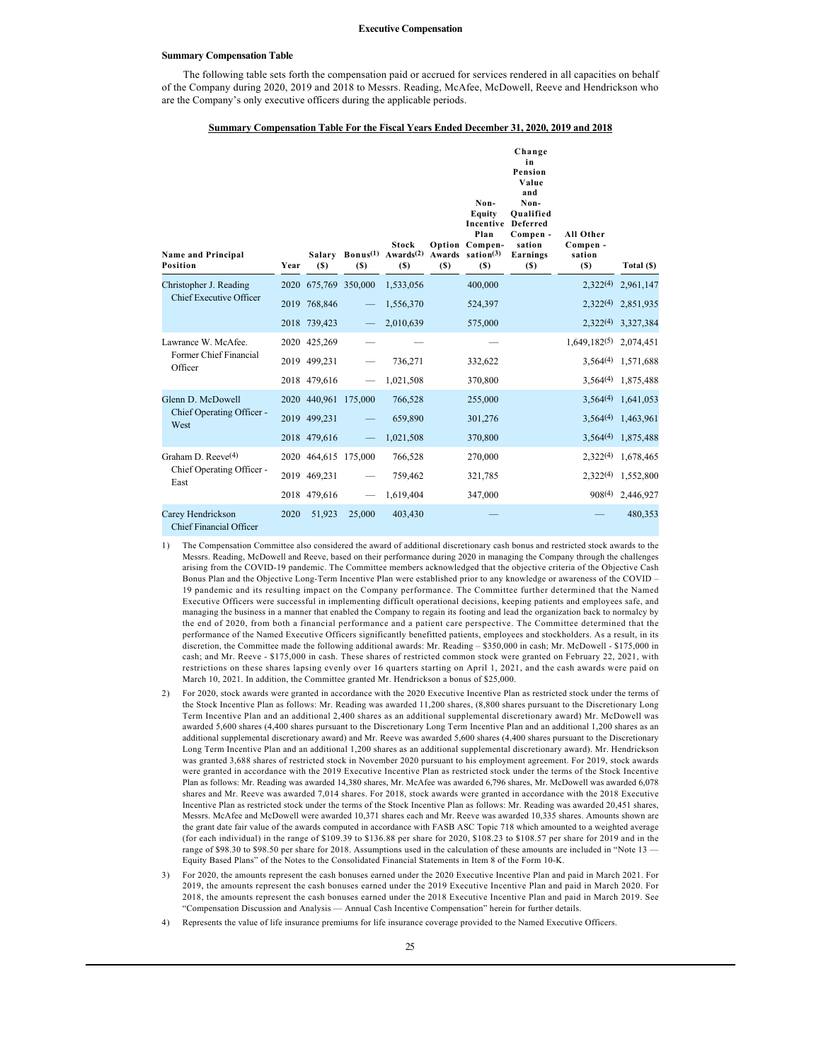**Executive Compensation**

**Summary Compensation Table**

The following table sets forth the compensation paid or accrued for services rendered in all capacities on behalf of the Company during 2020, 2019 and 2018 to Messrs. Reading, McAfee, McDowell, Reeve and Hendrickson who are the Company's only executive officers during the applicable periods.

**Summary Compensation Table For the Fiscal Years Ended December 31, 2020, 2019 and 2018**

| Name and Principal Position | Year | Salary ($) | Bonus[(1)] ($) | Stock Awards[(2)] ($) | Option Awards ($) | Non-Equity Incentive Plan Compensation[(3)] ($) | Change in Pension Value and Non-Qualified Deferred Compensation Earnings ($) | All Other Compensation ($) | Total ($) |
|---|---|---|---|---|---|---|---|---|---|
| Christopher J. Reading Chief Executive Officer | 2020 | 675,769 | 350,000 | 1,533,056 | | 400,000 | | 2,322[(4)] | 2,961,147 |
| | 2019 | 768,846 | — | 1,556,370 | | 524,397 | | 2,322[(4)] | 2,851,935 |
| | 2018 | 739,423 | — | 2,010,639 | | 575,000 | | 2,322[(4)] | 3,327,384 |
| Lawrance W. McAfee. Former Chief Financial Officer | 2020 | 425,269 | — | — | | — | | 1,649,182[(5)] | 2,074,451 |
| | 2019 | 499,231 | — | 736,271 | | 332,622 | | 3,564[(4)] | 1,571,688 |
| | 2018 | 479,616 | — | 1,021,508 | | 370,800 | | 3,564[(4)] | 1,875,488 |
| Glenn D. McDowell Chief Operating Officer - West | 2020 | 440,961 | 175,000 | 766,528 | | 255,000 | | 3,564[(4)] | 1,641,053 |
| | 2019 | 499,231 | — | 659,890 | | 301,276 | | 3,564[(4)] | 1,463,961 |
| | 2018 | 479,616 | — | 1,021,508 | | 370,800 | | 3,564[(4)] | 1,875,488 |
| Graham D. Reeve[(4)] Chief Operating Officer - East | 2020 | 464,615 | 175,000 | 766,528 | | 270,000 | | 2,322[(4)] | 1,678,465 |
| | 2019 | 469,231 | — | 759,462 | | 321,785 | | 2,322[(4)] | 1,552,800 |
| | 2018 | 479,616 | — | 1,619,404 | | 347,000 | | 908[(4)] | 2,446,927 |
| Carey Hendrickson Chief Financial Officer | 2020 | 51,923 | 25,000 | 403,430 | | — | | — | 480,353 |

1) The Compensation Committee also considered the award of additional discretionary cash bonus and restricted stock awards to the Messrs. Reading, McDowell and Reeve, based on their performance during 2020 in managing the Company through the challenges arising from the COVID-19 pandemic. The Committee members acknowledged that the objective criteria of the Objective Cash Bonus Plan and the Objective Long-Term Incentive Plan were established prior to any knowledge or awareness of the COVID – 19 pandemic and its resulting impact on the Company performance. The Committee further determined that the Named Executive Officers were successful in implementing difficult operational decisions, keeping patients and employees safe, and managing the business in a manner that enabled the Company to regain its footing and lead the organization back to normalcy by the end of 2020, from both a financial performance and a patient care perspective. The Committee determined that the performance of the Named Executive Officers significantly benefitted patients, employees and stockholders. As a result, in its discretion, the Committee made the following additional awards: Mr. Reading – $350,000 in cash; Mr. McDowell - $175,000 in cash; and Mr. Reeve - $175,000 in cash. These shares of restricted common stock were granted on February 22, 2021, with restrictions on these shares lapsing evenly over 16 quarters starting on April 1, 2021, and the cash awards were paid on March 10, 2021. In addition, the Committee granted Mr. Hendrickson a bonus of $25,000.

2) For 2020, stock awards were granted in accordance with the 2020 Executive Incentive Plan as restricted stock under the terms of the Stock Incentive Plan as follows: Mr. Reading was awarded 11,200 shares, (8,800 shares pursuant to the Discretionary Long Term Incentive Plan and an additional 2,400 shares as an additional supplemental discretionary award) Mr. McDowell was awarded 5,600 shares (4,400 shares pursuant to the Discretionary Long Term Incentive Plan and an additional 1,200 shares as an additional supplemental discretionary award) and Mr. Reeve was awarded 5,600 shares (4,400 shares pursuant to the Discretionary Long Term Incentive Plan and an additional 1,200 shares as an additional supplemental discretionary award). Mr. Hendrickson was granted 3,688 shares of restricted stock in November 2020 pursuant to his employment agreement. For 2019, stock awards were granted in accordance with the 2019 Executive Incentive Plan as restricted stock under the terms of the Stock Incentive Plan as follows: Mr. Reading was awarded 14,380 shares, Mr. McAfee was awarded 6,796 shares, Mr. McDowell was awarded 6,078 shares and Mr. Reeve was awarded 7,014 shares. For 2018, stock awards were granted in accordance with the 2018 Executive Incentive Plan as restricted stock under the terms of the Stock Incentive Plan as follows: Mr. Reading was awarded 20,451 shares, Messrs. McAfee and McDowell were awarded 10,371 shares each and Mr. Reeve was awarded 10,335 shares. Amounts shown are the grant date fair value of the awards computed in accordance with FASB ASC Topic 718 which amounted to a weighted average (for each individual) in the range of $109.39 to $136.88 per share for 2020, $108.23 to $108.57 per share for 2019 and in the range of $98.30 to $98.50 per share for 2018. Assumptions used in the calculation of these amounts are included in "Note 13 — Equity Based Plans" of the Notes to the Consolidated Financial Statements in Item 8 of the Form 10-K.

3) For 2020, the amounts represent the cash bonuses earned under the 2020 Executive Incentive Plan and paid in March 2021. For 2019, the amounts represent the cash bonuses earned under the 2019 Executive Incentive Plan and paid in March 2020. For 2018, the amounts represent the cash bonuses earned under the 2018 Executive Incentive Plan and paid in March 2019. See "Compensation Discussion and Analysis — Annual Cash Incentive Compensation" herein for further details.

4) Represents the value of life insurance premiums for life insurance coverage provided to the Named Executive Officers.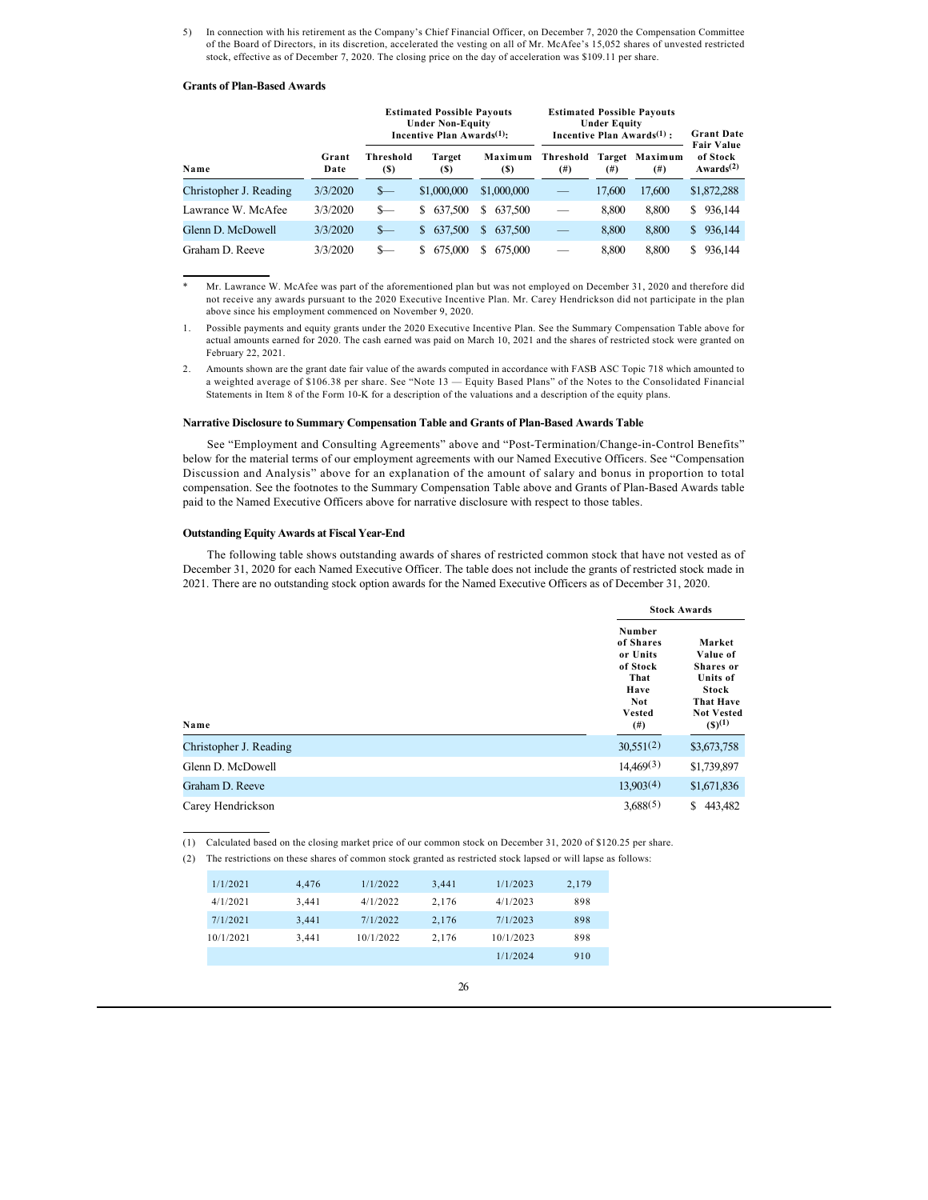5) In connection with his retirement as the Company's Chief Financial Officer, on December 7, 2020 the Compensation Committee of the Board of Directors, in its discretion, accelerated the vesting on all of Mr. McAfee's 15,052 shares of unvested restricted stock, effective as of December 7, 2020. The closing price on the day of acceleration was $109.11 per share.

### Grants of Plan-Based Awards

| | | Estimated Possible Payouts Under Non-Equity Incentive Plan Awards[1]: | | | Estimated Possible Payouts Under Equity Incentive Plan Awards[1]: | | | |
|---|---|---|---|---|---|---|---|---|
| Name | Grant Date | Threshold ($) | Target ($) | Maximum ($) | Threshold (#) | Target (#) | Maximum (#) | Grant Date Fair Value of Stock Awards[2] |
| Christopher J. Reading | 3/3/2020 | $— | $1,000,000 | $1,000,000 | — | 17,600 | 17,600 | $1,872,288 |
| Lawrance W. McAfee | 3/3/2020 | $— | $ 637,500 | $ 637,500 | — | 8,800 | 8,800 | $ 936,144 |
| Glenn D. McDowell | 3/3/2020 | $— | $ 637,500 | $ 637,500 | — | 8,800 | 8,800 | $ 936,144 |
| Graham D. Reeve | 3/3/2020 | $— | $ 675,000 | $ 675,000 | — | 8,800 | 8,800 | $ 936,144 |

\* Mr. Lawrance W. McAfee was part of the aforementioned plan but was not employed on December 31, 2020 and therefore did not receive any awards pursuant to the 2020 Executive Incentive Plan. Mr. Carey Hendrickson did not participate in the plan above since his employment commenced on November 9, 2020.

1. Possible payments and equity grants under the 2020 Executive Incentive Plan. See the Summary Compensation Table above for actual amounts earned for 2020. The cash earned was paid on March 10, 2021 and the shares of restricted stock were granted on February 22, 2021.

2. Amounts shown are the grant date fair value of the awards computed in accordance with FASB ASC Topic 718 which amounted to a weighted average of $106.38 per share. See "Note 13 — Equity Based Plans" of the Notes to the Consolidated Financial Statements in Item 8 of the Form 10-K for a description of the valuations and a description of the equity plans.

### Narrative Disclosure to Summary Compensation Table and Grants of Plan-Based Awards Table

See "Employment and Consulting Agreements" above and "Post-Termination/Change-in-Control Benefits" below for the material terms of our employment agreements with our Named Executive Officers. See "Compensation Discussion and Analysis" above for an explanation of the amount of salary and bonus in proportion to total compensation. See the footnotes to the Summary Compensation Table above and Grants of Plan-Based Awards table paid to the Named Executive Officers above for narrative disclosure with respect to those tables.

### Outstanding Equity Awards at Fiscal Year-End

The following table shows outstanding awards of shares of restricted common stock that have not vested as of December 31, 2020 for each Named Executive Officer. The table does not include the grants of restricted stock made in 2021. There are no outstanding stock option awards for the Named Executive Officers as of December 31, 2020.

| | Stock Awards | |
|---|---|---|
| Name | Number of Shares or Units of Stock That Have Not Vested (#) | Market Value of Shares or Units of Stock That Have Not Vested ($)[1] |
| Christopher J. Reading | 30,551[2] | $3,673,758 |
| Glenn D. McDowell | 14,469[3] | $1,739,897 |
| Graham D. Reeve | 13,903[4] | $1,671,836 |
| Carey Hendrickson | 3,688[5] | $ 443,482 |

(1) Calculated based on the closing market price of our common stock on December 31, 2020 of $120.25 per share.

(2) The restrictions on these shares of common stock granted as restricted stock lapsed or will lapse as follows:

| | | | | | |
|---|---|---|---|---|---|
| 1/1/2021 | 4,476 | 1/1/2022 | 3,441 | 1/1/2023 | 2,179 |
| 4/1/2021 | 3,441 | 4/1/2022 | 2,176 | 4/1/2023 | 898 |
| 7/1/2021 | 3,441 | 7/1/2022 | 2,176 | 7/1/2023 | 898 |
| 10/1/2021 | 3,441 | 10/1/2022 | 2,176 | 10/1/2023 | 898 |
| | | | | 1/1/2024 | 910 |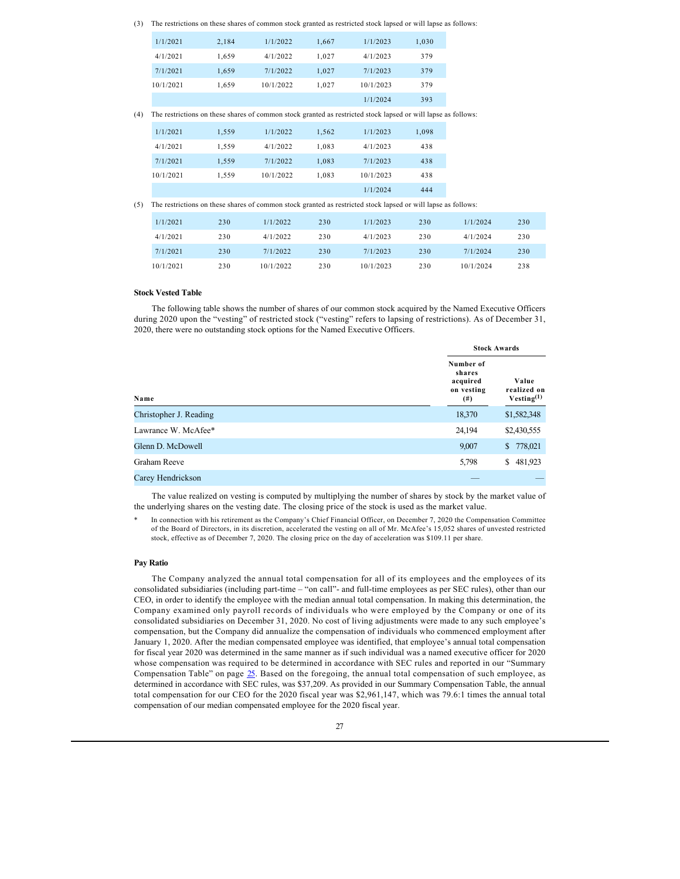(3) The restrictions on these shares of common stock granted as restricted stock lapsed or will lapse as follows:

| | | | | | |
|---|---|---|---|---|---|
| 1/1/2021 | 2,184 | 1/1/2022 | 1,667 | 1/1/2023 | 1,030 |
| 4/1/2021 | 1,659 | 4/1/2022 | 1,027 | 4/1/2023 | 379 |
| 7/1/2021 | 1,659 | 7/1/2022 | 1,027 | 7/1/2023 | 379 |
| 10/1/2021 | 1,659 | 10/1/2022 | 1,027 | 10/1/2023 | 379 |
| | | | | 1/1/2024 | 393 |

(4) The restrictions on these shares of common stock granted as restricted stock lapsed or will lapse as follows:

| | | | | | |
|---|---|---|---|---|---|
| 1/1/2021 | 1,559 | 1/1/2022 | 1,562 | 1/1/2023 | 1,098 |
| 4/1/2021 | 1,559 | 4/1/2022 | 1,083 | 4/1/2023 | 438 |
| 7/1/2021 | 1,559 | 7/1/2022 | 1,083 | 7/1/2023 | 438 |
| 10/1/2021 | 1,559 | 10/1/2022 | 1,083 | 10/1/2023 | 438 |
| | | | | 1/1/2024 | 444 |

(5) The restrictions on these shares of common stock granted as restricted stock lapsed or will lapse as follows:

| | | | | | | | |
|---|---|---|---|---|---|---|---|
| 1/1/2021 | 230 | 1/1/2022 | 230 | 1/1/2023 | 230 | 1/1/2024 | 230 |
| 4/1/2021 | 230 | 4/1/2022 | 230 | 4/1/2023 | 230 | 4/1/2024 | 230 |
| 7/1/2021 | 230 | 7/1/2022 | 230 | 7/1/2023 | 230 | 7/1/2024 | 230 |
| 10/1/2021 | 230 | 10/1/2022 | 230 | 10/1/2023 | 230 | 10/1/2024 | 238 |

**Stock Vested Table**

The following table shows the number of shares of our common stock acquired by the Named Executive Officers during 2020 upon the "vesting" of restricted stock ("vesting" refers to lapsing of restrictions). As of December 31, 2020, there were no outstanding stock options for the Named Executive Officers.

| | Stock Awards | |
|---|---|---|
| Name | Number of shares acquired on vesting (#) | Value realized on Vesting[(1)] |
| Christopher J. Reading | 18,370 | $1,582,348 |
| Lawrance W. McAfee* | 24,194 | $2,430,555 |
| Glenn D. McDowell | 9,007 | $ 778,021 |
| Graham Reeve | 5,798 | $ 481,923 |
| Carey Hendrickson | — | — |

The value realized on vesting is computed by multiplying the number of shares by stock by the market value of the underlying shares on the vesting date. The closing price of the stock is used as the market value.

\* In connection with his retirement as the Company's Chief Financial Officer, on December 7, 2020 the Compensation Committee of the Board of Directors, in its discretion, accelerated the vesting on all of Mr. McAfee's 15,052 shares of unvested restricted stock, effective as of December 7, 2020. The closing price on the day of acceleration was $109.11 per share.

**Pay Ratio**

The Company analyzed the annual total compensation for all of its employees and the employees of its consolidated subsidiaries (including part-time – "on call"- and full-time employees as per SEC rules), other than our CEO, in order to identify the employee with the median annual total compensation. In making this determination, the Company examined only payroll records of individuals who were employed by the Company or one of its consolidated subsidiaries on December 31, 2020. No cost of living adjustments were made to any such employee's compensation, but the Company did annualize the compensation of individuals who commenced employment after January 1, 2020. After the median compensated employee was identified, that employee's annual total compensation for fiscal year 2020 was determined in the same manner as if such individual was a named executive officer for 2020 whose compensation was required to be determined in accordance with SEC rules and reported in our "Summary Compensation Table" on page 25. Based on the foregoing, the annual total compensation of such employee, as determined in accordance with SEC rules, was $37,209. As provided in our Summary Compensation Table, the annual total compensation for our CEO for the 2020 fiscal year was $2,961,147, which was 79.6:1 times the annual total compensation of our median compensated employee for the 2020 fiscal year.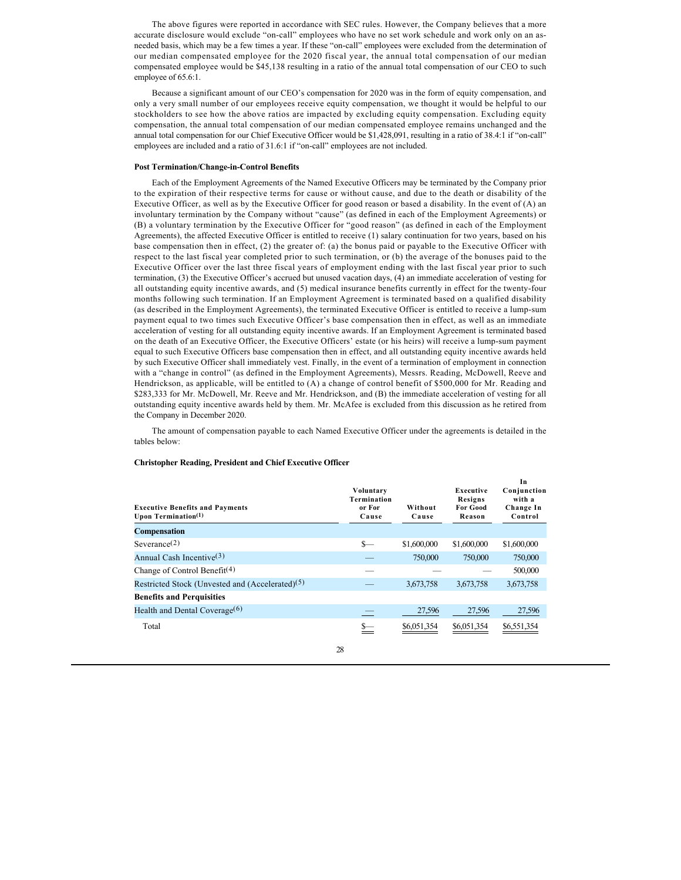The above figures were reported in accordance with SEC rules. However, the Company believes that a more accurate disclosure would exclude "on-call" employees who have no set work schedule and work only on an as-needed basis, which may be a few times a year. If these "on-call" employees were excluded from the determination of our median compensated employee for the 2020 fiscal year, the annual total compensation of our median compensated employee would be $45,138 resulting in a ratio of the annual total compensation of our CEO to such employee of 65.6:1.

Because a significant amount of our CEO's compensation for 2020 was in the form of equity compensation, and only a very small number of our employees receive equity compensation, we thought it would be helpful to our stockholders to see how the above ratios are impacted by excluding equity compensation. Excluding equity compensation, the annual total compensation of our median compensated employee remains unchanged and the annual total compensation for our Chief Executive Officer would be $1,428,091, resulting in a ratio of 38.4:1 if "on-call" employees are included and a ratio of 31.6:1 if "on-call" employees are not included.

**Post Termination/Change-in-Control Benefits**

Each of the Employment Agreements of the Named Executive Officers may be terminated by the Company prior to the expiration of their respective terms for cause or without cause, and due to the death or disability of the Executive Officer, as well as by the Executive Officer for good reason or based a disability. In the event of (A) an involuntary termination by the Company without "cause" (as defined in each of the Employment Agreements) or (B) a voluntary termination by the Executive Officer for "good reason" (as defined in each of the Employment Agreements), the affected Executive Officer is entitled to receive (1) salary continuation for two years, based on his base compensation then in effect, (2) the greater of: (a) the bonus paid or payable to the Executive Officer with respect to the last fiscal year completed prior to such termination, or (b) the average of the bonuses paid to the Executive Officer over the last three fiscal years of employment ending with the last fiscal year prior to such termination, (3) the Executive Officer's accrued but unused vacation days, (4) an immediate acceleration of vesting for all outstanding equity incentive awards, and (5) medical insurance benefits currently in effect for the twenty-four months following such termination. If an Employment Agreement is terminated based on a qualified disability (as described in the Employment Agreements), the terminated Executive Officer is entitled to receive a lump-sum payment equal to two times such Executive Officer's base compensation then in effect, as well as an immediate acceleration of vesting for all outstanding equity incentive awards. If an Employment Agreement is terminated based on the death of an Executive Officer, the Executive Officers' estate (or his heirs) will receive a lump-sum payment equal to such Executive Officers base compensation then in effect, and all outstanding equity incentive awards held by such Executive Officer shall immediately vest. Finally, in the event of a termination of employment in connection with a "change in control" (as defined in the Employment Agreements), Messrs. Reading, McDowell, Reeve and Hendrickson, as applicable, will be entitled to (A) a change of control benefit of $500,000 for Mr. Reading and $283,333 for Mr. McDowell, Mr. Reeve and Mr. Hendrickson, and (B) the immediate acceleration of vesting for all outstanding equity incentive awards held by them. Mr. McAfee is excluded from this discussion as he retired from the Company in December 2020.

The amount of compensation payable to each Named Executive Officer under the agreements is detailed in the tables below:

**Christopher Reading, President and Chief Executive Officer**

| Executive Benefits and Payments Upon Termination(1) | Voluntary Termination or For Cause | Without Cause | Executive Resigns For Good Reason | In Conjunction with a Change In Control |
|---|---|---|---|---|
| **Compensation** | | | | |
| Severance(2) | $— | $1,600,000 | $1,600,000 | $1,600,000 |
| Annual Cash Incentive(3) | — | 750,000 | 750,000 | 750,000 |
| Change of Control Benefit(4) | — | — | — | 500,000 |
| Restricted Stock (Unvested and (Accelerated)(5) | — | 3,673,758 | 3,673,758 | 3,673,758 |
| **Benefits and Perquisities** | | | | |
| Health and Dental Coverage(6) | — | 27,596 | 27,596 | 27,596 |
| Total | $— | $6,051,354 | $6,051,354 | $6,551,354 |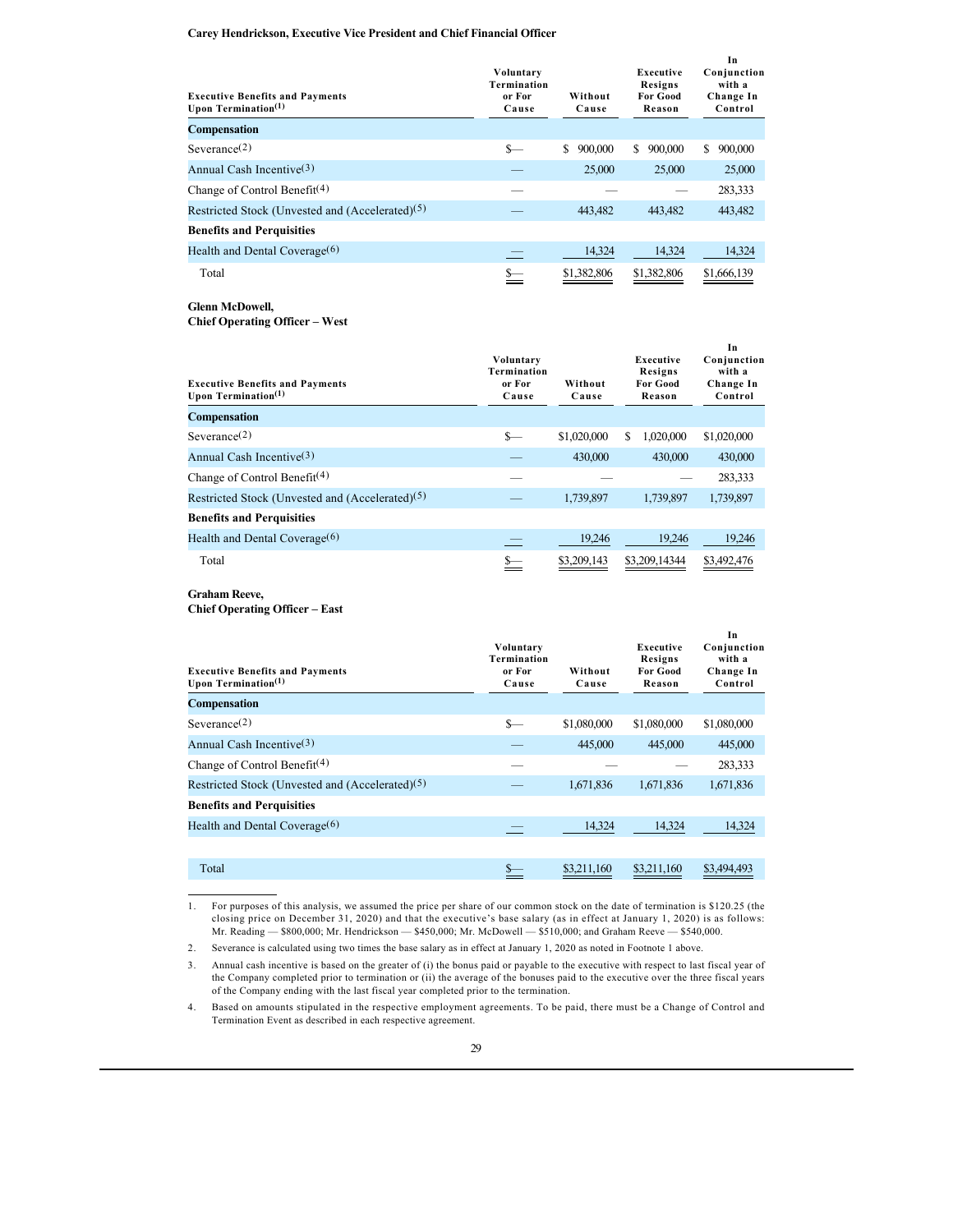**Carey Hendrickson, Executive Vice President and Chief Financial Officer**

| Executive Benefits and Payments Upon Termination[(1)] | Voluntary Termination or For Cause | Without Cause | Executive Resigns For Good Reason | In Conjunction with a Change In Control |
|---|---|---|---|---|
| **Compensation** | | | | |
| Severance[(2)] | $— | $ 900,000 | $ 900,000 | $ 900,000 |
| Annual Cash Incentive[(3)] | — | 25,000 | 25,000 | 25,000 |
| Change of Control Benefit[(4)] | — | — | — | 283,333 |
| Restricted Stock (Unvested and (Accelerated)[(5)] | — | 443,482 | 443,482 | 443,482 |
| **Benefits and Perquisities** | | | | |
| Health and Dental Coverage[(6)] | — | 14,324 | 14,324 | 14,324 |
| Total | $— | $1,382,806 | $1,382,806 | $1,666,139 |

**Glenn McDowell,**
**Chief Operating Officer – West**

| Executive Benefits and Payments Upon Termination[(1)] | Voluntary Termination or For Cause | Without Cause | Executive Resigns For Good Reason | In Conjunction with a Change In Control |
|---|---|---|---|---|
| **Compensation** | | | | |
| Severance[(2)] | $— | $1,020,000 | $ 1,020,000 | $1,020,000 |
| Annual Cash Incentive[(3)] | — | 430,000 | 430,000 | 430,000 |
| Change of Control Benefit[(4)] | — | — | — | 283,333 |
| Restricted Stock (Unvested and (Accelerated)[(5)] | — | 1,739,897 | 1,739,897 | 1,739,897 |
| **Benefits and Perquisities** | | | | |
| Health and Dental Coverage[(6)] | — | 19,246 | 19,246 | 19,246 |
| Total | $— | $3,209,143 | $3,209,14344 | $3,492,476 |

**Graham Reeve,**
**Chief Operating Officer – East**

| Executive Benefits and Payments Upon Termination[(1)] | Voluntary Termination or For Cause | Without Cause | Executive Resigns For Good Reason | In Conjunction with a Change In Control |
|---|---|---|---|---|
| **Compensation** | | | | |
| Severance[(2)] | $— | $1,080,000 | $1,080,000 | $1,080,000 |
| Annual Cash Incentive[(3)] | — | 445,000 | 445,000 | 445,000 |
| Change of Control Benefit[(4)] | — | — | — | 283,333 |
| Restricted Stock (Unvested and (Accelerated)[(5)] | — | 1,671,836 | 1,671,836 | 1,671,836 |
| **Benefits and Perquisities** | | | | |
| Health and Dental Coverage[(6)] | — | 14,324 | 14,324 | 14,324 |
| Total | $— | $3,211,160 | $3,211,160 | $3,494,493 |

1. For purposes of this analysis, we assumed the price per share of our common stock on the date of termination is $120.25 (the closing price on December 31, 2020) and that the executive's base salary (as in effect at January 1, 2020) is as follows: Mr. Reading — $800,000; Mr. Hendrickson — $450,000; Mr. McDowell — $510,000; and Graham Reeve — $540,000.

2. Severance is calculated using two times the base salary as in effect at January 1, 2020 as noted in Footnote 1 above.

3. Annual cash incentive is based on the greater of (i) the bonus paid or payable to the executive with respect to last fiscal year of the Company completed prior to termination or (ii) the average of the bonuses paid to the executive over the three fiscal years of the Company ending with the last fiscal year completed prior to the termination.

4. Based on amounts stipulated in the respective employment agreements. To be paid, there must be a Change of Control and Termination Event as described in each respective agreement.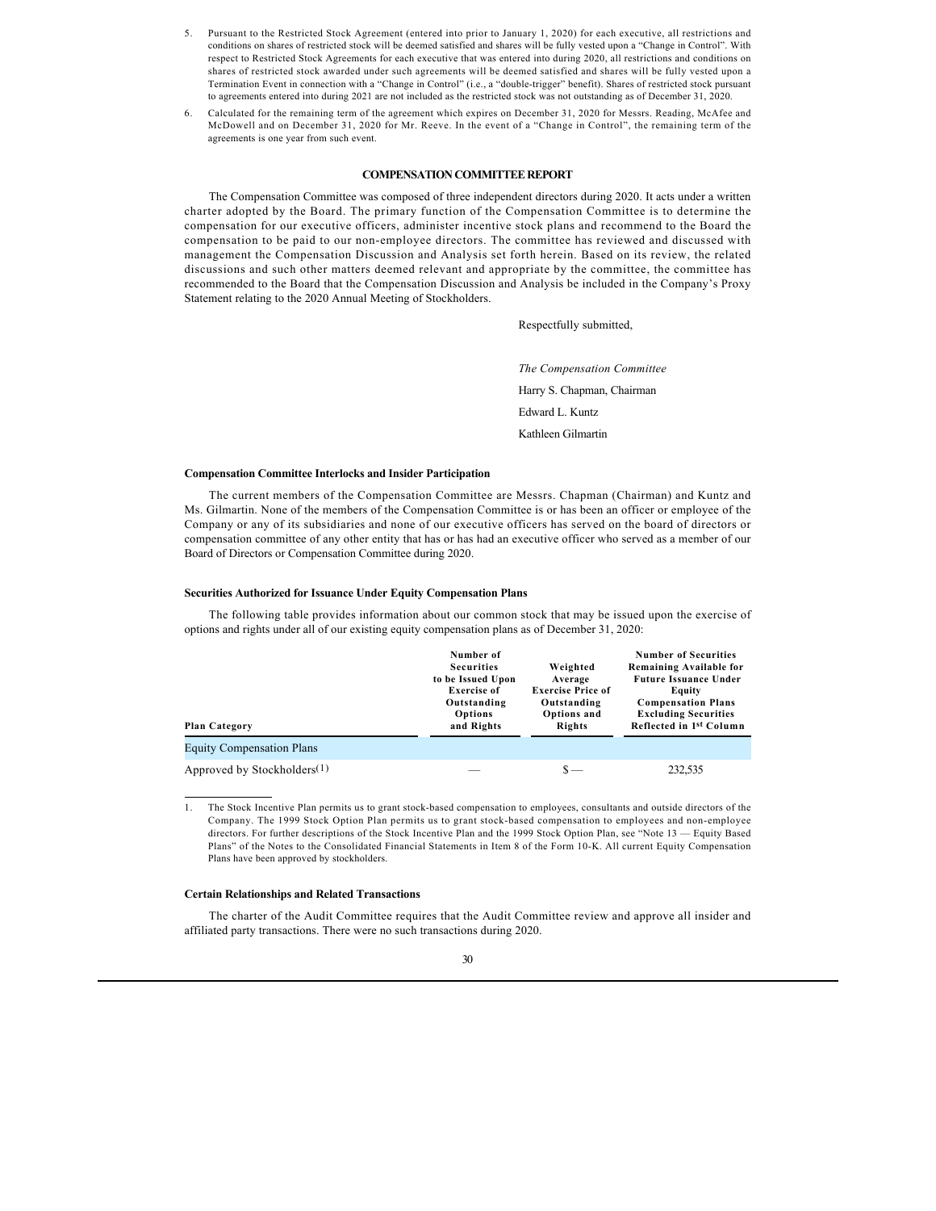5. Pursuant to the Restricted Stock Agreement (entered into prior to January 1, 2020) for each executive, all restrictions and conditions on shares of restricted stock will be deemed satisfied and shares will be fully vested upon a "Change in Control". With respect to Restricted Stock Agreements for each executive that was entered into during 2020, all restrictions and conditions on shares of restricted stock awarded under such agreements will be deemed satisfied and shares will be fully vested upon a Termination Event in connection with a "Change in Control" (i.e., a "double-trigger" benefit). Shares of restricted stock pursuant to agreements entered into during 2021 are not included as the restricted stock was not outstanding as of December 31, 2020.
6. Calculated for the remaining term of the agreement which expires on December 31, 2020 for Messrs. Reading, McAfee and McDowell and on December 31, 2020 for Mr. Reeve. In the event of a "Change in Control", the remaining term of the agreements is one year from such event.

## COMPENSATION COMMITTEE REPORT

The Compensation Committee was composed of three independent directors during 2020. It acts under a written charter adopted by the Board. The primary function of the Compensation Committee is to determine the compensation for our executive officers, administer incentive stock plans and recommend to the Board the compensation to be paid to our non-employee directors. The committee has reviewed and discussed with management the Compensation Discussion and Analysis set forth herein. Based on its review, the related discussions and such other matters deemed relevant and appropriate by the committee, the committee has recommended to the Board that the Compensation Discussion and Analysis be included in the Company's Proxy Statement relating to the 2020 Annual Meeting of Stockholders.

Respectfully submitted,

*The Compensation Committee*

Harry S. Chapman, Chairman

Edward L. Kuntz

Kathleen Gilmartin

### Compensation Committee Interlocks and Insider Participation

The current members of the Compensation Committee are Messrs. Chapman (Chairman) and Kuntz and Ms. Gilmartin. None of the members of the Compensation Committee is or has been an officer or employee of the Company or any of its subsidiaries and none of our executive officers has served on the board of directors or compensation committee of any other entity that has or has had an executive officer who served as a member of our Board of Directors or Compensation Committee during 2020.

### Securities Authorized for Issuance Under Equity Compensation Plans

The following table provides information about our common stock that may be issued upon the exercise of options and rights under all of our existing equity compensation plans as of December 31, 2020:

| Plan Category | Number of Securities to be Issued Upon Exercise of Outstanding Options and Rights | Weighted Average Exercise Price of Outstanding Options and Rights | Number of Securities Remaining Available for Future Issuance Under Equity Compensation Plans Excluding Securities Reflected in 1st Column |
|---|---|---|---|
| Equity Compensation Plans | | | |
| Approved by Stockholders(1) | — | $ — | 232,535 |

1. The Stock Incentive Plan permits us to grant stock-based compensation to employees, consultants and outside directors of the Company. The 1999 Stock Option Plan permits us to grant stock-based compensation to employees and non-employee directors. For further descriptions of the Stock Incentive Plan and the 1999 Stock Option Plan, see "Note 13 — Equity Based Plans" of the Notes to the Consolidated Financial Statements in Item 8 of the Form 10-K. All current Equity Compensation Plans have been approved by stockholders.

### Certain Relationships and Related Transactions

The charter of the Audit Committee requires that the Audit Committee review and approve all insider and affiliated party transactions. There were no such transactions during 2020.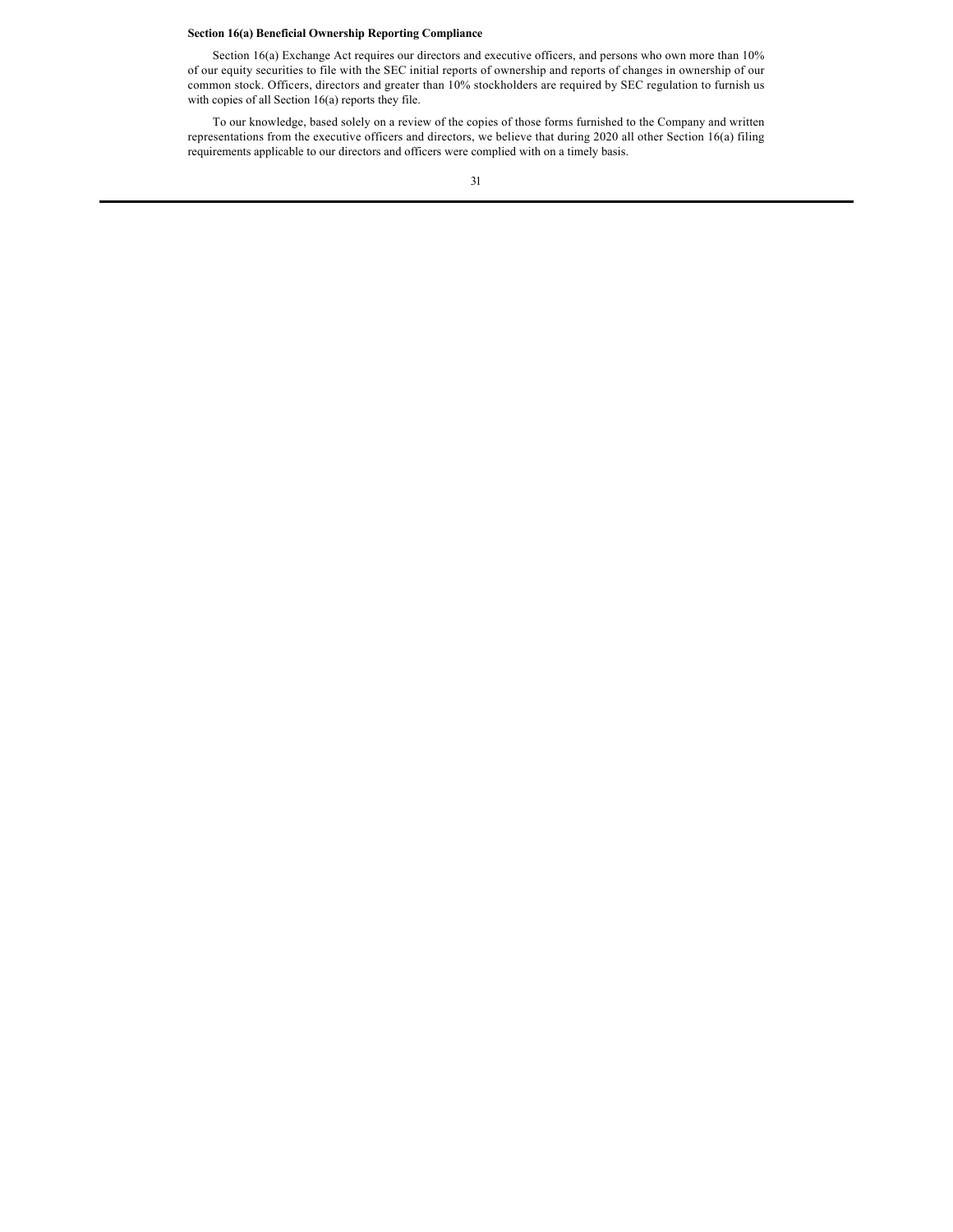**Section 16(a) Beneficial Ownership Reporting Compliance**

Section 16(a) Exchange Act requires our directors and executive officers, and persons who own more than 10% of our equity securities to file with the SEC initial reports of ownership and reports of changes in ownership of our common stock. Officers, directors and greater than 10% stockholders are required by SEC regulation to furnish us with copies of all Section 16(a) reports they file.

To our knowledge, based solely on a review of the copies of those forms furnished to the Company and written representations from the executive officers and directors, we believe that during 2020 all other Section 16(a) filing requirements applicable to our directors and officers were complied with on a timely basis.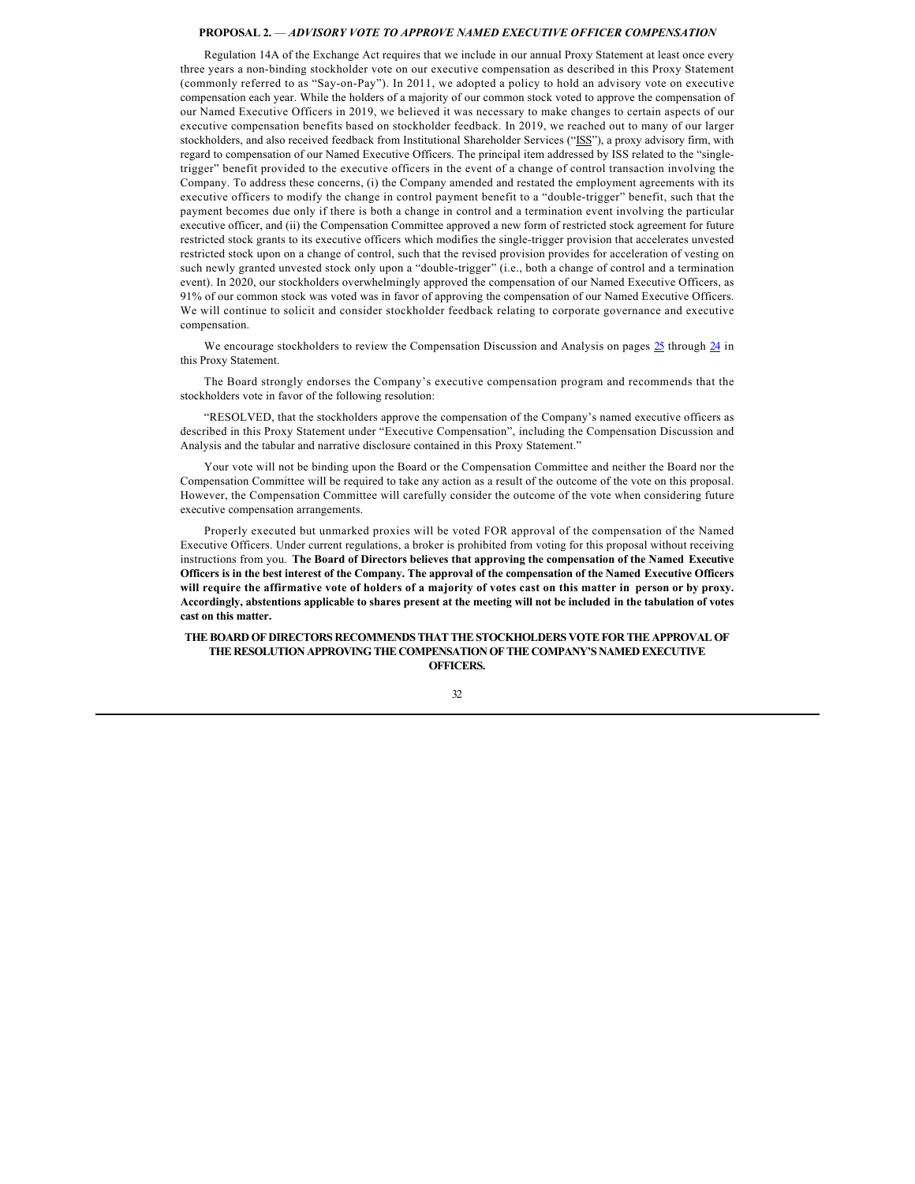## PROPOSAL 2. — *ADVISORY VOTE TO APPROVE NAMED EXECUTIVE OFFICER COMPENSATION*

Regulation 14A of the Exchange Act requires that we include in our annual Proxy Statement at least once every three years a non-binding stockholder vote on our executive compensation as described in this Proxy Statement (commonly referred to as "Say-on-Pay"). In 2011, we adopted a policy to hold an advisory vote on executive compensation each year. While the holders of a majority of our common stock voted to approve the compensation of our Named Executive Officers in 2019, we believed it was necessary to make changes to certain aspects of our executive compensation benefits based on stockholder feedback. In 2019, we reached out to many of our larger stockholders, and also received feedback from Institutional Shareholder Services ("ISS"), a proxy advisory firm, with regard to compensation of our Named Executive Officers. The principal item addressed by ISS related to the "single-trigger" benefit provided to the executive officers in the event of a change of control transaction involving the Company. To address these concerns, (i) the Company amended and restated the employment agreements with its executive officers to modify the change in control payment benefit to a "double-trigger" benefit, such that the payment becomes due only if there is both a change in control and a termination event involving the particular executive officer, and (ii) the Compensation Committee approved a new form of restricted stock agreement for future restricted stock grants to its executive officers which modifies the single-trigger provision that accelerates unvested restricted stock upon on a change of control, such that the revised provision provides for acceleration of vesting on such newly granted unvested stock only upon a "double-trigger" (i.e., both a change of control and a termination event). In 2020, our stockholders overwhelmingly approved the compensation of our Named Executive Officers, as 91% of our common stock was voted was in favor of approving the compensation of our Named Executive Officers. We will continue to solicit and consider stockholder feedback relating to corporate governance and executive compensation.

We encourage stockholders to review the Compensation Discussion and Analysis on pages 25 through 24 in this Proxy Statement.

The Board strongly endorses the Company's executive compensation program and recommends that the stockholders vote in favor of the following resolution:

"RESOLVED, that the stockholders approve the compensation of the Company's named executive officers as described in this Proxy Statement under "Executive Compensation", including the Compensation Discussion and Analysis and the tabular and narrative disclosure contained in this Proxy Statement."

Your vote will not be binding upon the Board or the Compensation Committee and neither the Board nor the Compensation Committee will be required to take any action as a result of the outcome of the vote on this proposal. However, the Compensation Committee will carefully consider the outcome of the vote when considering future executive compensation arrangements.

Properly executed but unmarked proxies will be voted FOR approval of the compensation of the Named Executive Officers. Under current regulations, a broker is prohibited from voting for this proposal without receiving instructions from you. **The Board of Directors believes that approving the compensation of the Named Executive Officers is in the best interest of the Company. The approval of the compensation of the Named Executive Officers will require the affirmative vote of holders of a majority of votes cast on this matter in person or by proxy. Accordingly, abstentions applicable to shares present at the meeting will not be included in the tabulation of votes cast on this matter.**

**THE BOARD OF DIRECTORS RECOMMENDS THAT THE STOCKHOLDERS VOTE FOR THE APPROVAL OF THE RESOLUTION APPROVING THE COMPENSATION OF THE COMPANY'S NAMED EXECUTIVE OFFICERS.**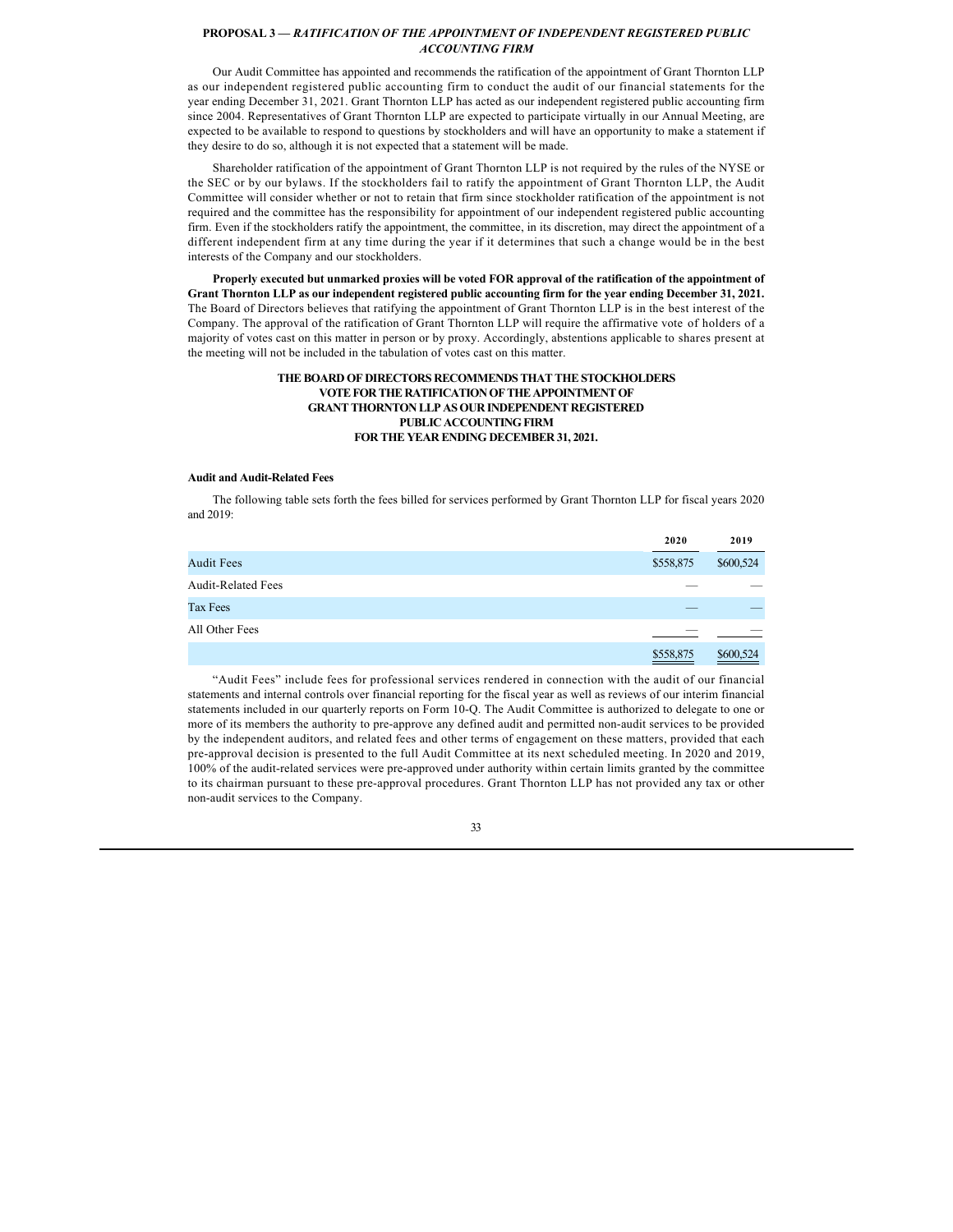## PROPOSAL 3 — *RATIFICATION OF THE APPOINTMENT OF INDEPENDENT REGISTERED PUBLIC ACCOUNTING FIRM*

Our Audit Committee has appointed and recommends the ratification of the appointment of Grant Thornton LLP as our independent registered public accounting firm to conduct the audit of our financial statements for the year ending December 31, 2021. Grant Thornton LLP has acted as our independent registered public accounting firm since 2004. Representatives of Grant Thornton LLP are expected to participate virtually in our Annual Meeting, are expected to be available to respond to questions by stockholders and will have an opportunity to make a statement if they desire to do so, although it is not expected that a statement will be made.

Shareholder ratification of the appointment of Grant Thornton LLP is not required by the rules of the NYSE or the SEC or by our bylaws. If the stockholders fail to ratify the appointment of Grant Thornton LLP, the Audit Committee will consider whether or not to retain that firm since stockholder ratification of the appointment is not required and the committee has the responsibility for appointment of our independent registered public accounting firm. Even if the stockholders ratify the appointment, the committee, in its discretion, may direct the appointment of a different independent firm at any time during the year if it determines that such a change would be in the best interests of the Company and our stockholders.

**Properly executed but unmarked proxies will be voted FOR approval of the ratification of the appointment of Grant Thornton LLP as our independent registered public accounting firm for the year ending December 31, 2021.** The Board of Directors believes that ratifying the appointment of Grant Thornton LLP is in the best interest of the Company. The approval of the ratification of Grant Thornton LLP will require the affirmative vote of holders of a majority of votes cast on this matter in person or by proxy. Accordingly, abstentions applicable to shares present at the meeting will not be included in the tabulation of votes cast on this matter.

**THE BOARD OF DIRECTORS RECOMMENDS THAT THE STOCKHOLDERS VOTE FOR THE RATIFICATION OF THE APPOINTMENT OF GRANT THORNTON LLP AS OUR INDEPENDENT REGISTERED PUBLIC ACCOUNTING FIRM FOR THE YEAR ENDING DECEMBER 31, 2021.**

**Audit and Audit-Related Fees**

The following table sets forth the fees billed for services performed by Grant Thornton LLP for fiscal years 2020 and 2019:

| | 2020 | 2019 |
|---|---|---|
| Audit Fees | $558,875 | $600,524 |
| Audit-Related Fees | — | — |
| Tax Fees | — | — |
| All Other Fees | — | — |
| | $558,875 | $600,524 |

"Audit Fees" include fees for professional services rendered in connection with the audit of our financial statements and internal controls over financial reporting for the fiscal year as well as reviews of our interim financial statements included in our quarterly reports on Form 10-Q. The Audit Committee is authorized to delegate to one or more of its members the authority to pre-approve any defined audit and permitted non-audit services to be provided by the independent auditors, and related fees and other terms of engagement on these matters, provided that each pre-approval decision is presented to the full Audit Committee at its next scheduled meeting. In 2020 and 2019, 100% of the audit-related services were pre-approved under authority within certain limits granted by the committee to its chairman pursuant to these pre-approval procedures. Grant Thornton LLP has not provided any tax or other non-audit services to the Company.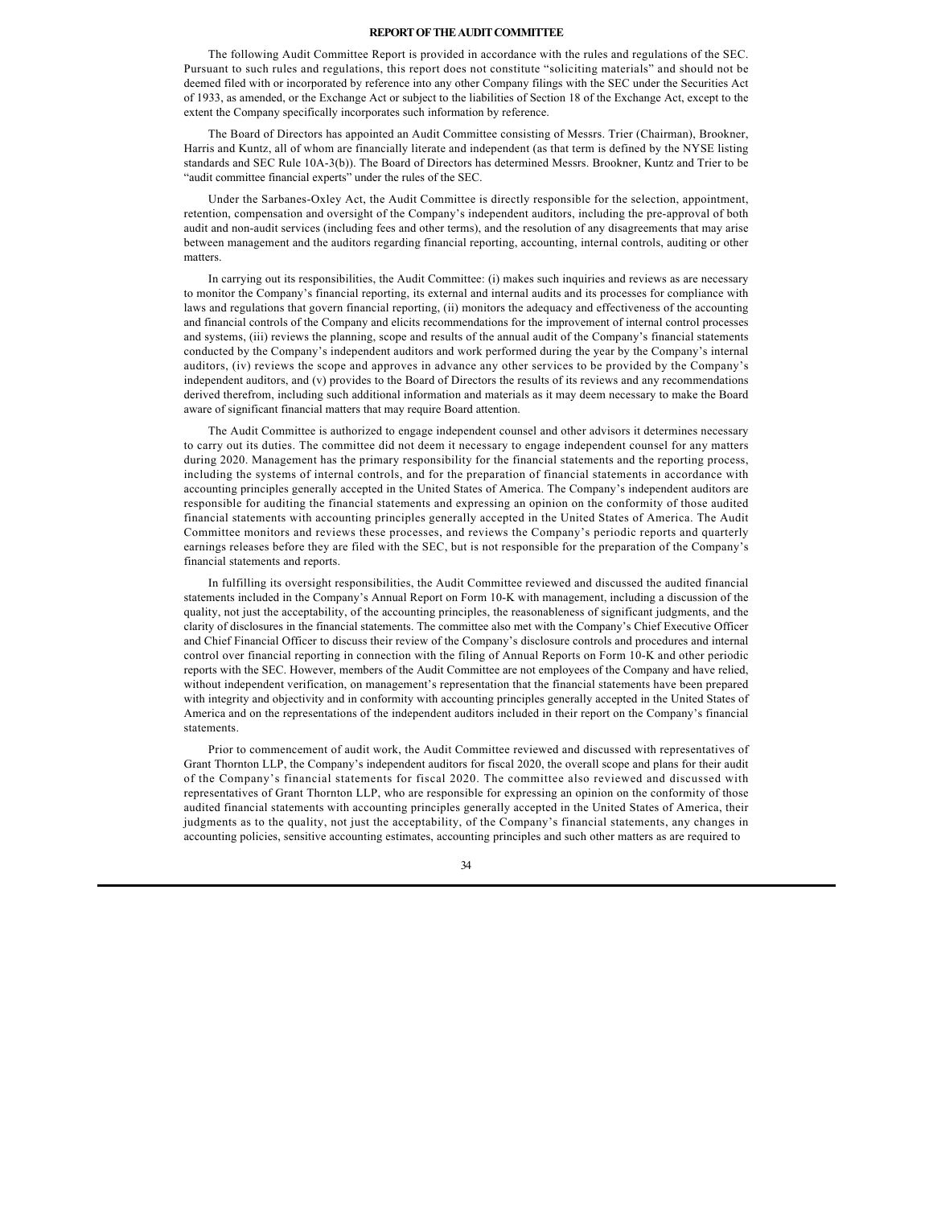## REPORT OF THE AUDIT COMMITTEE

The following Audit Committee Report is provided in accordance with the rules and regulations of the SEC. Pursuant to such rules and regulations, this report does not constitute "soliciting materials" and should not be deemed filed with or incorporated by reference into any other Company filings with the SEC under the Securities Act of 1933, as amended, or the Exchange Act or subject to the liabilities of Section 18 of the Exchange Act, except to the extent the Company specifically incorporates such information by reference.

The Board of Directors has appointed an Audit Committee consisting of Messrs. Trier (Chairman), Brookner, Harris and Kuntz, all of whom are financially literate and independent (as that term is defined by the NYSE listing standards and SEC Rule 10A-3(b)). The Board of Directors has determined Messrs. Brookner, Kuntz and Trier to be "audit committee financial experts" under the rules of the SEC.

Under the Sarbanes-Oxley Act, the Audit Committee is directly responsible for the selection, appointment, retention, compensation and oversight of the Company's independent auditors, including the pre-approval of both audit and non-audit services (including fees and other terms), and the resolution of any disagreements that may arise between management and the auditors regarding financial reporting, accounting, internal controls, auditing or other matters.

In carrying out its responsibilities, the Audit Committee: (i) makes such inquiries and reviews as are necessary to monitor the Company's financial reporting, its external and internal audits and its processes for compliance with laws and regulations that govern financial reporting, (ii) monitors the adequacy and effectiveness of the accounting and financial controls of the Company and elicits recommendations for the improvement of internal control processes and systems, (iii) reviews the planning, scope and results of the annual audit of the Company's financial statements conducted by the Company's independent auditors and work performed during the year by the Company's internal auditors, (iv) reviews the scope and approves in advance any other services to be provided by the Company's independent auditors, and (v) provides to the Board of Directors the results of its reviews and any recommendations derived therefrom, including such additional information and materials as it may deem necessary to make the Board aware of significant financial matters that may require Board attention.

The Audit Committee is authorized to engage independent counsel and other advisors it determines necessary to carry out its duties. The committee did not deem it necessary to engage independent counsel for any matters during 2020. Management has the primary responsibility for the financial statements and the reporting process, including the systems of internal controls, and for the preparation of financial statements in accordance with accounting principles generally accepted in the United States of America. The Company's independent auditors are responsible for auditing the financial statements and expressing an opinion on the conformity of those audited financial statements with accounting principles generally accepted in the United States of America. The Audit Committee monitors and reviews these processes, and reviews the Company's periodic reports and quarterly earnings releases before they are filed with the SEC, but is not responsible for the preparation of the Company's financial statements and reports.

In fulfilling its oversight responsibilities, the Audit Committee reviewed and discussed the audited financial statements included in the Company's Annual Report on Form 10-K with management, including a discussion of the quality, not just the acceptability, of the accounting principles, the reasonableness of significant judgments, and the clarity of disclosures in the financial statements. The committee also met with the Company's Chief Executive Officer and Chief Financial Officer to discuss their review of the Company's disclosure controls and procedures and internal control over financial reporting in connection with the filing of Annual Reports on Form 10-K and other periodic reports with the SEC. However, members of the Audit Committee are not employees of the Company and have relied, without independent verification, on management's representation that the financial statements have been prepared with integrity and objectivity and in conformity with accounting principles generally accepted in the United States of America and on the representations of the independent auditors included in their report on the Company's financial statements.

Prior to commencement of audit work, the Audit Committee reviewed and discussed with representatives of Grant Thornton LLP, the Company's independent auditors for fiscal 2020, the overall scope and plans for their audit of the Company's financial statements for fiscal 2020. The committee also reviewed and discussed with representatives of Grant Thornton LLP, who are responsible for expressing an opinion on the conformity of those audited financial statements with accounting principles generally accepted in the United States of America, their judgments as to the quality, not just the acceptability, of the Company's financial statements, any changes in accounting policies, sensitive accounting estimates, accounting principles and such other matters as are required to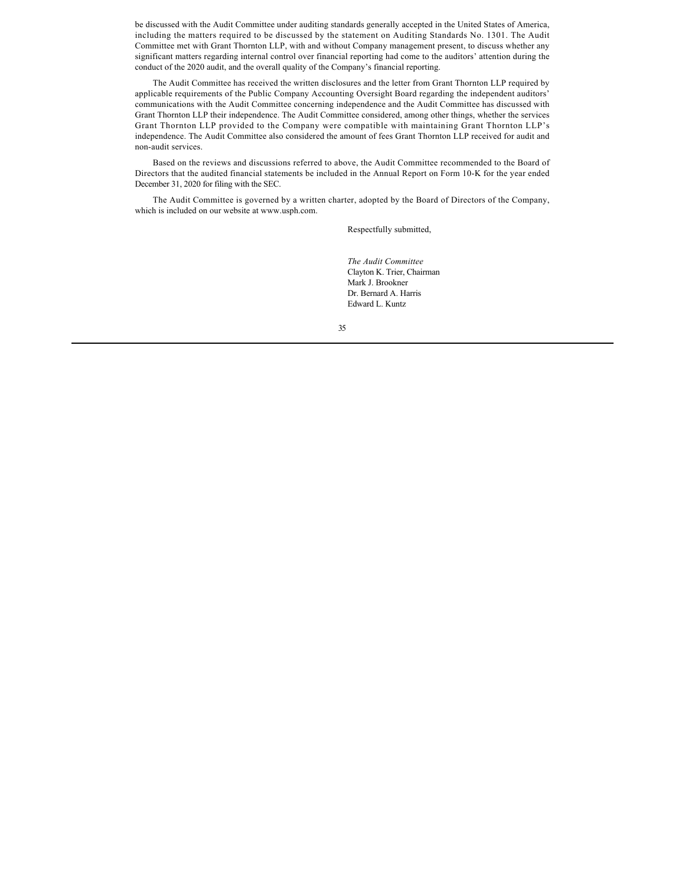be discussed with the Audit Committee under auditing standards generally accepted in the United States of America, including the matters required to be discussed by the statement on Auditing Standards No. 1301. The Audit Committee met with Grant Thornton LLP, with and without Company management present, to discuss whether any significant matters regarding internal control over financial reporting had come to the auditors' attention during the conduct of the 2020 audit, and the overall quality of the Company's financial reporting.

The Audit Committee has received the written disclosures and the letter from Grant Thornton LLP required by applicable requirements of the Public Company Accounting Oversight Board regarding the independent auditors' communications with the Audit Committee concerning independence and the Audit Committee has discussed with Grant Thornton LLP their independence. The Audit Committee considered, among other things, whether the services Grant Thornton LLP provided to the Company were compatible with maintaining Grant Thornton LLP's independence. The Audit Committee also considered the amount of fees Grant Thornton LLP received for audit and non-audit services.

Based on the reviews and discussions referred to above, the Audit Committee recommended to the Board of Directors that the audited financial statements be included in the Annual Report on Form 10-K for the year ended December 31, 2020 for filing with the SEC.

The Audit Committee is governed by a written charter, adopted by the Board of Directors of the Company, which is included on our website at www.usph.com.

Respectfully submitted,

*The Audit Committee*
Clayton K. Trier, Chairman
Mark J. Brookner
Dr. Bernard A. Harris
Edward L. Kuntz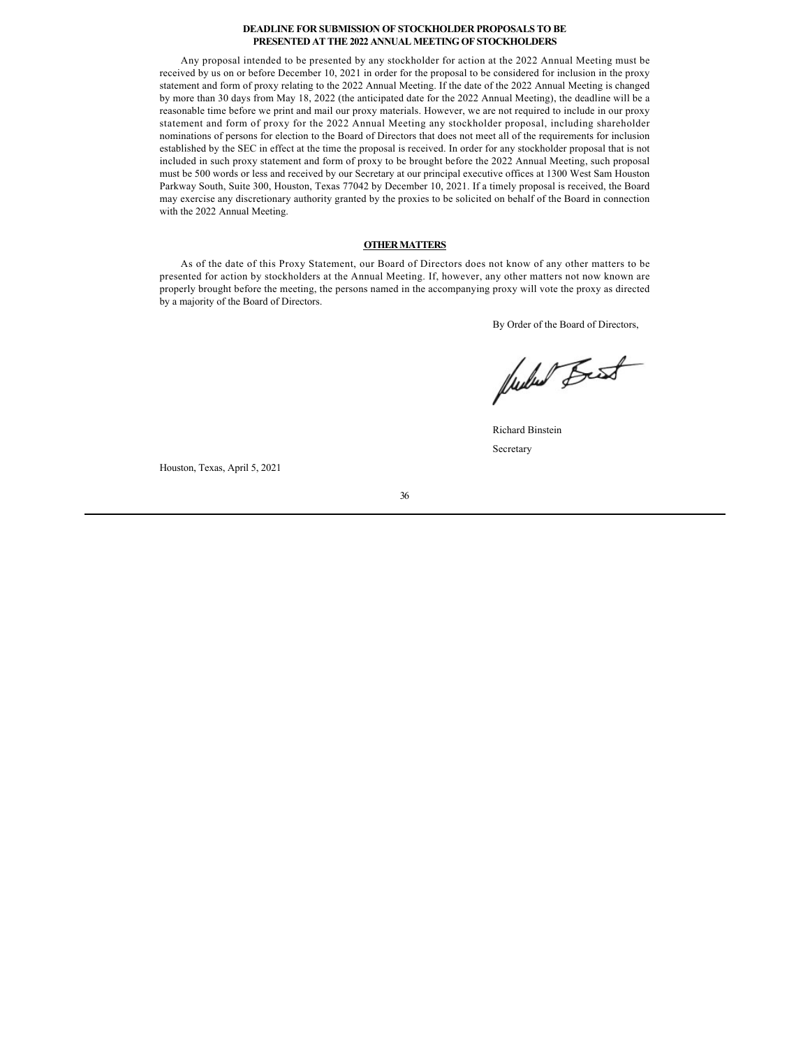## DEADLINE FOR SUBMISSION OF STOCKHOLDER PROPOSALS TO BE PRESENTED AT THE 2022 ANNUAL MEETING OF STOCKHOLDERS

Any proposal intended to be presented by any stockholder for action at the 2022 Annual Meeting must be received by us on or before December 10, 2021 in order for the proposal to be considered for inclusion in the proxy statement and form of proxy relating to the 2022 Annual Meeting. If the date of the 2022 Annual Meeting is changed by more than 30 days from May 18, 2022 (the anticipated date for the 2022 Annual Meeting), the deadline will be a reasonable time before we print and mail our proxy materials. However, we are not required to include in our proxy statement and form of proxy for the 2022 Annual Meeting any stockholder proposal, including shareholder nominations of persons for election to the Board of Directors that does not meet all of the requirements for inclusion established by the SEC in effect at the time the proposal is received. In order for any stockholder proposal that is not included in such proxy statement and form of proxy to be brought before the 2022 Annual Meeting, such proposal must be 500 words or less and received by our Secretary at our principal executive offices at 1300 West Sam Houston Parkway South, Suite 300, Houston, Texas 77042 by December 10, 2021. If a timely proposal is received, the Board may exercise any discretionary authority granted by the proxies to be solicited on behalf of the Board in connection with the 2022 Annual Meeting.

## OTHER MATTERS

As of the date of this Proxy Statement, our Board of Directors does not know of any other matters to be presented for action by stockholders at the Annual Meeting. If, however, any other matters not now known are properly brought before the meeting, the persons named in the accompanying proxy will vote the proxy as directed by a majority of the Board of Directors.

By Order of the Board of Directors,

Richard Binstein

Secretary

Houston, Texas, April 5, 2021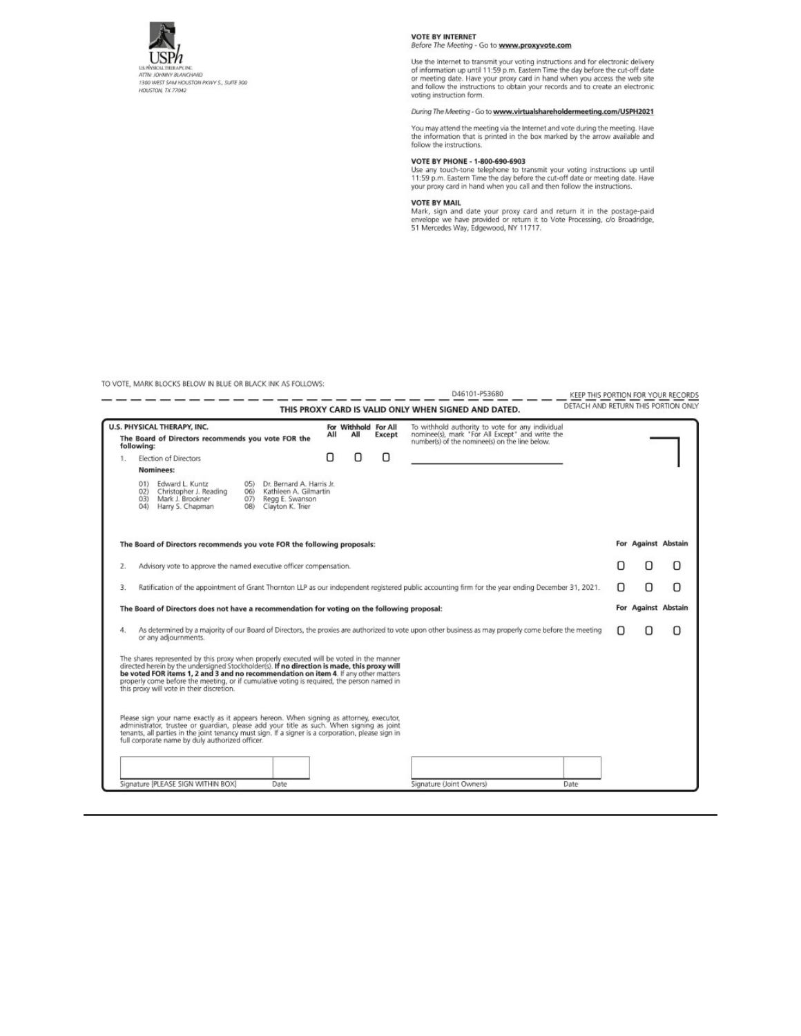USPh

U.S. PHYSICAL THERAPY, INC.
ATTN: JOHNNY BLANCHARD
1300 WEST SAM HOUSTON PKWY S., SUITE 300
HOUSTON, TX 77042

**VOTE BY INTERNET**
*Before The Meeting* - Go to **www.proxyvote.com**

Use the Internet to transmit your voting instructions and for electronic delivery of information up until 11:59 p.m. Eastern Time the day before the cut-off date or meeting date. Have your proxy card in hand when you access the web site and follow the instructions to obtain your records and to create an electronic voting instruction form.

*During The Meeting* - Go to **www.virtualshareholdermeeting.com/USPH2021**

You may attend the meeting via the Internet and vote during the meeting. Have the information that is printed in the box marked by the arrow available and follow the instructions.

**VOTE BY PHONE - 1-800-690-6903**
Use any touch-tone telephone to transmit your voting instructions up until 11:59 p.m. Eastern Time the day before the cut-off date or meeting date. Have your proxy card in hand when you call and then follow the instructions.

**VOTE BY MAIL**
Mark, sign and date your proxy card and return it in the postage-paid envelope we have provided or return it to Vote Processing, c/o Broadridge, 51 Mercedes Way, Edgewood, NY 11717.

TO VOTE, MARK BLOCKS BELOW IN BLUE OR BLACK INK AS FOLLOWS:

D46101-P53680 — KEEP THIS PORTION FOR YOUR RECORDS

**THIS PROXY CARD IS VALID ONLY WHEN SIGNED AND DATED.** — DETACH AND RETURN THIS PORTION ONLY

**U.S. PHYSICAL THERAPY, INC.**

**The Board of Directors recommends you vote FOR the following:**

| | For All | Withhold All | For All Except |
|---|---|---|---|
| 1. Election of Directors | ☐ | ☐ | ☐ |

To withhold authority to vote for any individual nominee(s), mark "For All Except" and write the number(s) of the nominee(s) on the line below.

______________________________

**Nominees:**

01) Edward L. Kuntz
02) Christopher J. Reading
03) Mark J. Brookner
04) Harry S. Chapman
05) Dr. Bernard A. Harris Jr.
06) Kathleen A. Gilmartin
07) Regg E. Swanson
08) Clayton K. Trier

**The Board of Directors recommends you vote FOR the following proposals:**

| | For | Against | Abstain |
|---|---|---|---|
| 2. Advisory vote to approve the named executive officer compensation. | ☐ | ☐ | ☐ |
| 3. Ratification of the appointment of Grant Thornton LLP as our independent registered public accounting firm for the year ending December 31, 2021. | ☐ | ☐ | ☐ |

**The Board of Directors does not have a recommendation for voting on the following proposal:**

| | For | Against | Abstain |
|---|---|---|---|
| 4. As determined by a majority of our Board of Directors, the proxies are authorized to vote upon other business as may properly come before the meeting or any adjournments. | ☐ | ☐ | ☐ |

The shares represented by this proxy when properly executed will be voted in the manner directed herein by the undersigned Stockholder(s). **If no direction is made, this proxy will be voted FOR items 1, 2 and 3 and no recommendation on item 4**. If any other matters properly come before the meeting, or if cumulative voting is required, the person named in this proxy will vote in their discretion.

Please sign your name exactly as it appears hereon. When signing as attorney, executor, administrator, trustee or guardian, please add your title as such. When signing as joint tenants, all parties in the joint tenancy must sign. If a signer is a corporation, please sign in full corporate name by duly authorized officer.

| Signature [PLEASE SIGN WITHIN BOX] | Date | Signature (Joint Owners) | Date |
|---|---|---|---|
| | | | |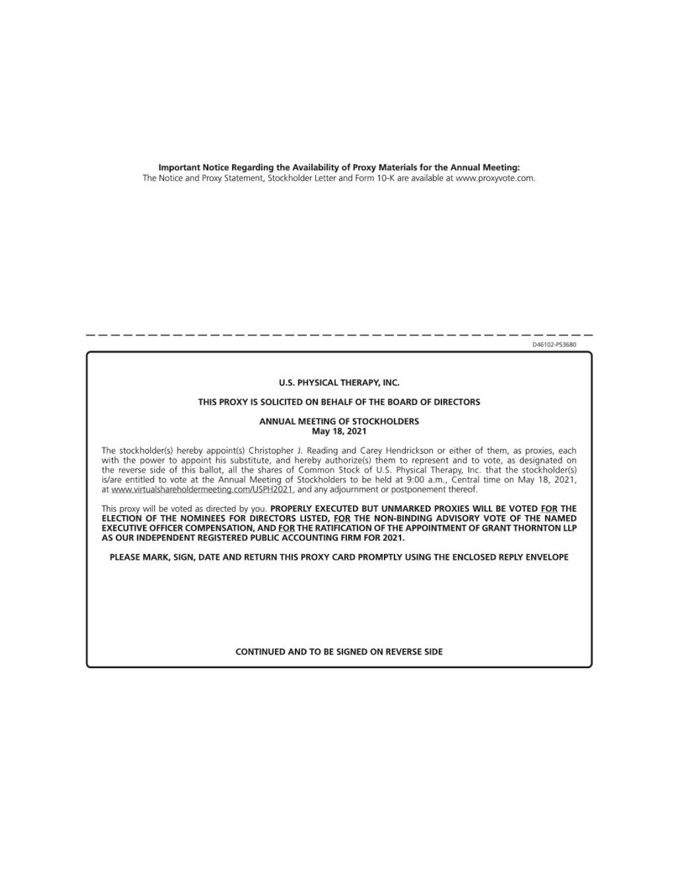**Important Notice Regarding the Availability of Proxy Materials for the Annual Meeting:**
The Notice and Proxy Statement, Stockholder Letter and Form 10-K are available at www.proxyvote.com.

---

D46102-P53680

**U.S. PHYSICAL THERAPY, INC.**

**THIS PROXY IS SOLICITED ON BEHALF OF THE BOARD OF DIRECTORS**

**ANNUAL MEETING OF STOCKHOLDERS**
**May 18, 2021**

The stockholder(s) hereby appoint(s) Christopher J. Reading and Carey Hendrickson or either of them, as proxies, each with the power to appoint his substitute, and hereby authorize(s) them to represent and to vote, as designated on the reverse side of this ballot, all the shares of Common Stock of U.S. Physical Therapy, Inc. that the stockholder(s) is/are entitled to vote at the Annual Meeting of Stockholders to be held at 9:00 a.m., Central time on May 18, 2021, at www.virtualshareholdermeeting.com/USPH2021, and any adjournment or postponement thereof.

This proxy will be voted as directed by you. **PROPERLY EXECUTED BUT UNMARKED PROXIES WILL BE VOTED FOR THE ELECTION OF THE NOMINEES FOR DIRECTORS LISTED, FOR THE NON-BINDING ADVISORY VOTE OF THE NAMED EXECUTIVE OFFICER COMPENSATION, AND FOR THE RATIFICATION OF THE APPOINTMENT OF GRANT THORNTON LLP AS OUR INDEPENDENT REGISTERED PUBLIC ACCOUNTING FIRM FOR 2021.**

**PLEASE MARK, SIGN, DATE AND RETURN THIS PROXY CARD PROMPTLY USING THE ENCLOSED REPLY ENVELOPE**

**CONTINUED AND TO BE SIGNED ON REVERSE SIDE**